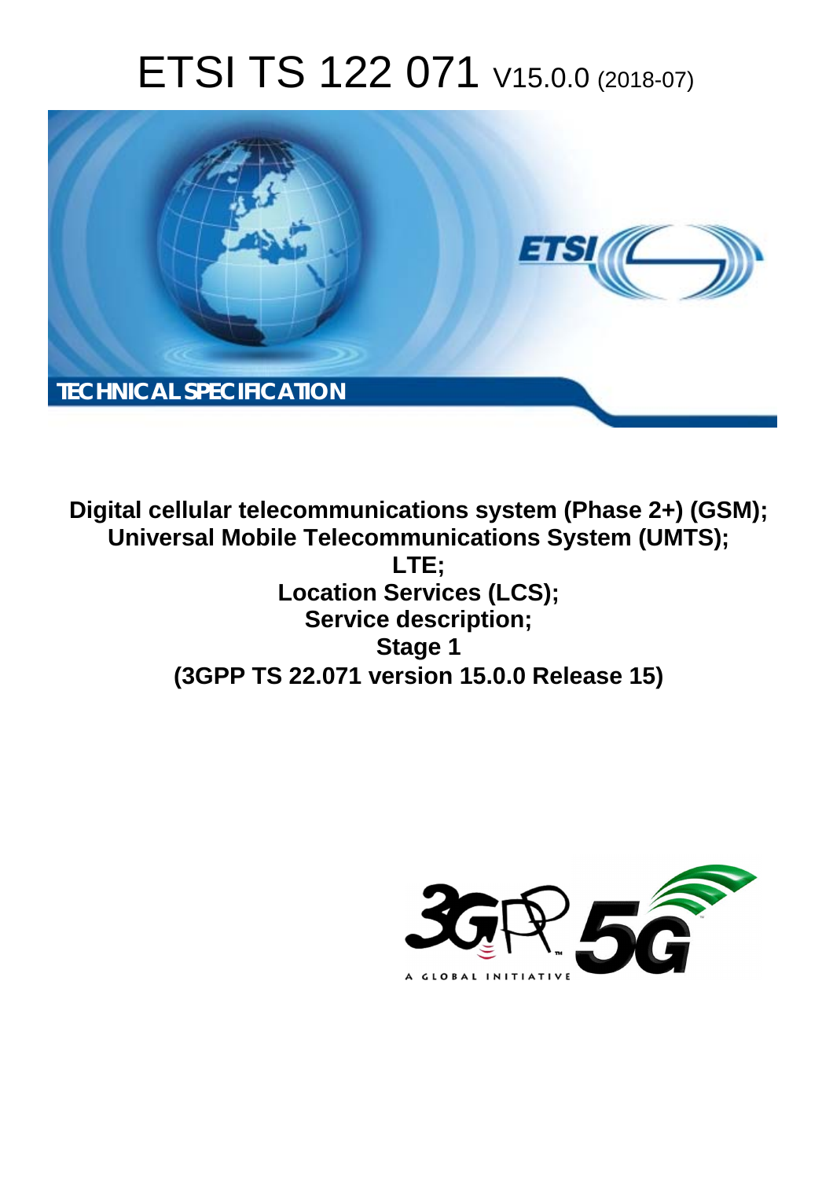# ETSI TS 122 071 V15.0.0 (2018-07)

TECHNICAL SPECIFICATION

**Digital cellular telecommunications system (Phase 2+) (GSM);**
**Universal Mobile Telecommunications System (UMTS);**
**LTE;**
**Location Services (LCS);**
**Service description;**
**Stage 1**
**(3GPP TS 22.071 version 15.0.0 Release 15)**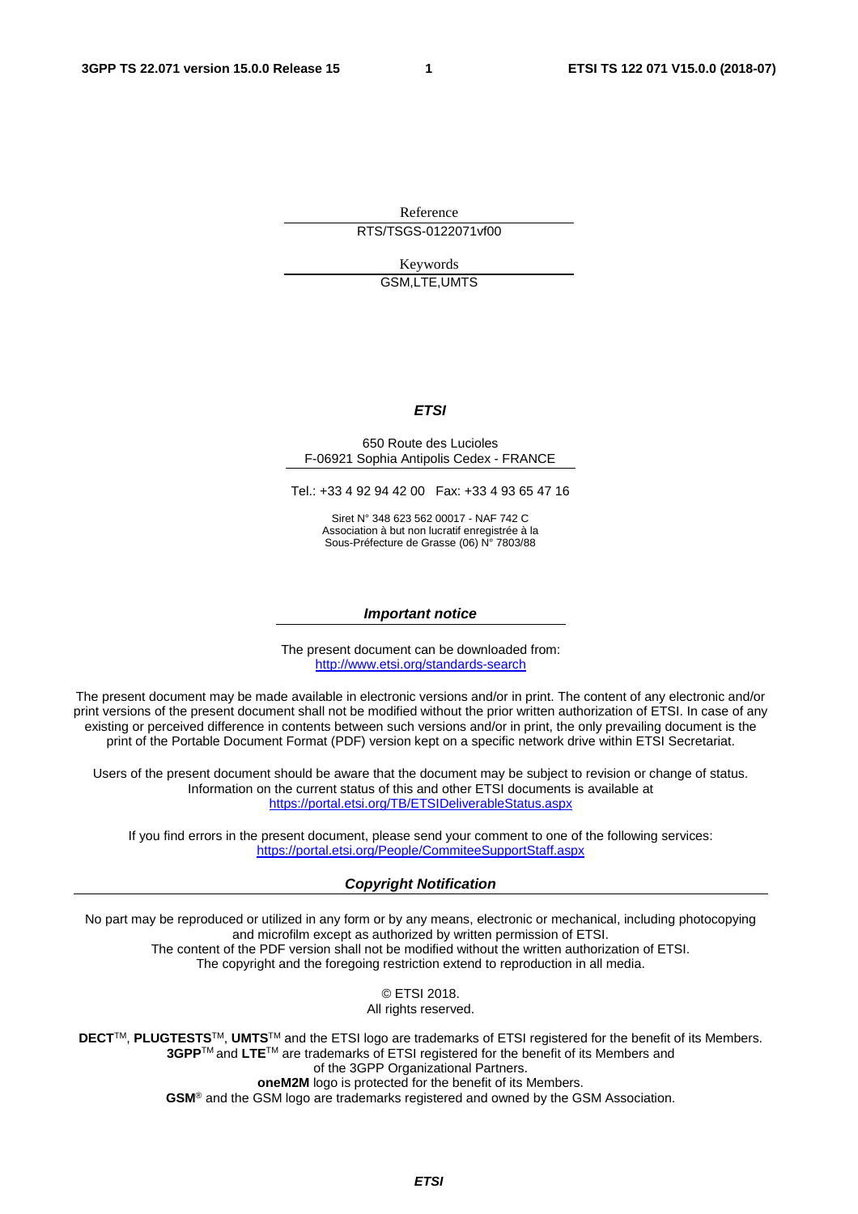Reference

RTS/TSGS-0122071vf00

Keywords

GSM,LTE,UMTS

***ETSI***

650 Route des Lucioles
F-06921 Sophia Antipolis Cedex - FRANCE

Tel.: +33 4 92 94 42 00   Fax: +33 4 93 65 47 16

Siret N° 348 623 562 00017 - NAF 742 C
Association à but non lucratif enregistrée à la
Sous-Préfecture de Grasse (06) N° 7803/88

***Important notice***

The present document can be downloaded from:
http://www.etsi.org/standards-search

The present document may be made available in electronic versions and/or in print. The content of any electronic and/or print versions of the present document shall not be modified without the prior written authorization of ETSI. In case of any existing or perceived difference in contents between such versions and/or in print, the only prevailing document is the print of the Portable Document Format (PDF) version kept on a specific network drive within ETSI Secretariat.

Users of the present document should be aware that the document may be subject to revision or change of status. Information on the current status of this and other ETSI documents is available at
https://portal.etsi.org/TB/ETSIDeliverableStatus.aspx

If you find errors in the present document, please send your comment to one of the following services:
https://portal.etsi.org/People/CommiteeSupportStaff.aspx

***Copyright Notification***

No part may be reproduced or utilized in any form or by any means, electronic or mechanical, including photocopying and microfilm except as authorized by written permission of ETSI.
The content of the PDF version shall not be modified without the written authorization of ETSI.
The copyright and the foregoing restriction extend to reproduction in all media.

© ETSI 2018.
All rights reserved.

**DECT**™, **PLUGTESTS**™, **UMTS**™ and the ETSI logo are trademarks of ETSI registered for the benefit of its Members.
**3GPP**™ and **LTE**™ are trademarks of ETSI registered for the benefit of its Members and
of the 3GPP Organizational Partners.
**oneM2M** logo is protected for the benefit of its Members.
**GSM**® and the GSM logo are trademarks registered and owned by the GSM Association.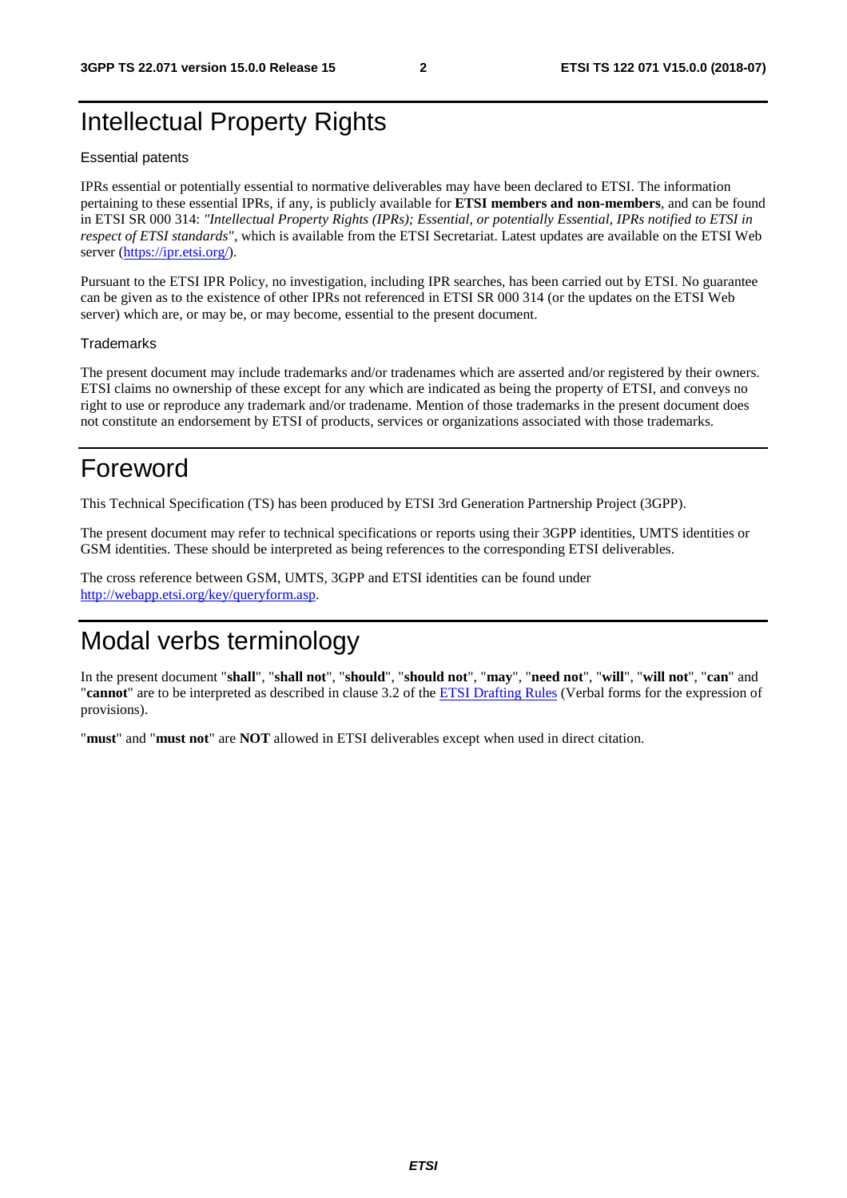# Intellectual Property Rights

## Essential patents

IPRs essential or potentially essential to normative deliverables may have been declared to ETSI. The information pertaining to these essential IPRs, if any, is publicly available for **ETSI members and non-members**, and can be found in ETSI SR 000 314: *"Intellectual Property Rights (IPRs); Essential, or potentially Essential, IPRs notified to ETSI in respect of ETSI standards"*, which is available from the ETSI Secretariat. Latest updates are available on the ETSI Web server (https://ipr.etsi.org/).

Pursuant to the ETSI IPR Policy, no investigation, including IPR searches, has been carried out by ETSI. No guarantee can be given as to the existence of other IPRs not referenced in ETSI SR 000 314 (or the updates on the ETSI Web server) which are, or may be, or may become, essential to the present document.

## Trademarks

The present document may include trademarks and/or tradenames which are asserted and/or registered by their owners. ETSI claims no ownership of these except for any which are indicated as being the property of ETSI, and conveys no right to use or reproduce any trademark and/or tradename. Mention of those trademarks in the present document does not constitute an endorsement by ETSI of products, services or organizations associated with those trademarks.

# Foreword

This Technical Specification (TS) has been produced by ETSI 3rd Generation Partnership Project (3GPP).

The present document may refer to technical specifications or reports using their 3GPP identities, UMTS identities or GSM identities. These should be interpreted as being references to the corresponding ETSI deliverables.

The cross reference between GSM, UMTS, 3GPP and ETSI identities can be found under http://webapp.etsi.org/key/queryform.asp.

# Modal verbs terminology

In the present document "**shall**", "**shall not**", "**should**", "**should not**", "**may**", "**need not**", "**will**", "**will not**", "**can**" and "**cannot**" are to be interpreted as described in clause 3.2 of the ETSI Drafting Rules (Verbal forms for the expression of provisions).

"**must**" and "**must not**" are **NOT** allowed in ETSI deliverables except when used in direct citation.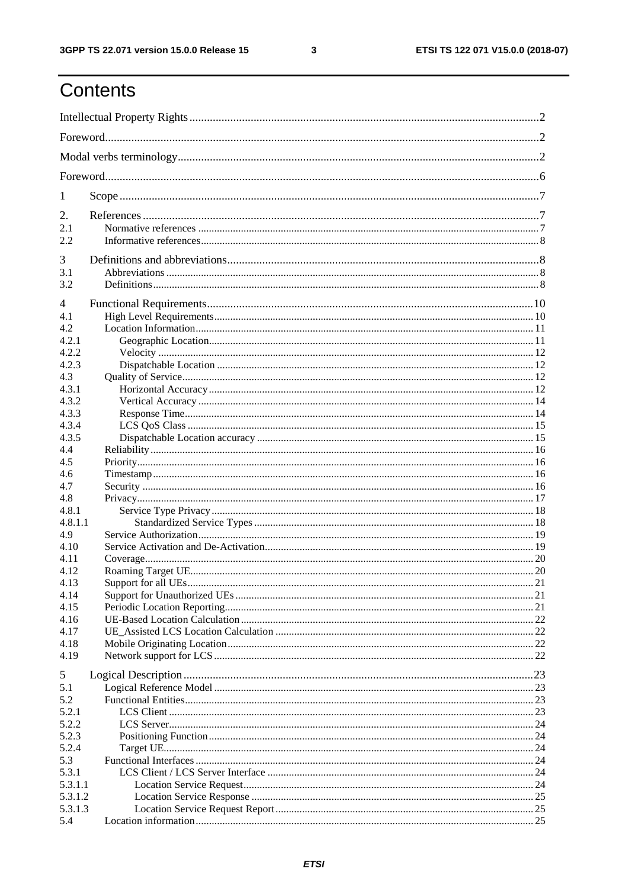# Contents

Intellectual Property Rights ........................................................................................................................ 2

Foreword ..................................................................................................................................................... 2

Modal verbs terminology ............................................................................................................................ 2

Foreword ..................................................................................................................................................... 6

1 Scope ....................................................................................................................................................... 7

2. References ............................................................................................................................................. 7
2.1 Normative references ............................................................................................................................ 7
2.2 Informative references ........................................................................................................................... 8

3 Definitions and abbreviations ................................................................................................................. 8
3.1 Abbreviations ........................................................................................................................................ 8
3.2 Definitions ............................................................................................................................................. 8

4 Functional Requirements ...................................................................................................................... 10
4.1 High Level Requirements .................................................................................................................... 10
4.2 Location Information ........................................................................................................................... 11
4.2.1 Geographic Location ........................................................................................................................ 11
4.2.2 Velocity ........................................................................................................................................... 12
4.2.3 Dispatchable Location ..................................................................................................................... 12
4.3 Quality of Service ................................................................................................................................. 12
4.3.1 Horizontal Accuracy ........................................................................................................................ 12
4.3.2 Vertical Accuracy ............................................................................................................................ 14
4.3.3 Response Time ................................................................................................................................. 14
4.3.4 LCS QoS Class ................................................................................................................................ 15
4.3.5 Dispatchable Location accuracy ...................................................................................................... 15
4.4 Reliability ............................................................................................................................................. 16
4.5 Priority .................................................................................................................................................. 16
4.6 Timestamp ............................................................................................................................................ 16
4.7 Security ................................................................................................................................................ 16
4.8 Privacy .................................................................................................................................................. 17
4.8.1 Service Type Privacy ....................................................................................................................... 18
4.8.1.1 Standardized Service Types ......................................................................................................... 18
4.9 Service Authorization ........................................................................................................................... 19
4.10 Service Activation and De-Activation ................................................................................................ 19
4.11 Coverage ............................................................................................................................................. 20
4.12 Roaming Target UE ............................................................................................................................ 20
4.13 Support for all UEs ............................................................................................................................. 21
4.14 Support for Unauthorized UEs ........................................................................................................... 21
4.15 Periodic Location Reporting ............................................................................................................... 21
4.16 UE-Based Location Calculation .......................................................................................................... 22
4.17 UE_Assisted LCS Location Calculation ............................................................................................. 22
4.18 Mobile Originating Location ............................................................................................................... 22
4.19 Network support for LCS .................................................................................................................... 22

5 Logical Description ............................................................................................................................... 23
5.1 Logical Reference Model ..................................................................................................................... 23
5.2 Functional Entities ................................................................................................................................ 23
5.2.1 LCS Client ...................................................................................................................................... 23
5.2.2 LCS Server ...................................................................................................................................... 24
5.2.3 Positioning Function ....................................................................................................................... 24
5.2.4 Target UE ........................................................................................................................................ 24
5.3 Functional Interfaces ............................................................................................................................ 24
5.3.1 LCS Client / LCS Server Interface .................................................................................................. 24
5.3.1.1 Location Service Request ............................................................................................................ 24
5.3.1.2 Location Service Response .......................................................................................................... 25
5.3.1.3 Location Service Request Report ................................................................................................ 25
5.4 Location information ............................................................................................................................ 25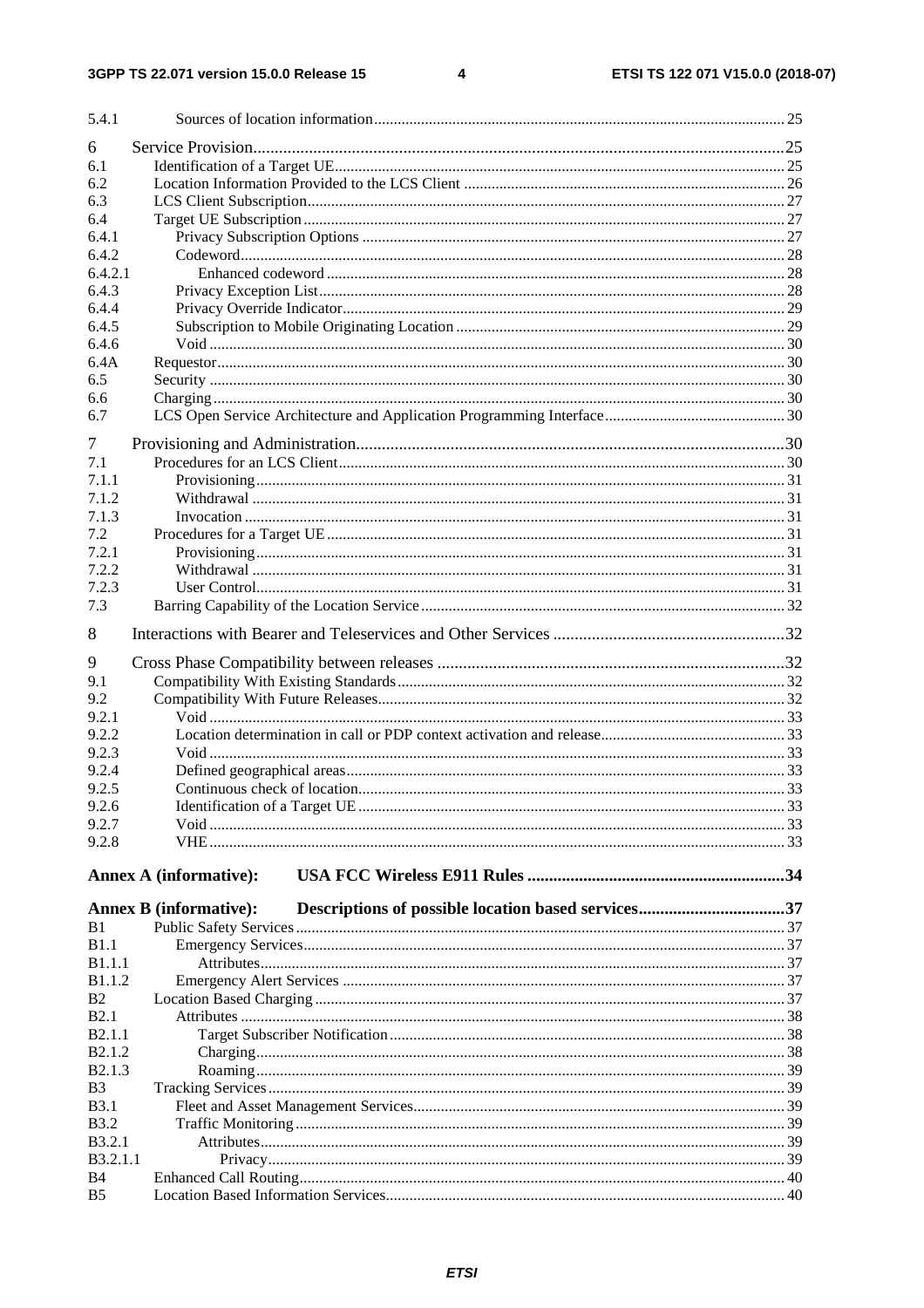| | | |
|---|---|---|
| 5.4.1 | Sources of location information | 25 |
| 6 | Service Provision | 25 |
| 6.1 | Identification of a Target UE | 25 |
| 6.2 | Location Information Provided to the LCS Client | 26 |
| 6.3 | LCS Client Subscription | 27 |
| 6.4 | Target UE Subscription | 27 |
| 6.4.1 | Privacy Subscription Options | 27 |
| 6.4.2 | Codeword | 28 |
| 6.4.2.1 | Enhanced codeword | 28 |
| 6.4.3 | Privacy Exception List | 28 |
| 6.4.4 | Privacy Override Indicator | 29 |
| 6.4.5 | Subscription to Mobile Originating Location | 29 |
| 6.4.6 | Void | 30 |
| 6.4A | Requestor | 30 |
| 6.5 | Security | 30 |
| 6.6 | Charging | 30 |
| 6.7 | LCS Open Service Architecture and Application Programming Interface | 30 |
| 7 | Provisioning and Administration | 30 |
| 7.1 | Procedures for an LCS Client | 30 |
| 7.1.1 | Provisioning | 31 |
| 7.1.2 | Withdrawal | 31 |
| 7.1.3 | Invocation | 31 |
| 7.2 | Procedures for a Target UE | 31 |
| 7.2.1 | Provisioning | 31 |
| 7.2.2 | Withdrawal | 31 |
| 7.2.3 | User Control | 31 |
| 7.3 | Barring Capability of the Location Service | 32 |
| 8 | Interactions with Bearer and Teleservices and Other Services | 32 |
| 9 | Cross Phase Compatibility between releases | 32 |
| 9.1 | Compatibility With Existing Standards | 32 |
| 9.2 | Compatibility With Future Releases | 32 |
| 9.2.1 | Void | 33 |
| 9.2.2 | Location determination in call or PDP context activation and release | 33 |
| 9.2.3 | Void | 33 |
| 9.2.4 | Defined geographical areas | 33 |
| 9.2.5 | Continuous check of location | 33 |
| 9.2.6 | Identification of a Target UE | 33 |
| 9.2.7 | Void | 33 |
| 9.2.8 | VHE | 33 |
| **Annex A (informative):** | **USA FCC Wireless E911 Rules** | **34** |
| **Annex B (informative):** | **Descriptions of possible location based services** | **37** |
| B1 | Public Safety Services | 37 |
| B1.1 | Emergency Services | 37 |
| B1.1.1 | Attributes | 37 |
| B1.1.2 | Emergency Alert Services | 37 |
| B2 | Location Based Charging | 37 |
| B2.1 | Attributes | 38 |
| B2.1.1 | Target Subscriber Notification | 38 |
| B2.1.2 | Charging | 38 |
| B2.1.3 | Roaming | 39 |
| B3 | Tracking Services | 39 |
| B3.1 | Fleet and Asset Management Services | 39 |
| B3.2 | Traffic Monitoring | 39 |
| B3.2.1 | Attributes | 39 |
| B3.2.1.1 | Privacy | 39 |
| B4 | Enhanced Call Routing | 40 |
| B5 | Location Based Information Services | 40 |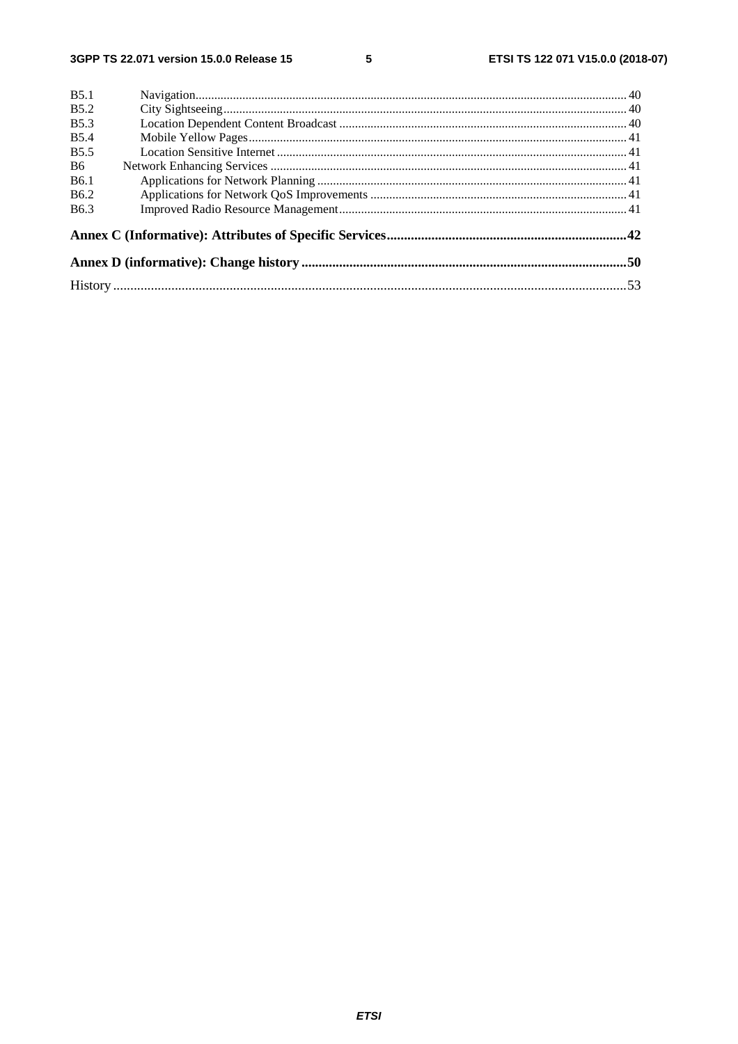B5.1 Navigation ........................................................................................................................................ 40
B5.2 City Sightseeing ................................................................................................................................ 40
B5.3 Location Dependent Content Broadcast ........................................................................................... 40
B5.4 Mobile Yellow Pages ........................................................................................................................ 41
B5.5 Location Sensitive Internet ............................................................................................................... 41
B6 Network Enhancing Services ................................................................................................................. 41
B6.1 Applications for Network Planning .................................................................................................. 41
B6.2 Applications for Network QoS Improvements ................................................................................. 41
B6.3 Improved Radio Resource Management ........................................................................................... 41

**Annex C (Informative): Attributes of Specific Services ..................................................................... 42**

**Annex D (informative): Change history .............................................................................................. 50**

History ...................................................................................................................................................... 53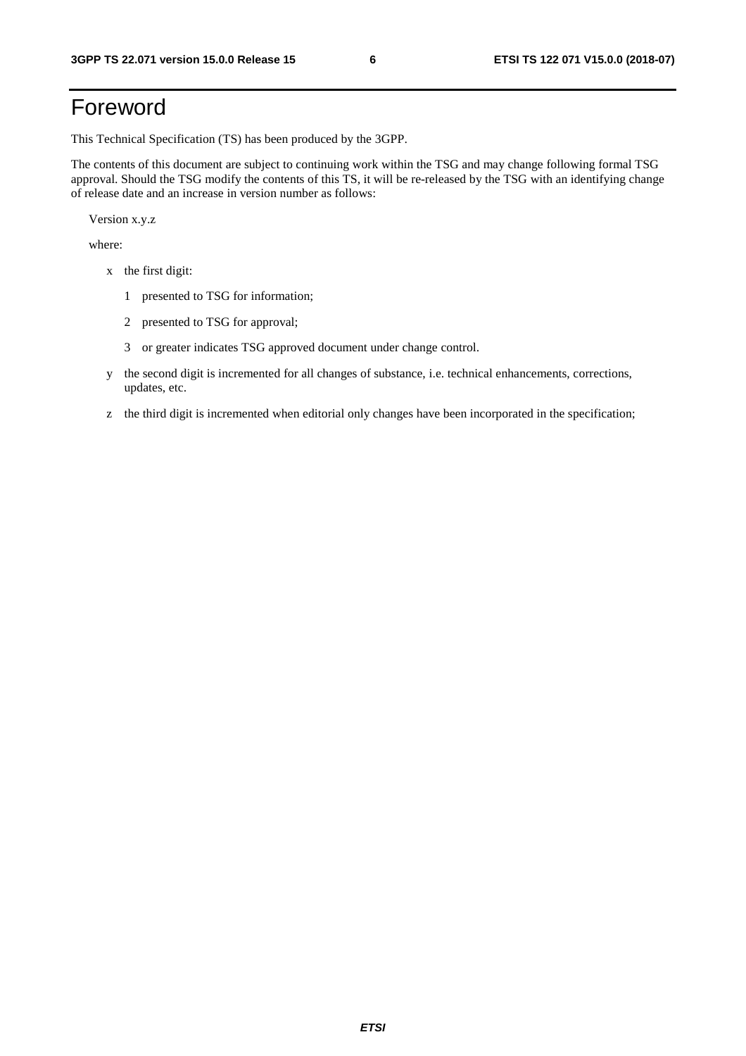# Foreword

This Technical Specification (TS) has been produced by the 3GPP.

The contents of this document are subject to continuing work within the TSG and may change following formal TSG approval. Should the TSG modify the contents of this TS, it will be re-released by the TSG with an identifying change of release date and an increase in version number as follows:

Version x.y.z

where:

- x the first digit:
  - 1 presented to TSG for information;
  - 2 presented to TSG for approval;
  - 3 or greater indicates TSG approved document under change control.
- y the second digit is incremented for all changes of substance, i.e. technical enhancements, corrections, updates, etc.
- z the third digit is incremented when editorial only changes have been incorporated in the specification;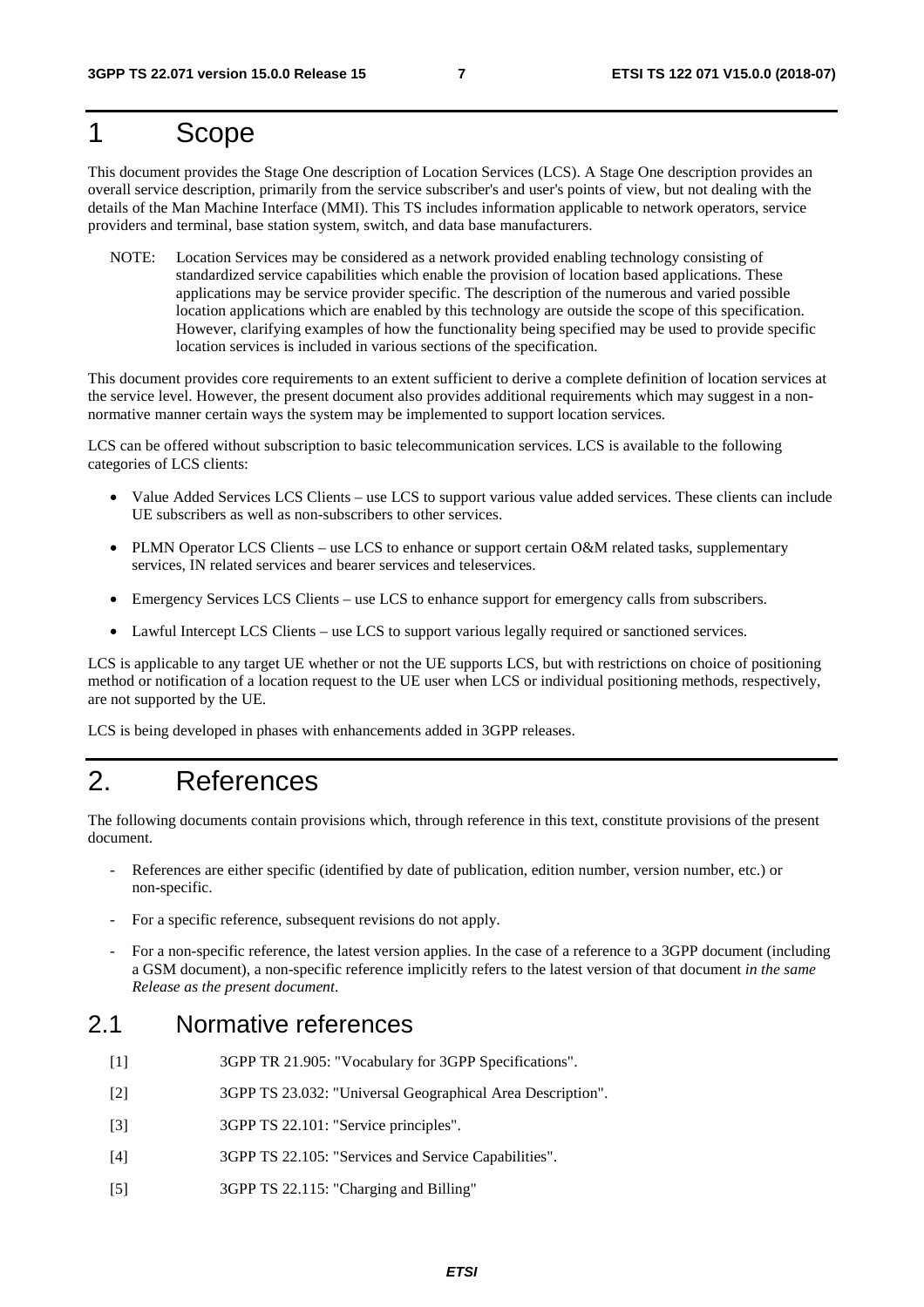# 1 Scope

This document provides the Stage One description of Location Services (LCS). A Stage One description provides an overall service description, primarily from the service subscriber's and user's points of view, but not dealing with the details of the Man Machine Interface (MMI). This TS includes information applicable to network operators, service providers and terminal, base station system, switch, and data base manufacturers.

NOTE: Location Services may be considered as a network provided enabling technology consisting of standardized service capabilities which enable the provision of location based applications. These applications may be service provider specific. The description of the numerous and varied possible location applications which are enabled by this technology are outside the scope of this specification. However, clarifying examples of how the functionality being specified may be used to provide specific location services is included in various sections of the specification.

This document provides core requirements to an extent sufficient to derive a complete definition of location services at the service level. However, the present document also provides additional requirements which may suggest in a non-normative manner certain ways the system may be implemented to support location services.

LCS can be offered without subscription to basic telecommunication services. LCS is available to the following categories of LCS clients:

- Value Added Services LCS Clients – use LCS to support various value added services. These clients can include UE subscribers as well as non-subscribers to other services.
- PLMN Operator LCS Clients – use LCS to enhance or support certain O&M related tasks, supplementary services, IN related services and bearer services and teleservices.
- Emergency Services LCS Clients – use LCS to enhance support for emergency calls from subscribers.
- Lawful Intercept LCS Clients – use LCS to support various legally required or sanctioned services.

LCS is applicable to any target UE whether or not the UE supports LCS, but with restrictions on choice of positioning method or notification of a location request to the UE user when LCS or individual positioning methods, respectively, are not supported by the UE.

LCS is being developed in phases with enhancements added in 3GPP releases.

# 2. References

The following documents contain provisions which, through reference in this text, constitute provisions of the present document.

- References are either specific (identified by date of publication, edition number, version number, etc.) or non-specific.
- For a specific reference, subsequent revisions do not apply.
- For a non-specific reference, the latest version applies. In the case of a reference to a 3GPP document (including a GSM document), a non-specific reference implicitly refers to the latest version of that document *in the same Release as the present document*.

## 2.1 Normative references

[1] 3GPP TR 21.905: "Vocabulary for 3GPP Specifications".

[2] 3GPP TS 23.032: "Universal Geographical Area Description".

[3] 3GPP TS 22.101: "Service principles".

[4] 3GPP TS 22.105: "Services and Service Capabilities".

[5] 3GPP TS 22.115: "Charging and Billing"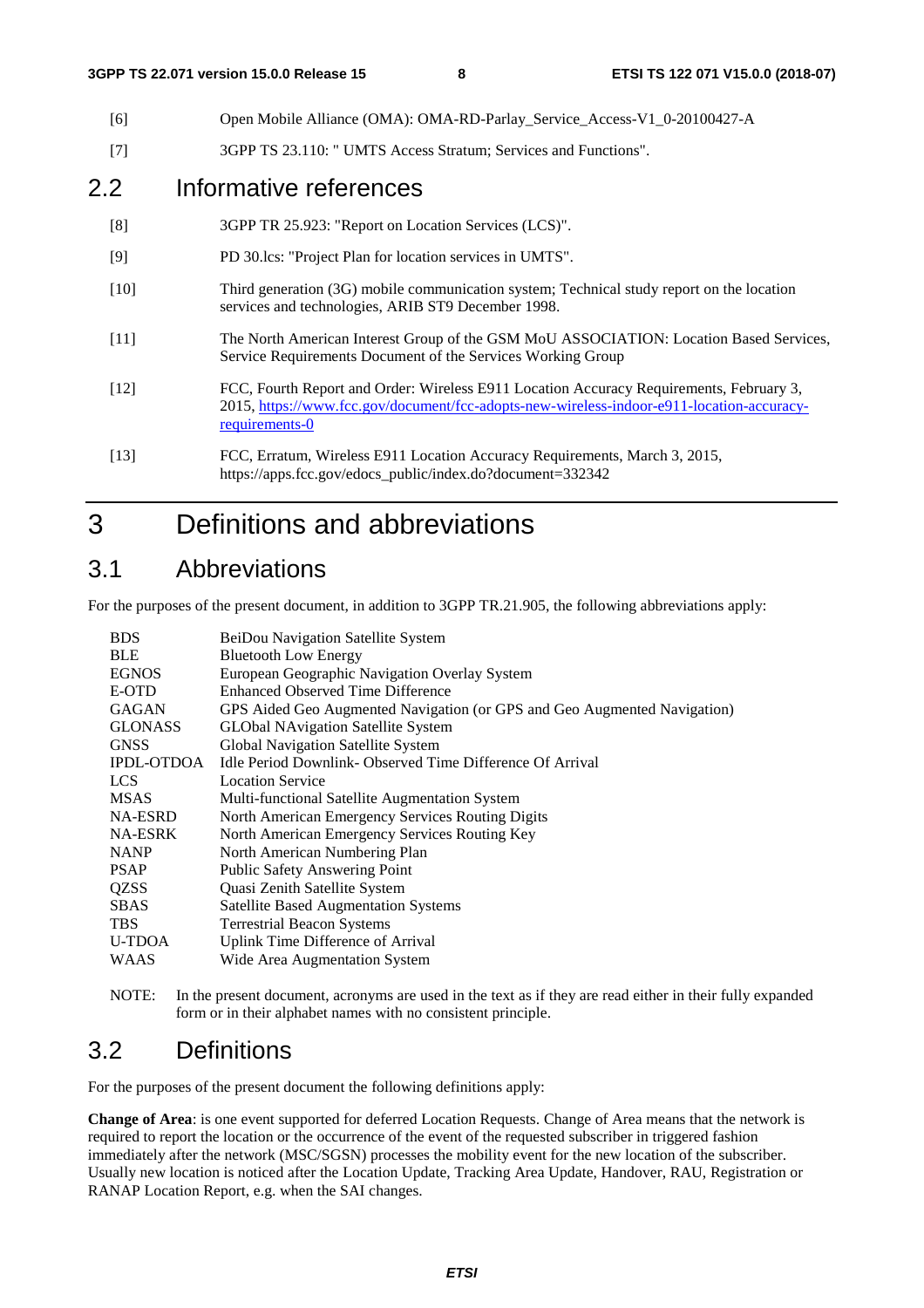[6] Open Mobile Alliance (OMA): OMA-RD-Parlay_Service_Access-V1_0-20100427-A

[7] 3GPP TS 23.110: " UMTS Access Stratum; Services and Functions".

## 2.2 Informative references

[8] 3GPP TR 25.923: "Report on Location Services (LCS)".

[9] PD 30.lcs: "Project Plan for location services in UMTS".

[10] Third generation (3G) mobile communication system; Technical study report on the location services and technologies, ARIB ST9 December 1998.

[11] The North American Interest Group of the GSM MoU ASSOCIATION: Location Based Services, Service Requirements Document of the Services Working Group

[12] FCC, Fourth Report and Order: Wireless E911 Location Accuracy Requirements, February 3, 2015, https://www.fcc.gov/document/fcc-adopts-new-wireless-indoor-e911-location-accuracy-requirements-0

[13] FCC, Erratum, Wireless E911 Location Accuracy Requirements, March 3, 2015, https://apps.fcc.gov/edocs_public/index.do?document=332342

# 3 Definitions and abbreviations

## 3.1 Abbreviations

For the purposes of the present document, in addition to 3GPP TR.21.905, the following abbreviations apply:

| | |
|---|---|
| BDS | BeiDou Navigation Satellite System |
| BLE | Bluetooth Low Energy |
| EGNOS | European Geographic Navigation Overlay System |
| E-OTD | Enhanced Observed Time Difference |
| GAGAN | GPS Aided Geo Augmented Navigation (or GPS and Geo Augmented Navigation) |
| GLONASS | GLObal NAvigation Satellite System |
| GNSS | Global Navigation Satellite System |
| IPDL-OTDOA | Idle Period Downlink- Observed Time Difference Of Arrival |
| LCS | Location Service |
| MSAS | Multi-functional Satellite Augmentation System |
| NA-ESRD | North American Emergency Services Routing Digits |
| NA-ESRK | North American Emergency Services Routing Key |
| NANP | North American Numbering Plan |
| PSAP | Public Safety Answering Point |
| QZSS | Quasi Zenith Satellite System |
| SBAS | Satellite Based Augmentation Systems |
| TBS | Terrestrial Beacon Systems |
| U-TDOA | Uplink Time Difference of Arrival |
| WAAS | Wide Area Augmentation System |

NOTE: In the present document, acronyms are used in the text as if they are read either in their fully expanded form or in their alphabet names with no consistent principle.

## 3.2 Definitions

For the purposes of the present document the following definitions apply:

**Change of Area**: is one event supported for deferred Location Requests. Change of Area means that the network is required to report the location or the occurrence of the event of the requested subscriber in triggered fashion immediately after the network (MSC/SGSN) processes the mobility event for the new location of the subscriber. Usually new location is noticed after the Location Update, Tracking Area Update, Handover, RAU, Registration or RANAP Location Report, e.g. when the SAI changes.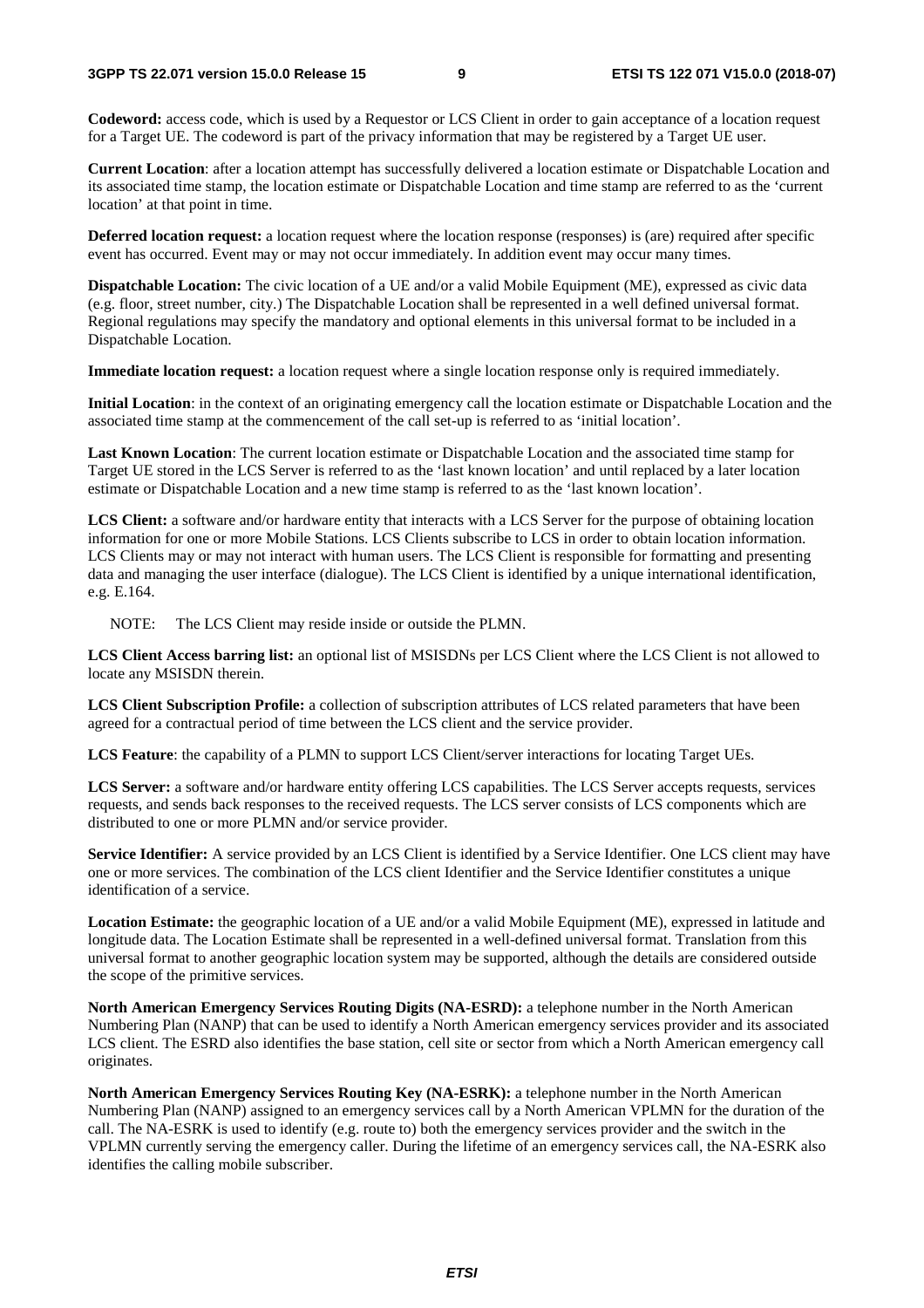**Codeword:** access code, which is used by a Requestor or LCS Client in order to gain acceptance of a location request for a Target UE. The codeword is part of the privacy information that may be registered by a Target UE user.

**Current Location**: after a location attempt has successfully delivered a location estimate or Dispatchable Location and its associated time stamp, the location estimate or Dispatchable Location and time stamp are referred to as the 'current location' at that point in time.

**Deferred location request:** a location request where the location response (responses) is (are) required after specific event has occurred. Event may or may not occur immediately. In addition event may occur many times.

**Dispatchable Location:** The civic location of a UE and/or a valid Mobile Equipment (ME), expressed as civic data (e.g. floor, street number, city.) The Dispatchable Location shall be represented in a well defined universal format. Regional regulations may specify the mandatory and optional elements in this universal format to be included in a Dispatchable Location.

**Immediate location request:** a location request where a single location response only is required immediately.

**Initial Location**: in the context of an originating emergency call the location estimate or Dispatchable Location and the associated time stamp at the commencement of the call set-up is referred to as 'initial location'.

**Last Known Location**: The current location estimate or Dispatchable Location and the associated time stamp for Target UE stored in the LCS Server is referred to as the 'last known location' and until replaced by a later location estimate or Dispatchable Location and a new time stamp is referred to as the 'last known location'.

**LCS Client:** a software and/or hardware entity that interacts with a LCS Server for the purpose of obtaining location information for one or more Mobile Stations. LCS Clients subscribe to LCS in order to obtain location information. LCS Clients may or may not interact with human users. The LCS Client is responsible for formatting and presenting data and managing the user interface (dialogue). The LCS Client is identified by a unique international identification, e.g. E.164.

NOTE: The LCS Client may reside inside or outside the PLMN.

**LCS Client Access barring list:** an optional list of MSISDNs per LCS Client where the LCS Client is not allowed to locate any MSISDN therein.

**LCS Client Subscription Profile:** a collection of subscription attributes of LCS related parameters that have been agreed for a contractual period of time between the LCS client and the service provider.

**LCS Feature**: the capability of a PLMN to support LCS Client/server interactions for locating Target UEs.

**LCS Server:** a software and/or hardware entity offering LCS capabilities. The LCS Server accepts requests, services requests, and sends back responses to the received requests. The LCS server consists of LCS components which are distributed to one or more PLMN and/or service provider.

**Service Identifier:** A service provided by an LCS Client is identified by a Service Identifier. One LCS client may have one or more services. The combination of the LCS client Identifier and the Service Identifier constitutes a unique identification of a service.

**Location Estimate:** the geographic location of a UE and/or a valid Mobile Equipment (ME), expressed in latitude and longitude data. The Location Estimate shall be represented in a well-defined universal format. Translation from this universal format to another geographic location system may be supported, although the details are considered outside the scope of the primitive services.

**North American Emergency Services Routing Digits (NA-ESRD):** a telephone number in the North American Numbering Plan (NANP) that can be used to identify a North American emergency services provider and its associated LCS client. The ESRD also identifies the base station, cell site or sector from which a North American emergency call originates.

**North American Emergency Services Routing Key (NA-ESRK):** a telephone number in the North American Numbering Plan (NANP) assigned to an emergency services call by a North American VPLMN for the duration of the call. The NA-ESRK is used to identify (e.g. route to) both the emergency services provider and the switch in the VPLMN currently serving the emergency caller. During the lifetime of an emergency services call, the NA-ESRK also identifies the calling mobile subscriber.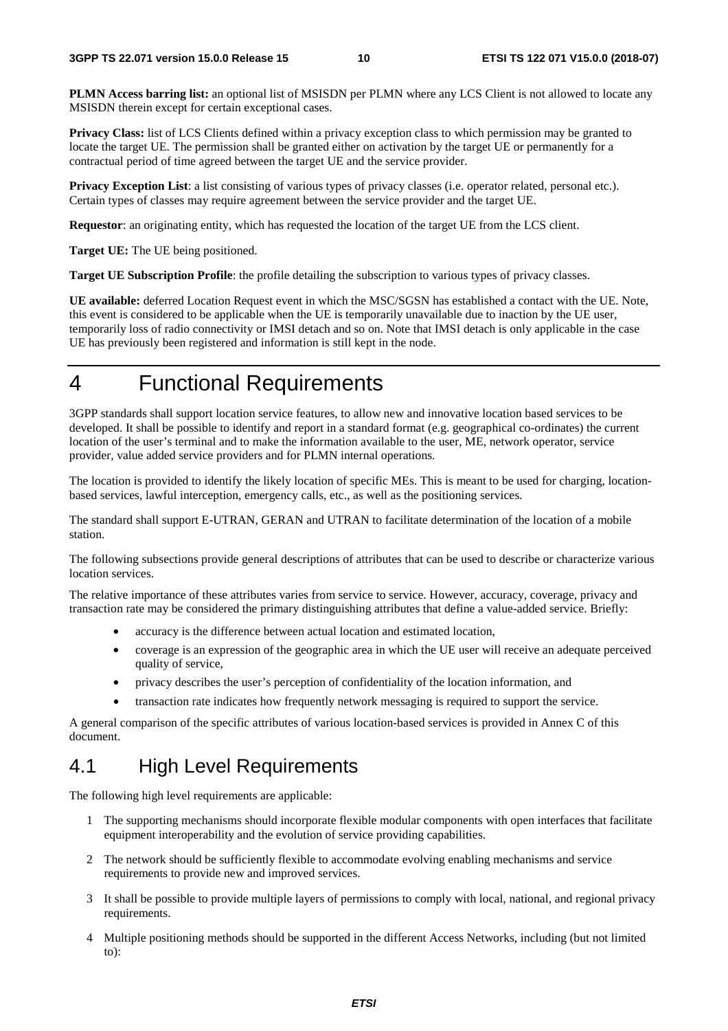**PLMN Access barring list:** an optional list of MSISDN per PLMN where any LCS Client is not allowed to locate any MSISDN therein except for certain exceptional cases.

**Privacy Class:** list of LCS Clients defined within a privacy exception class to which permission may be granted to locate the target UE. The permission shall be granted either on activation by the target UE or permanently for a contractual period of time agreed between the target UE and the service provider.

**Privacy Exception List**: a list consisting of various types of privacy classes (i.e. operator related, personal etc.). Certain types of classes may require agreement between the service provider and the target UE.

**Requestor**: an originating entity, which has requested the location of the target UE from the LCS client.

**Target UE:** The UE being positioned.

**Target UE Subscription Profile**: the profile detailing the subscription to various types of privacy classes.

**UE available:** deferred Location Request event in which the MSC/SGSN has established a contact with the UE. Note, this event is considered to be applicable when the UE is temporarily unavailable due to inaction by the UE user, temporarily loss of radio connectivity or IMSI detach and so on. Note that IMSI detach is only applicable in the case UE has previously been registered and information is still kept in the node.

# 4 Functional Requirements

3GPP standards shall support location service features, to allow new and innovative location based services to be developed. It shall be possible to identify and report in a standard format (e.g. geographical co-ordinates) the current location of the user's terminal and to make the information available to the user, ME, network operator, service provider, value added service providers and for PLMN internal operations.

The location is provided to identify the likely location of specific MEs. This is meant to be used for charging, location-based services, lawful interception, emergency calls, etc., as well as the positioning services.

The standard shall support E-UTRAN, GERAN and UTRAN to facilitate determination of the location of a mobile station.

The following subsections provide general descriptions of attributes that can be used to describe or characterize various location services.

The relative importance of these attributes varies from service to service. However, accuracy, coverage, privacy and transaction rate may be considered the primary distinguishing attributes that define a value-added service. Briefly:

- accuracy is the difference between actual location and estimated location,
- coverage is an expression of the geographic area in which the UE user will receive an adequate perceived quality of service,
- privacy describes the user's perception of confidentiality of the location information, and
- transaction rate indicates how frequently network messaging is required to support the service.

A general comparison of the specific attributes of various location-based services is provided in Annex C of this document.

## 4.1 High Level Requirements

The following high level requirements are applicable:

1. The supporting mechanisms should incorporate flexible modular components with open interfaces that facilitate equipment interoperability and the evolution of service providing capabilities.
2. The network should be sufficiently flexible to accommodate evolving enabling mechanisms and service requirements to provide new and improved services.
3. It shall be possible to provide multiple layers of permissions to comply with local, national, and regional privacy requirements.
4. Multiple positioning methods should be supported in the different Access Networks, including (but not limited to):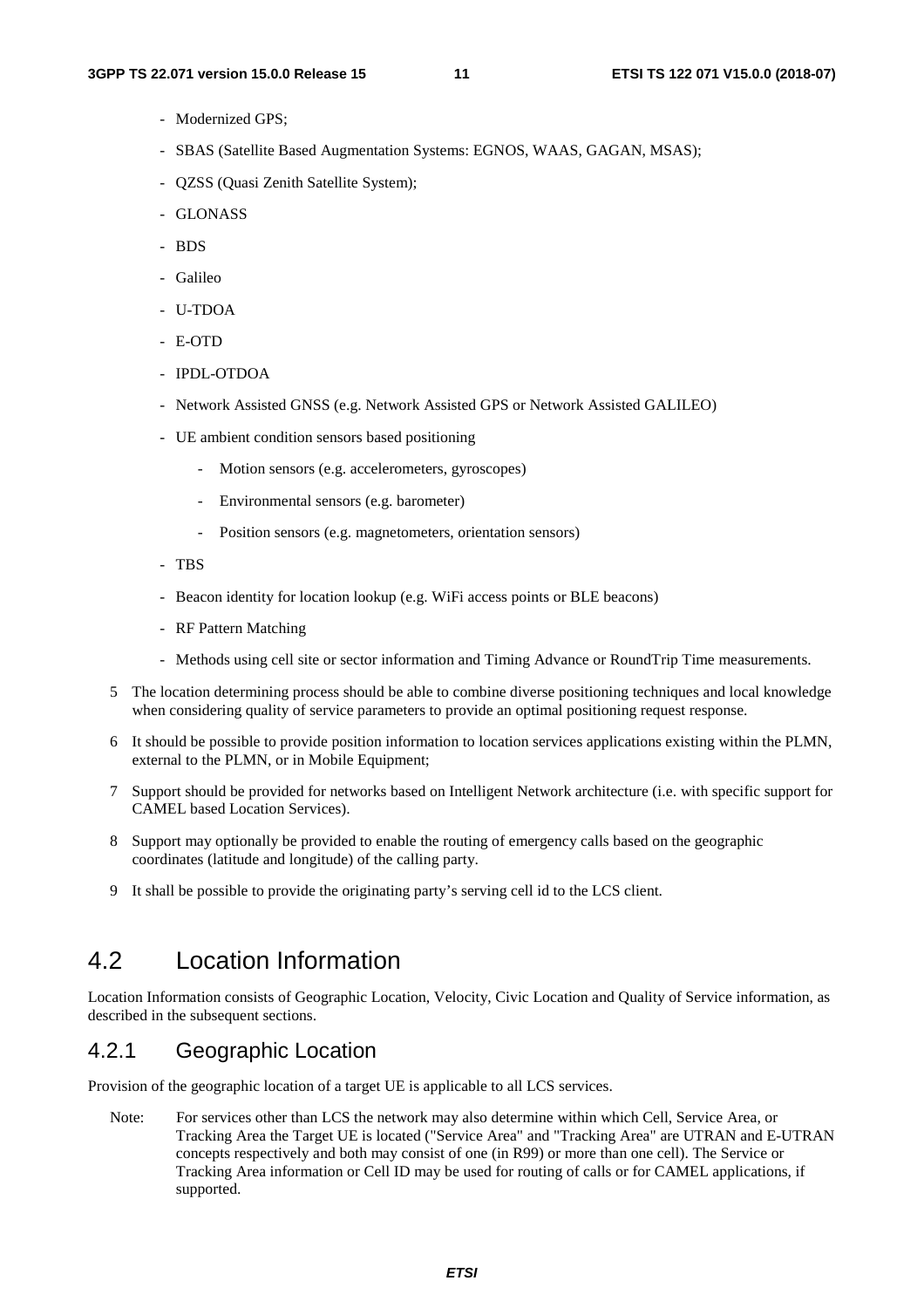- Modernized GPS;
- SBAS (Satellite Based Augmentation Systems: EGNOS, WAAS, GAGAN, MSAS);
- QZSS (Quasi Zenith Satellite System);
- GLONASS
- BDS
- Galileo
- U-TDOA
- E-OTD
- IPDL-OTDOA
- Network Assisted GNSS (e.g. Network Assisted GPS or Network Assisted GALILEO)
- UE ambient condition sensors based positioning
    - Motion sensors (e.g. accelerometers, gyroscopes)
    - Environmental sensors (e.g. barometer)
    - Position sensors (e.g. magnetometers, orientation sensors)
- TBS
- Beacon identity for location lookup (e.g. WiFi access points or BLE beacons)
- RF Pattern Matching
- Methods using cell site or sector information and Timing Advance or RoundTrip Time measurements.

5 The location determining process should be able to combine diverse positioning techniques and local knowledge when considering quality of service parameters to provide an optimal positioning request response.

6 It should be possible to provide position information to location services applications existing within the PLMN, external to the PLMN, or in Mobile Equipment;

7 Support should be provided for networks based on Intelligent Network architecture (i.e. with specific support for CAMEL based Location Services).

8 Support may optionally be provided to enable the routing of emergency calls based on the geographic coordinates (latitude and longitude) of the calling party.

9 It shall be possible to provide the originating party's serving cell id to the LCS client.

## 4.2 Location Information

Location Information consists of Geographic Location, Velocity, Civic Location and Quality of Service information, as described in the subsequent sections.

### 4.2.1 Geographic Location

Provision of the geographic location of a target UE is applicable to all LCS services.

Note: For services other than LCS the network may also determine within which Cell, Service Area, or Tracking Area the Target UE is located ("Service Area" and "Tracking Area" are UTRAN and E-UTRAN concepts respectively and both may consist of one (in R99) or more than one cell). The Service or Tracking Area information or Cell ID may be used for routing of calls or for CAMEL applications, if supported.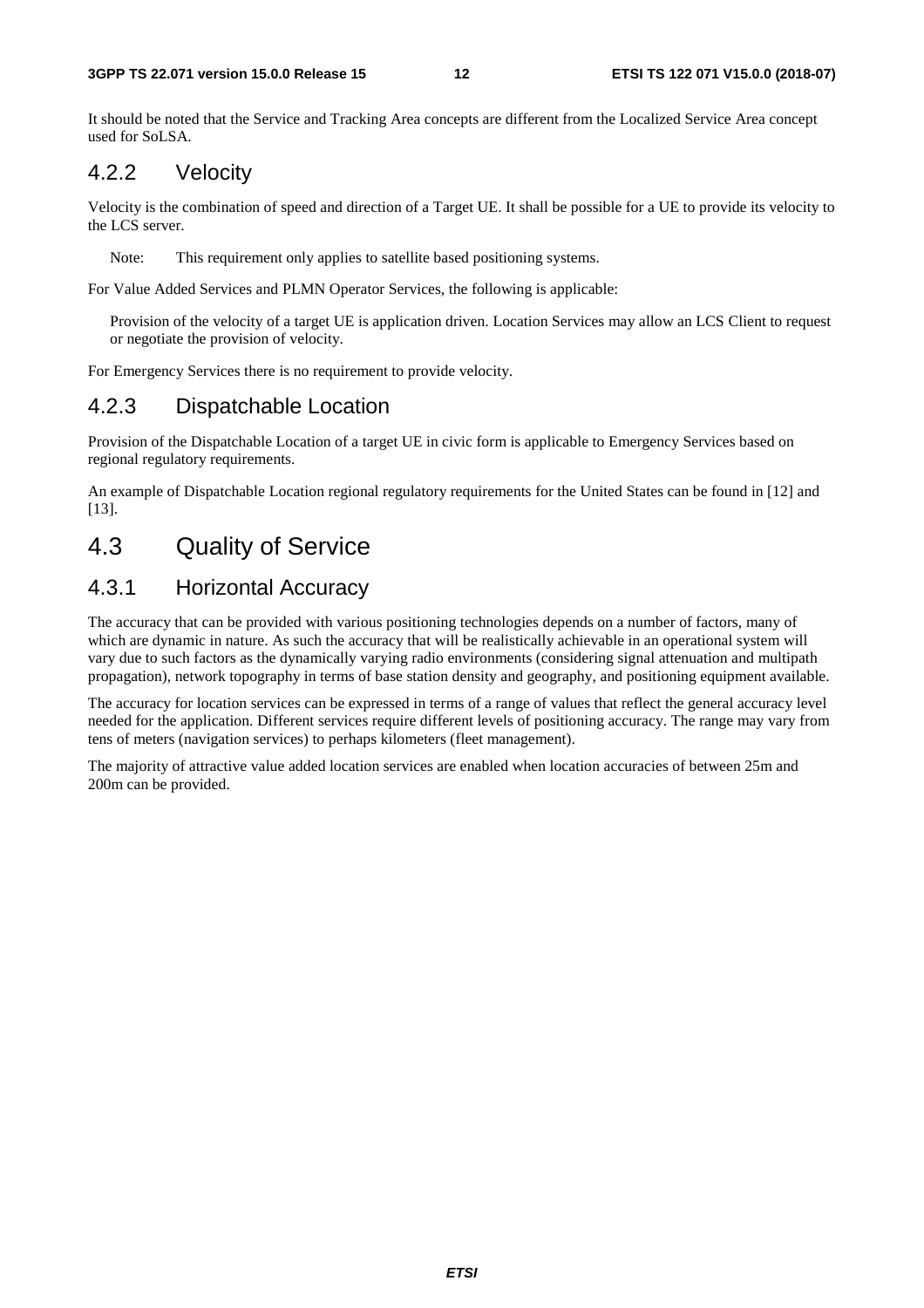It should be noted that the Service and Tracking Area concepts are different from the Localized Service Area concept used for SoLSA.

### 4.2.2 Velocity

Velocity is the combination of speed and direction of a Target UE. It shall be possible for a UE to provide its velocity to the LCS server.

Note: This requirement only applies to satellite based positioning systems.

For Value Added Services and PLMN Operator Services, the following is applicable:

Provision of the velocity of a target UE is application driven. Location Services may allow an LCS Client to request or negotiate the provision of velocity.

For Emergency Services there is no requirement to provide velocity.

### 4.2.3 Dispatchable Location

Provision of the Dispatchable Location of a target UE in civic form is applicable to Emergency Services based on regional regulatory requirements.

An example of Dispatchable Location regional regulatory requirements for the United States can be found in [12] and [13].

## 4.3 Quality of Service

### 4.3.1 Horizontal Accuracy

The accuracy that can be provided with various positioning technologies depends on a number of factors, many of which are dynamic in nature. As such the accuracy that will be realistically achievable in an operational system will vary due to such factors as the dynamically varying radio environments (considering signal attenuation and multipath propagation), network topography in terms of base station density and geography, and positioning equipment available.

The accuracy for location services can be expressed in terms of a range of values that reflect the general accuracy level needed for the application. Different services require different levels of positioning accuracy. The range may vary from tens of meters (navigation services) to perhaps kilometers (fleet management).

The majority of attractive value added location services are enabled when location accuracies of between 25m and 200m can be provided.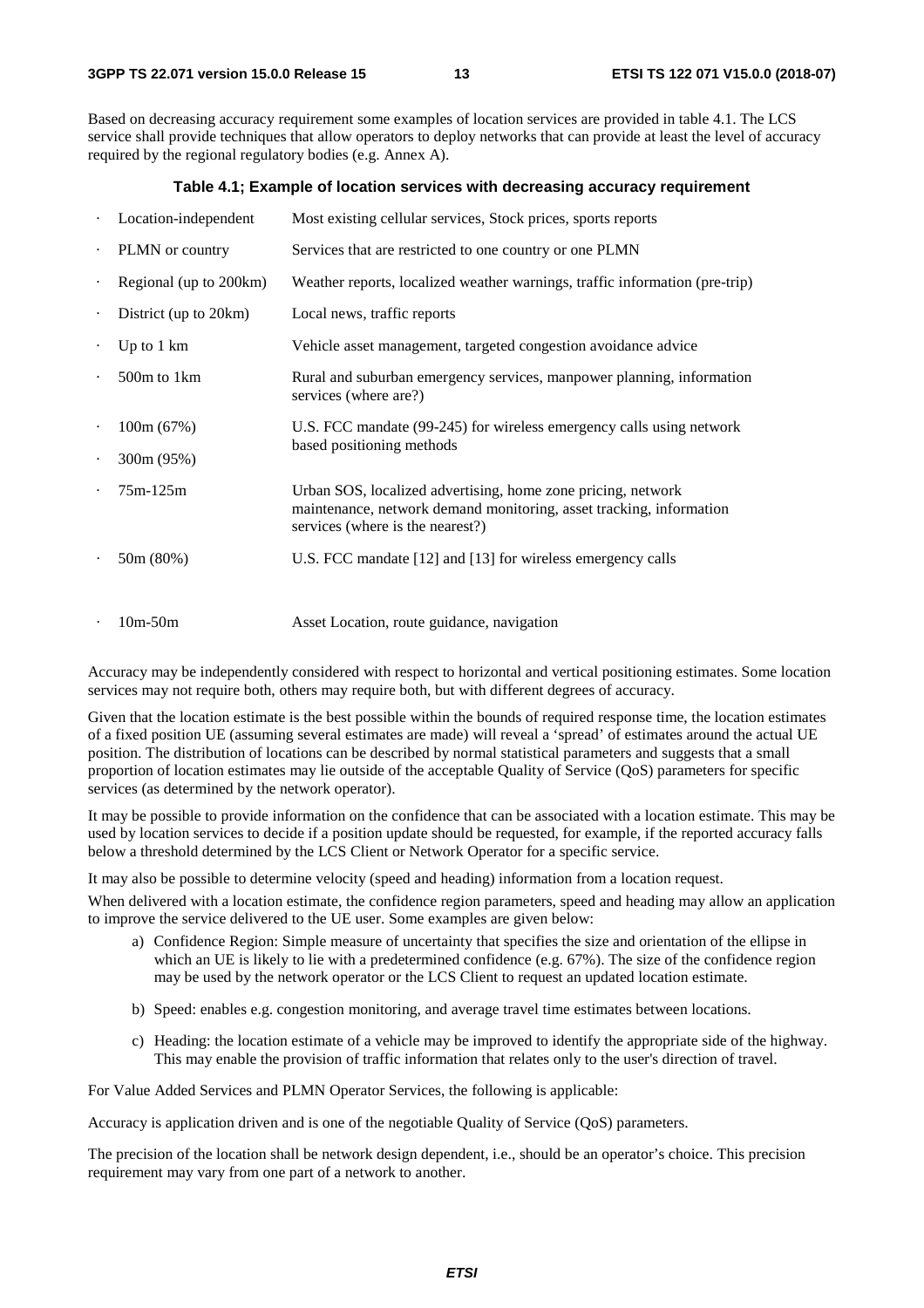Based on decreasing accuracy requirement some examples of location services are provided in table 4.1. The LCS service shall provide techniques that allow operators to deploy networks that can provide at least the level of accuracy required by the regional regulatory bodies (e.g. Annex A).

**Table 4.1; Example of location services with decreasing accuracy requirement**

| Accuracy | Examples |
|---|---|
| Location-independent | Most existing cellular services, Stock prices, sports reports |
| PLMN or country | Services that are restricted to one country or one PLMN |
| Regional (up to 200km) | Weather reports, localized weather warnings, traffic information (pre-trip) |
| District (up to 20km) | Local news, traffic reports |
| Up to 1 km | Vehicle asset management, targeted congestion avoidance advice |
| 500m to 1km | Rural and suburban emergency services, manpower planning, information services (where are?) |
| 100m (67%)<br>300m (95%) | U.S. FCC mandate (99-245) for wireless emergency calls using network based positioning methods |
| 75m-125m | Urban SOS, localized advertising, home zone pricing, network maintenance, network demand monitoring, asset tracking, information services (where is the nearest?) |
| 50m (80%) | U.S. FCC mandate [12] and [13] for wireless emergency calls |
| 10m-50m | Asset Location, route guidance, navigation |

Accuracy may be independently considered with respect to horizontal and vertical positioning estimates. Some location services may not require both, others may require both, but with different degrees of accuracy.

Given that the location estimate is the best possible within the bounds of required response time, the location estimates of a fixed position UE (assuming several estimates are made) will reveal a 'spread' of estimates around the actual UE position. The distribution of locations can be described by normal statistical parameters and suggests that a small proportion of location estimates may lie outside of the acceptable Quality of Service (QoS) parameters for specific services (as determined by the network operator).

It may be possible to provide information on the confidence that can be associated with a location estimate. This may be used by location services to decide if a position update should be requested, for example, if the reported accuracy falls below a threshold determined by the LCS Client or Network Operator for a specific service.

It may also be possible to determine velocity (speed and heading) information from a location request.

When delivered with a location estimate, the confidence region parameters, speed and heading may allow an application to improve the service delivered to the UE user. Some examples are given below:

a) Confidence Region: Simple measure of uncertainty that specifies the size and orientation of the ellipse in which an UE is likely to lie with a predetermined confidence (e.g. 67%). The size of the confidence region may be used by the network operator or the LCS Client to request an updated location estimate.

b) Speed: enables e.g. congestion monitoring, and average travel time estimates between locations.

c) Heading: the location estimate of a vehicle may be improved to identify the appropriate side of the highway. This may enable the provision of traffic information that relates only to the user's direction of travel.

For Value Added Services and PLMN Operator Services, the following is applicable:

Accuracy is application driven and is one of the negotiable Quality of Service (QoS) parameters.

The precision of the location shall be network design dependent, i.e., should be an operator's choice. This precision requirement may vary from one part of a network to another.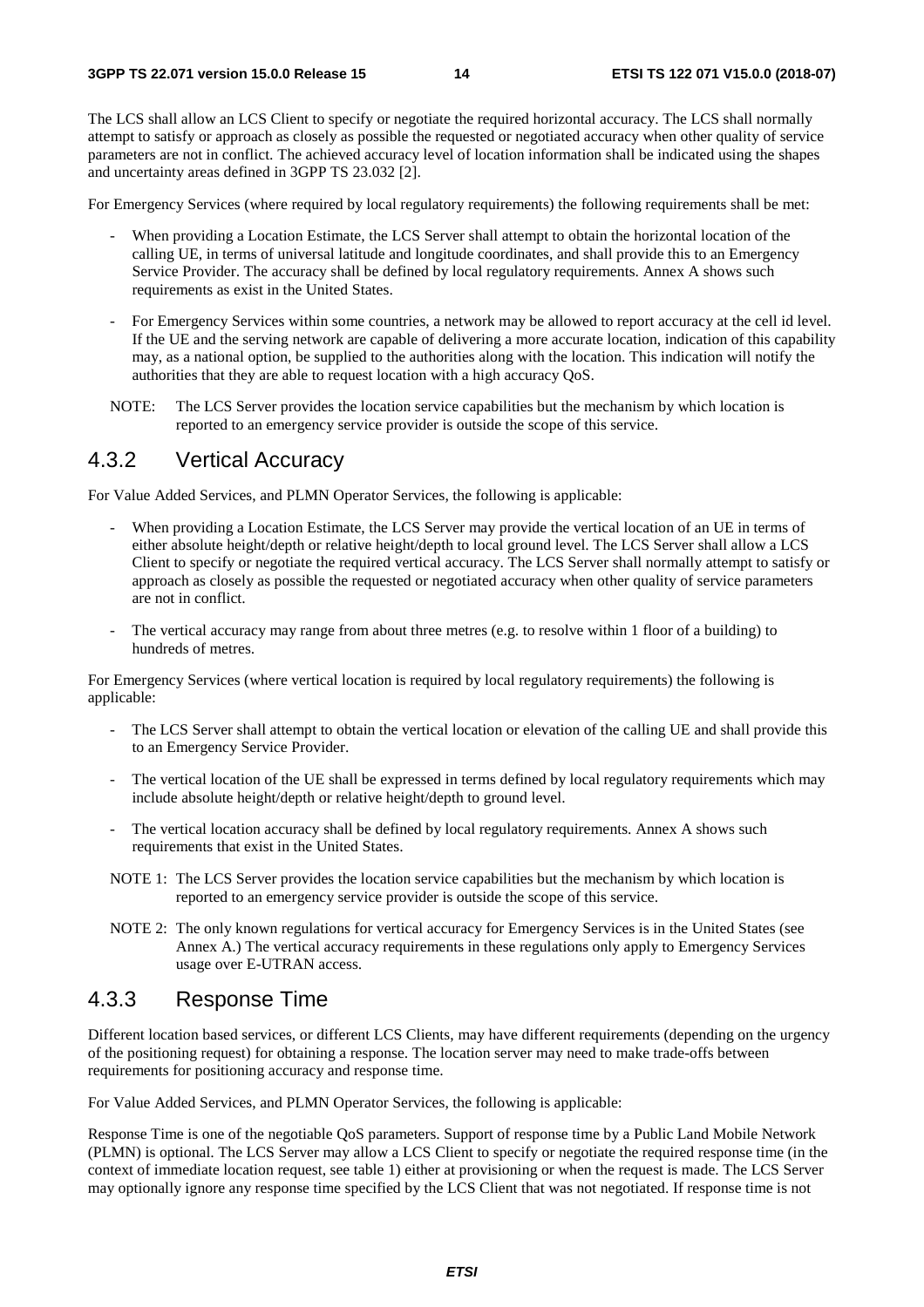The LCS shall allow an LCS Client to specify or negotiate the required horizontal accuracy. The LCS shall normally attempt to satisfy or approach as closely as possible the requested or negotiated accuracy when other quality of service parameters are not in conflict. The achieved accuracy level of location information shall be indicated using the shapes and uncertainty areas defined in 3GPP TS 23.032 [2].

For Emergency Services (where required by local regulatory requirements) the following requirements shall be met:

- When providing a Location Estimate, the LCS Server shall attempt to obtain the horizontal location of the calling UE, in terms of universal latitude and longitude coordinates, and shall provide this to an Emergency Service Provider. The accuracy shall be defined by local regulatory requirements. Annex A shows such requirements as exist in the United States.
- For Emergency Services within some countries, a network may be allowed to report accuracy at the cell id level. If the UE and the serving network are capable of delivering a more accurate location, indication of this capability may, as a national option, be supplied to the authorities along with the location. This indication will notify the authorities that they are able to request location with a high accuracy QoS.

NOTE: The LCS Server provides the location service capabilities but the mechanism by which location is reported to an emergency service provider is outside the scope of this service.

### 4.3.2 Vertical Accuracy

For Value Added Services, and PLMN Operator Services, the following is applicable:

- When providing a Location Estimate, the LCS Server may provide the vertical location of an UE in terms of either absolute height/depth or relative height/depth to local ground level. The LCS Server shall allow a LCS Client to specify or negotiate the required vertical accuracy. The LCS Server shall normally attempt to satisfy or approach as closely as possible the requested or negotiated accuracy when other quality of service parameters are not in conflict.
- The vertical accuracy may range from about three metres (e.g. to resolve within 1 floor of a building) to hundreds of metres.

For Emergency Services (where vertical location is required by local regulatory requirements) the following is applicable:

- The LCS Server shall attempt to obtain the vertical location or elevation of the calling UE and shall provide this to an Emergency Service Provider.
- The vertical location of the UE shall be expressed in terms defined by local regulatory requirements which may include absolute height/depth or relative height/depth to ground level.
- The vertical location accuracy shall be defined by local regulatory requirements. Annex A shows such requirements that exist in the United States.

NOTE 1: The LCS Server provides the location service capabilities but the mechanism by which location is reported to an emergency service provider is outside the scope of this service.

NOTE 2: The only known regulations for vertical accuracy for Emergency Services is in the United States (see Annex A.) The vertical accuracy requirements in these regulations only apply to Emergency Services usage over E-UTRAN access.

### 4.3.3 Response Time

Different location based services, or different LCS Clients, may have different requirements (depending on the urgency of the positioning request) for obtaining a response. The location server may need to make trade-offs between requirements for positioning accuracy and response time.

For Value Added Services, and PLMN Operator Services, the following is applicable:

Response Time is one of the negotiable QoS parameters. Support of response time by a Public Land Mobile Network (PLMN) is optional. The LCS Server may allow a LCS Client to specify or negotiate the required response time (in the context of immediate location request, see table 1) either at provisioning or when the request is made. The LCS Server may optionally ignore any response time specified by the LCS Client that was not negotiated. If response time is not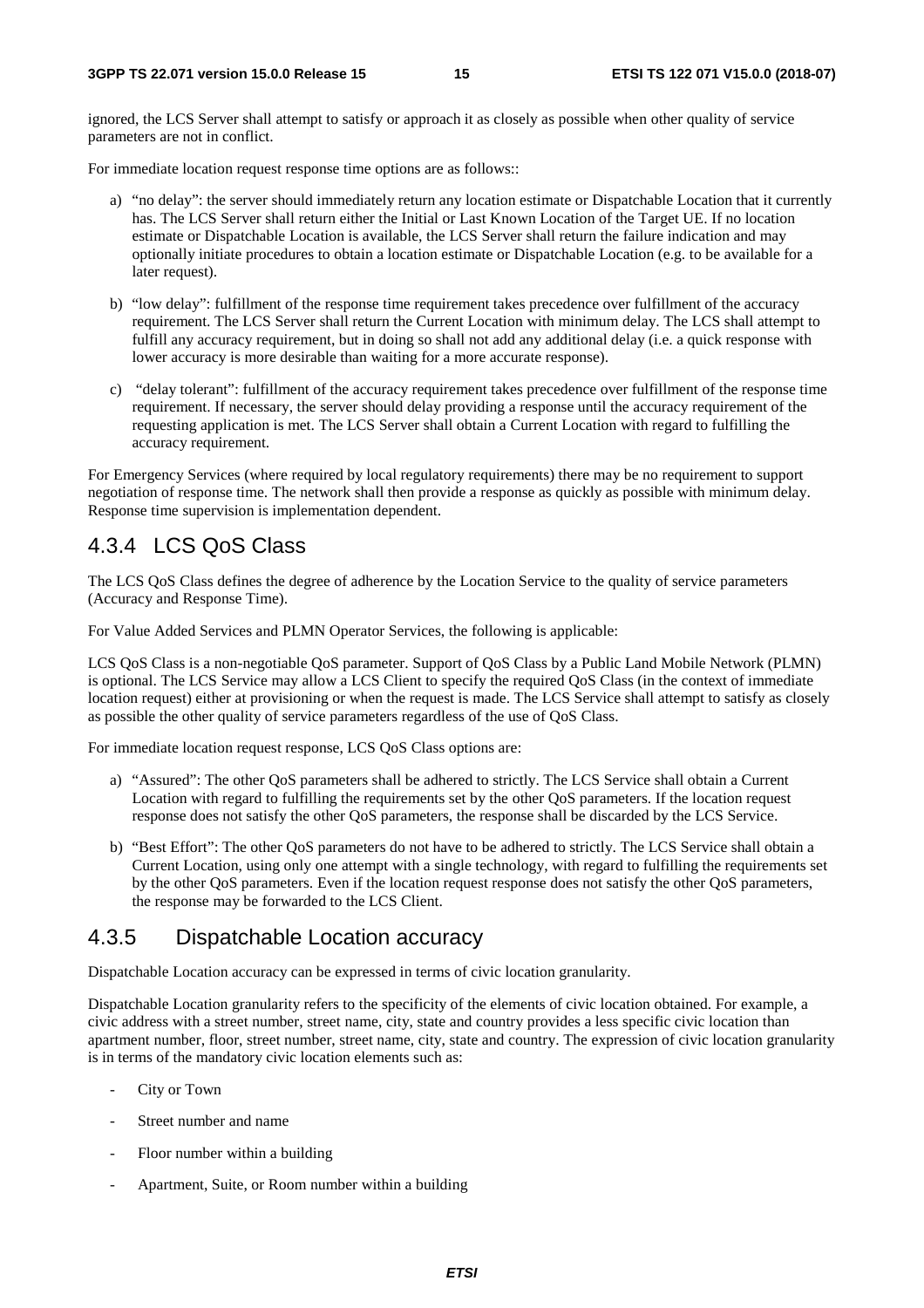ignored, the LCS Server shall attempt to satisfy or approach it as closely as possible when other quality of service parameters are not in conflict.

For immediate location request response time options are as follows::

a) "no delay": the server should immediately return any location estimate or Dispatchable Location that it currently has. The LCS Server shall return either the Initial or Last Known Location of the Target UE. If no location estimate or Dispatchable Location is available, the LCS Server shall return the failure indication and may optionally initiate procedures to obtain a location estimate or Dispatchable Location (e.g. to be available for a later request).

b) "low delay": fulfillment of the response time requirement takes precedence over fulfillment of the accuracy requirement. The LCS Server shall return the Current Location with minimum delay. The LCS shall attempt to fulfill any accuracy requirement, but in doing so shall not add any additional delay (i.e. a quick response with lower accuracy is more desirable than waiting for a more accurate response).

c) "delay tolerant": fulfillment of the accuracy requirement takes precedence over fulfillment of the response time requirement. If necessary, the server should delay providing a response until the accuracy requirement of the requesting application is met. The LCS Server shall obtain a Current Location with regard to fulfilling the accuracy requirement.

For Emergency Services (where required by local regulatory requirements) there may be no requirement to support negotiation of response time. The network shall then provide a response as quickly as possible with minimum delay. Response time supervision is implementation dependent.

## 4.3.4 LCS QoS Class

The LCS QoS Class defines the degree of adherence by the Location Service to the quality of service parameters (Accuracy and Response Time).

For Value Added Services and PLMN Operator Services, the following is applicable:

LCS QoS Class is a non-negotiable QoS parameter. Support of QoS Class by a Public Land Mobile Network (PLMN) is optional. The LCS Service may allow a LCS Client to specify the required QoS Class (in the context of immediate location request) either at provisioning or when the request is made. The LCS Service shall attempt to satisfy as closely as possible the other quality of service parameters regardless of the use of QoS Class.

For immediate location request response, LCS QoS Class options are:

a) "Assured": The other QoS parameters shall be adhered to strictly. The LCS Service shall obtain a Current Location with regard to fulfilling the requirements set by the other QoS parameters. If the location request response does not satisfy the other QoS parameters, the response shall be discarded by the LCS Service.

b) "Best Effort": The other QoS parameters do not have to be adhered to strictly. The LCS Service shall obtain a Current Location, using only one attempt with a single technology, with regard to fulfilling the requirements set by the other QoS parameters. Even if the location request response does not satisfy the other QoS parameters, the response may be forwarded to the LCS Client.

## 4.3.5 Dispatchable Location accuracy

Dispatchable Location accuracy can be expressed in terms of civic location granularity.

Dispatchable Location granularity refers to the specificity of the elements of civic location obtained. For example, a civic address with a street number, street name, city, state and country provides a less specific civic location than apartment number, floor, street number, street name, city, state and country. The expression of civic location granularity is in terms of the mandatory civic location elements such as:

- City or Town
- Street number and name
- Floor number within a building
- Apartment, Suite, or Room number within a building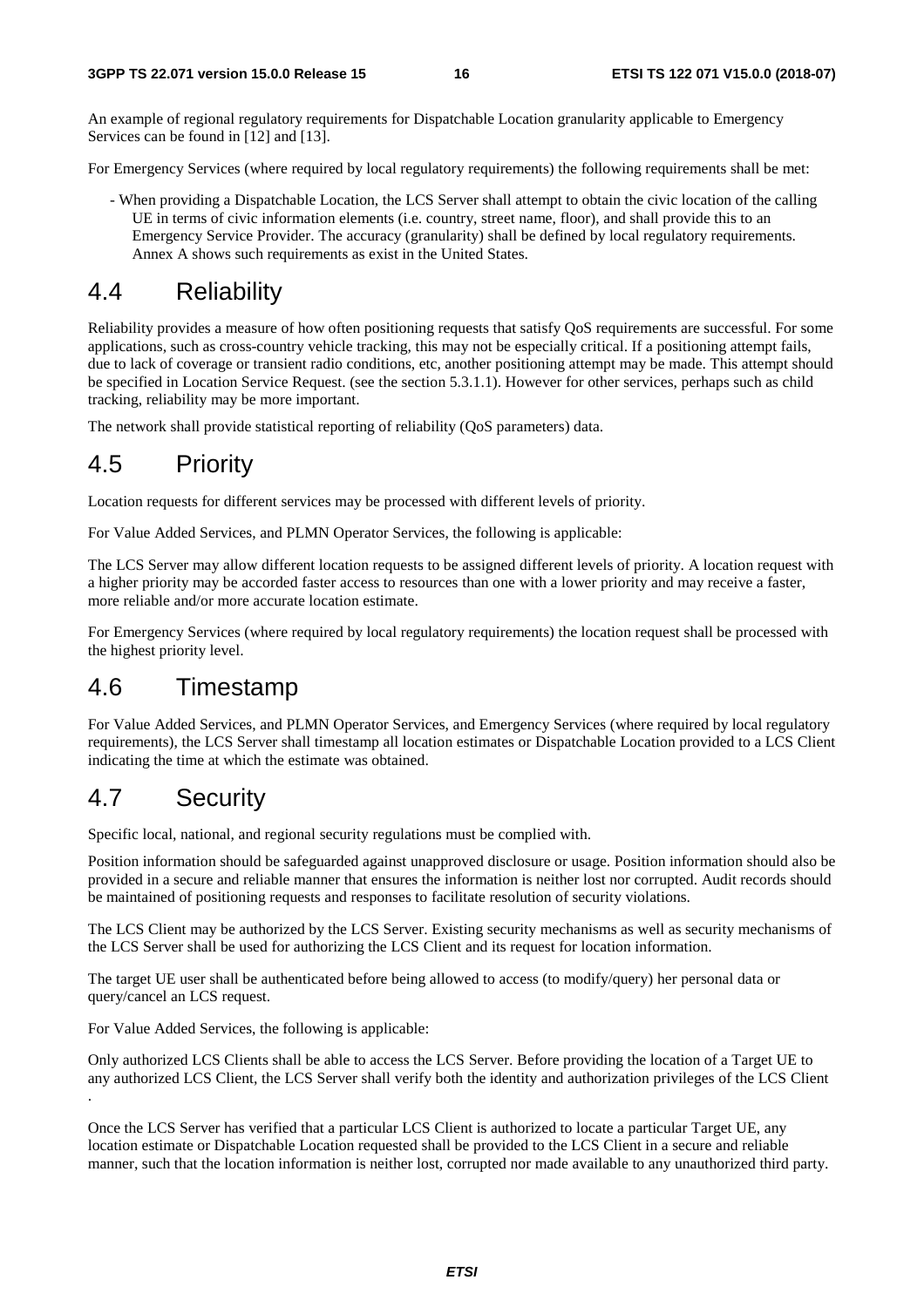An example of regional regulatory requirements for Dispatchable Location granularity applicable to Emergency Services can be found in [12] and [13].

For Emergency Services (where required by local regulatory requirements) the following requirements shall be met:

- When providing a Dispatchable Location, the LCS Server shall attempt to obtain the civic location of the calling UE in terms of civic information elements (i.e. country, street name, floor), and shall provide this to an Emergency Service Provider. The accuracy (granularity) shall be defined by local regulatory requirements. Annex A shows such requirements as exist in the United States.

# 4.4 Reliability

Reliability provides a measure of how often positioning requests that satisfy QoS requirements are successful. For some applications, such as cross-country vehicle tracking, this may not be especially critical. If a positioning attempt fails, due to lack of coverage or transient radio conditions, etc, another positioning attempt may be made. This attempt should be specified in Location Service Request. (see the section 5.3.1.1). However for other services, perhaps such as child tracking, reliability may be more important.

The network shall provide statistical reporting of reliability (QoS parameters) data.

# 4.5 Priority

Location requests for different services may be processed with different levels of priority.

For Value Added Services, and PLMN Operator Services, the following is applicable:

The LCS Server may allow different location requests to be assigned different levels of priority. A location request with a higher priority may be accorded faster access to resources than one with a lower priority and may receive a faster, more reliable and/or more accurate location estimate.

For Emergency Services (where required by local regulatory requirements) the location request shall be processed with the highest priority level.

# 4.6 Timestamp

For Value Added Services, and PLMN Operator Services, and Emergency Services (where required by local regulatory requirements), the LCS Server shall timestamp all location estimates or Dispatchable Location provided to a LCS Client indicating the time at which the estimate was obtained.

# 4.7 Security

Specific local, national, and regional security regulations must be complied with.

Position information should be safeguarded against unapproved disclosure or usage. Position information should also be provided in a secure and reliable manner that ensures the information is neither lost nor corrupted. Audit records should be maintained of positioning requests and responses to facilitate resolution of security violations.

The LCS Client may be authorized by the LCS Server. Existing security mechanisms as well as security mechanisms of the LCS Server shall be used for authorizing the LCS Client and its request for location information.

The target UE user shall be authenticated before being allowed to access (to modify/query) her personal data or query/cancel an LCS request.

For Value Added Services, the following is applicable:

Only authorized LCS Clients shall be able to access the LCS Server. Before providing the location of a Target UE to any authorized LCS Client, the LCS Server shall verify both the identity and authorization privileges of the LCS Client .

Once the LCS Server has verified that a particular LCS Client is authorized to locate a particular Target UE, any location estimate or Dispatchable Location requested shall be provided to the LCS Client in a secure and reliable manner, such that the location information is neither lost, corrupted nor made available to any unauthorized third party.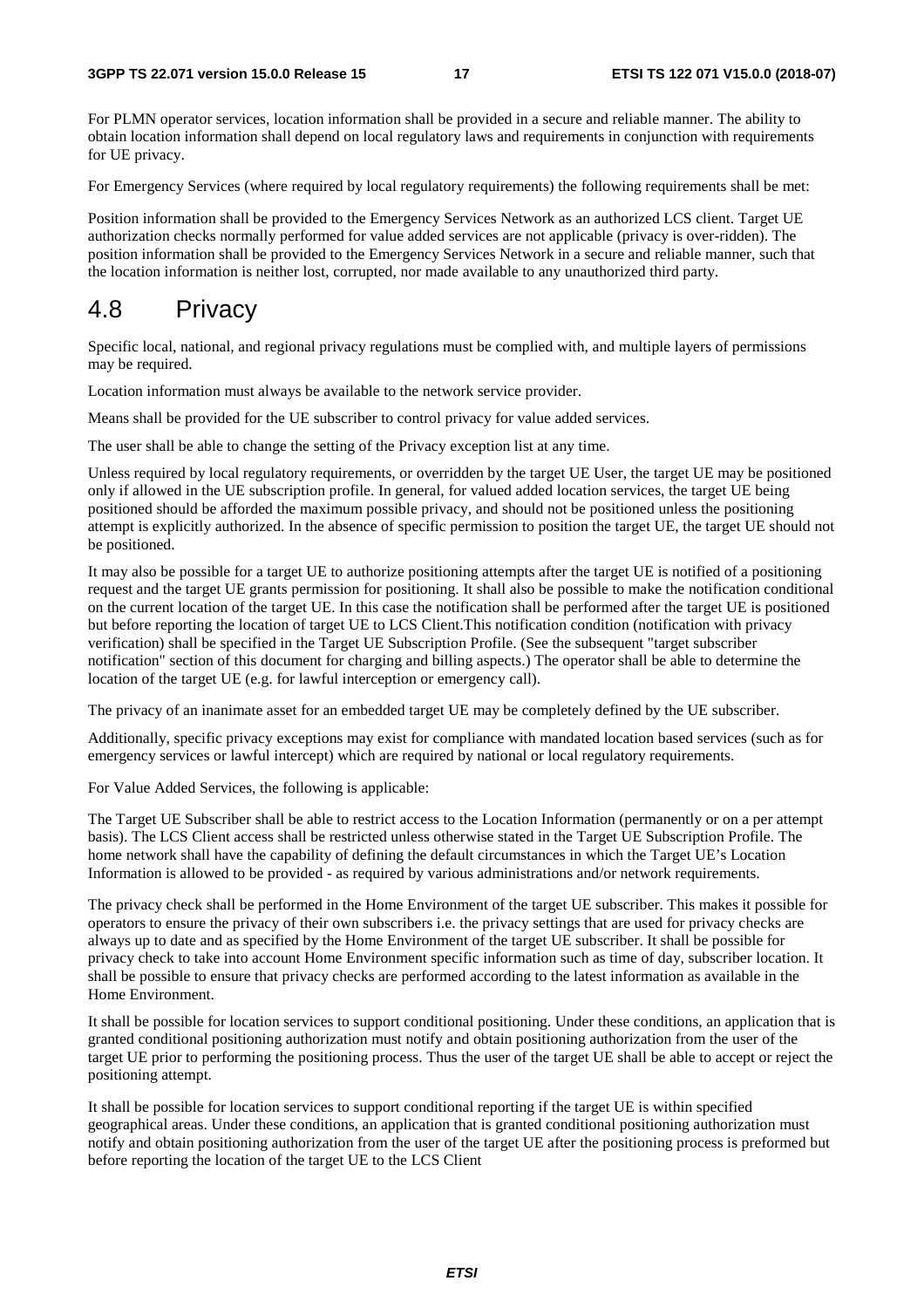For PLMN operator services, location information shall be provided in a secure and reliable manner. The ability to obtain location information shall depend on local regulatory laws and requirements in conjunction with requirements for UE privacy.

For Emergency Services (where required by local regulatory requirements) the following requirements shall be met:

Position information shall be provided to the Emergency Services Network as an authorized LCS client. Target UE authorization checks normally performed for value added services are not applicable (privacy is over-ridden). The position information shall be provided to the Emergency Services Network in a secure and reliable manner, such that the location information is neither lost, corrupted, nor made available to any unauthorized third party.

# 4.8 Privacy

Specific local, national, and regional privacy regulations must be complied with, and multiple layers of permissions may be required.

Location information must always be available to the network service provider.

Means shall be provided for the UE subscriber to control privacy for value added services.

The user shall be able to change the setting of the Privacy exception list at any time.

Unless required by local regulatory requirements, or overridden by the target UE User, the target UE may be positioned only if allowed in the UE subscription profile. In general, for valued added location services, the target UE being positioned should be afforded the maximum possible privacy, and should not be positioned unless the positioning attempt is explicitly authorized. In the absence of specific permission to position the target UE, the target UE should not be positioned.

It may also be possible for a target UE to authorize positioning attempts after the target UE is notified of a positioning request and the target UE grants permission for positioning. It shall also be possible to make the notification conditional on the current location of the target UE. In this case the notification shall be performed after the target UE is positioned but before reporting the location of target UE to LCS Client.This notification condition (notification with privacy verification) shall be specified in the Target UE Subscription Profile. (See the subsequent "target subscriber notification" section of this document for charging and billing aspects.) The operator shall be able to determine the location of the target UE (e.g. for lawful interception or emergency call).

The privacy of an inanimate asset for an embedded target UE may be completely defined by the UE subscriber.

Additionally, specific privacy exceptions may exist for compliance with mandated location based services (such as for emergency services or lawful intercept) which are required by national or local regulatory requirements.

For Value Added Services, the following is applicable:

The Target UE Subscriber shall be able to restrict access to the Location Information (permanently or on a per attempt basis). The LCS Client access shall be restricted unless otherwise stated in the Target UE Subscription Profile. The home network shall have the capability of defining the default circumstances in which the Target UE's Location Information is allowed to be provided - as required by various administrations and/or network requirements.

The privacy check shall be performed in the Home Environment of the target UE subscriber. This makes it possible for operators to ensure the privacy of their own subscribers i.e. the privacy settings that are used for privacy checks are always up to date and as specified by the Home Environment of the target UE subscriber. It shall be possible for privacy check to take into account Home Environment specific information such as time of day, subscriber location. It shall be possible to ensure that privacy checks are performed according to the latest information as available in the Home Environment.

It shall be possible for location services to support conditional positioning. Under these conditions, an application that is granted conditional positioning authorization must notify and obtain positioning authorization from the user of the target UE prior to performing the positioning process. Thus the user of the target UE shall be able to accept or reject the positioning attempt.

It shall be possible for location services to support conditional reporting if the target UE is within specified geographical areas. Under these conditions, an application that is granted conditional positioning authorization must notify and obtain positioning authorization from the user of the target UE after the positioning process is preformed but before reporting the location of the target UE to the LCS Client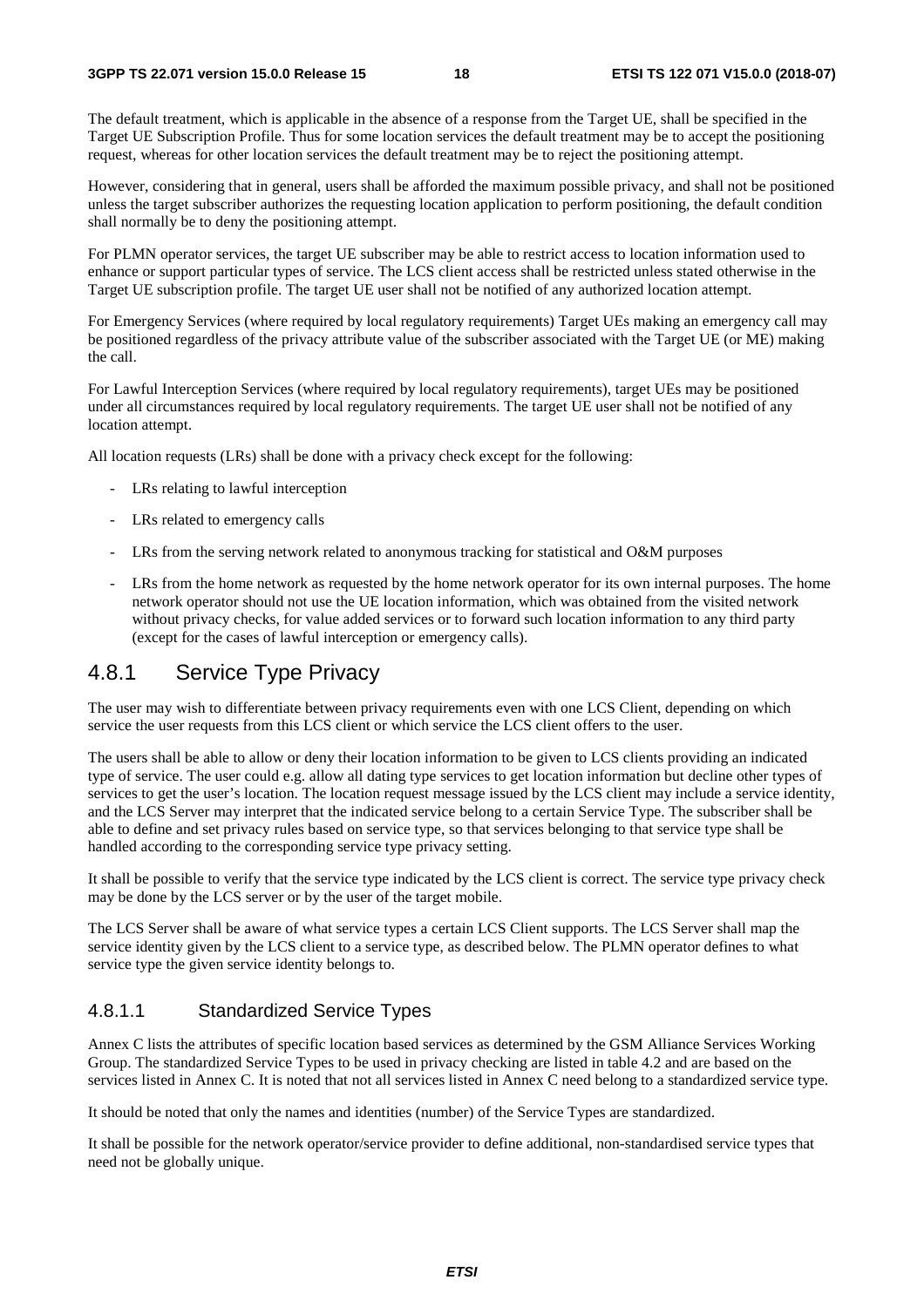The default treatment, which is applicable in the absence of a response from the Target UE, shall be specified in the Target UE Subscription Profile. Thus for some location services the default treatment may be to accept the positioning request, whereas for other location services the default treatment may be to reject the positioning attempt.

However, considering that in general, users shall be afforded the maximum possible privacy, and shall not be positioned unless the target subscriber authorizes the requesting location application to perform positioning, the default condition shall normally be to deny the positioning attempt.

For PLMN operator services, the target UE subscriber may be able to restrict access to location information used to enhance or support particular types of service. The LCS client access shall be restricted unless stated otherwise in the Target UE subscription profile. The target UE user shall not be notified of any authorized location attempt.

For Emergency Services (where required by local regulatory requirements) Target UEs making an emergency call may be positioned regardless of the privacy attribute value of the subscriber associated with the Target UE (or ME) making the call.

For Lawful Interception Services (where required by local regulatory requirements), target UEs may be positioned under all circumstances required by local regulatory requirements. The target UE user shall not be notified of any location attempt.

All location requests (LRs) shall be done with a privacy check except for the following:

- LRs relating to lawful interception
- LRs related to emergency calls
- LRs from the serving network related to anonymous tracking for statistical and O&M purposes
- LRs from the home network as requested by the home network operator for its own internal purposes. The home network operator should not use the UE location information, which was obtained from the visited network without privacy checks, for value added services or to forward such location information to any third party (except for the cases of lawful interception or emergency calls).

## 4.8.1 Service Type Privacy

The user may wish to differentiate between privacy requirements even with one LCS Client, depending on which service the user requests from this LCS client or which service the LCS client offers to the user.

The users shall be able to allow or deny their location information to be given to LCS clients providing an indicated type of service. The user could e.g. allow all dating type services to get location information but decline other types of services to get the user's location. The location request message issued by the LCS client may include a service identity, and the LCS Server may interpret that the indicated service belong to a certain Service Type. The subscriber shall be able to define and set privacy rules based on service type, so that services belonging to that service type shall be handled according to the corresponding service type privacy setting.

It shall be possible to verify that the service type indicated by the LCS client is correct. The service type privacy check may be done by the LCS server or by the user of the target mobile.

The LCS Server shall be aware of what service types a certain LCS Client supports. The LCS Server shall map the service identity given by the LCS client to a service type, as described below. The PLMN operator defines to what service type the given service identity belongs to.

### 4.8.1.1 Standardized Service Types

Annex C lists the attributes of specific location based services as determined by the GSM Alliance Services Working Group. The standardized Service Types to be used in privacy checking are listed in table 4.2 and are based on the services listed in Annex C. It is noted that not all services listed in Annex C need belong to a standardized service type.

It should be noted that only the names and identities (number) of the Service Types are standardized.

It shall be possible for the network operator/service provider to define additional, non-standardised service types that need not be globally unique.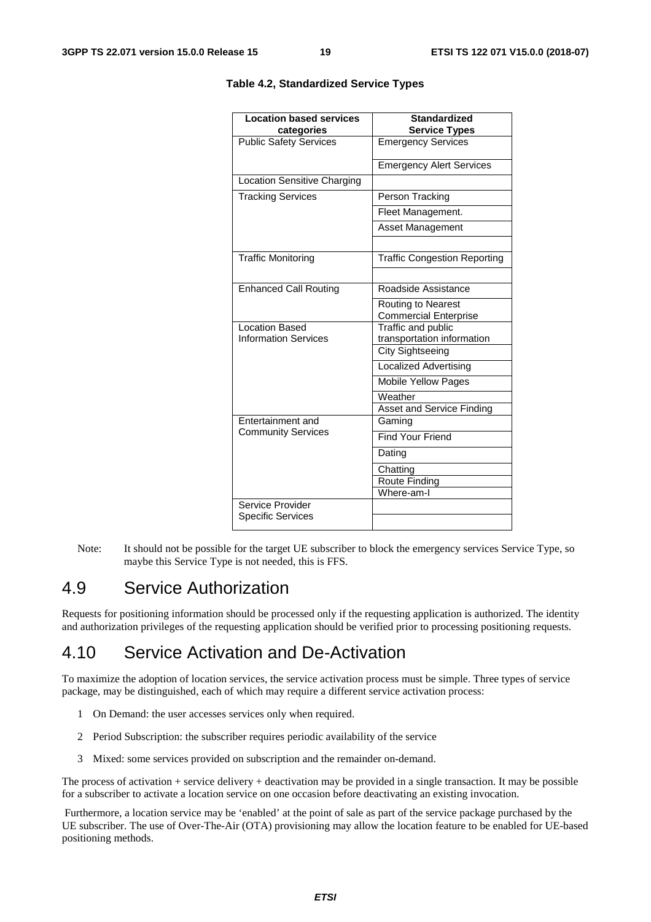**Table 4.2, Standardized Service Types**

| Location based services categories | Standardized Service Types |
| --- | --- |
| Public Safety Services | Emergency Services |
| | Emergency Alert Services |
| Location Sensitive Charging | |
| Tracking Services | Person Tracking |
| | Fleet Management. |
| | Asset Management |
| | |
| Traffic Monitoring | Traffic Congestion Reporting |
| | |
| Enhanced Call Routing | Roadside Assistance |
| | Routing to Nearest Commercial Enterprise |
| Location Based Information Services | Traffic and public transportation information |
| | City Sightseeing |
| | Localized Advertising |
| | Mobile Yellow Pages |
| | Weather |
| | Asset and Service Finding |
| Entertainment and Community Services | Gaming |
| | Find Your Friend |
| | Dating |
| | Chatting |
| | Route Finding |
| | Where-am-I |
| Service Provider Specific Services | |
| | |

Note: It should not be possible for the target UE subscriber to block the emergency services Service Type, so maybe this Service Type is not needed, this is FFS.

## 4.9 Service Authorization

Requests for positioning information should be processed only if the requesting application is authorized. The identity and authorization privileges of the requesting application should be verified prior to processing positioning requests.

## 4.10 Service Activation and De-Activation

To maximize the adoption of location services, the service activation process must be simple. Three types of service package, may be distinguished, each of which may require a different service activation process:

1 On Demand: the user accesses services only when required.

2 Period Subscription: the subscriber requires periodic availability of the service

3 Mixed: some services provided on subscription and the remainder on-demand.

The process of activation + service delivery + deactivation may be provided in a single transaction. It may be possible for a subscriber to activate a location service on one occasion before deactivating an existing invocation.

Furthermore, a location service may be 'enabled' at the point of sale as part of the service package purchased by the UE subscriber. The use of Over-The-Air (OTA) provisioning may allow the location feature to be enabled for UE-based positioning methods.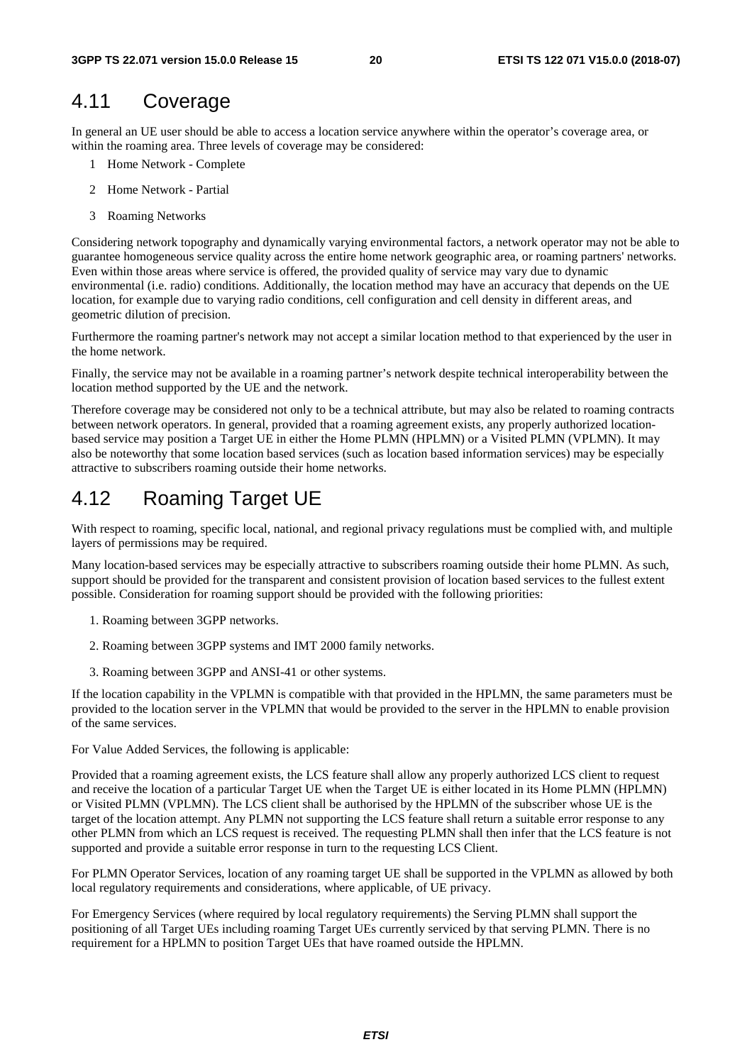## 4.11 Coverage

In general an UE user should be able to access a location service anywhere within the operator's coverage area, or within the roaming area. Three levels of coverage may be considered:

1 Home Network - Complete

2 Home Network - Partial

3 Roaming Networks

Considering network topography and dynamically varying environmental factors, a network operator may not be able to guarantee homogeneous service quality across the entire home network geographic area, or roaming partners' networks. Even within those areas where service is offered, the provided quality of service may vary due to dynamic environmental (i.e. radio) conditions. Additionally, the location method may have an accuracy that depends on the UE location, for example due to varying radio conditions, cell configuration and cell density in different areas, and geometric dilution of precision.

Furthermore the roaming partner's network may not accept a similar location method to that experienced by the user in the home network.

Finally, the service may not be available in a roaming partner's network despite technical interoperability between the location method supported by the UE and the network.

Therefore coverage may be considered not only to be a technical attribute, but may also be related to roaming contracts between network operators. In general, provided that a roaming agreement exists, any properly authorized location-based service may position a Target UE in either the Home PLMN (HPLMN) or a Visited PLMN (VPLMN). It may also be noteworthy that some location based services (such as location based information services) may be especially attractive to subscribers roaming outside their home networks.

## 4.12 Roaming Target UE

With respect to roaming, specific local, national, and regional privacy regulations must be complied with, and multiple layers of permissions may be required.

Many location-based services may be especially attractive to subscribers roaming outside their home PLMN. As such, support should be provided for the transparent and consistent provision of location based services to the fullest extent possible. Consideration for roaming support should be provided with the following priorities:

1. Roaming between 3GPP networks.

2. Roaming between 3GPP systems and IMT 2000 family networks.

3. Roaming between 3GPP and ANSI-41 or other systems.

If the location capability in the VPLMN is compatible with that provided in the HPLMN, the same parameters must be provided to the location server in the VPLMN that would be provided to the server in the HPLMN to enable provision of the same services.

For Value Added Services, the following is applicable:

Provided that a roaming agreement exists, the LCS feature shall allow any properly authorized LCS client to request and receive the location of a particular Target UE when the Target UE is either located in its Home PLMN (HPLMN) or Visited PLMN (VPLMN). The LCS client shall be authorised by the HPLMN of the subscriber whose UE is the target of the location attempt. Any PLMN not supporting the LCS feature shall return a suitable error response to any other PLMN from which an LCS request is received. The requesting PLMN shall then infer that the LCS feature is not supported and provide a suitable error response in turn to the requesting LCS Client.

For PLMN Operator Services, location of any roaming target UE shall be supported in the VPLMN as allowed by both local regulatory requirements and considerations, where applicable, of UE privacy.

For Emergency Services (where required by local regulatory requirements) the Serving PLMN shall support the positioning of all Target UEs including roaming Target UEs currently serviced by that serving PLMN. There is no requirement for a HPLMN to position Target UEs that have roamed outside the HPLMN.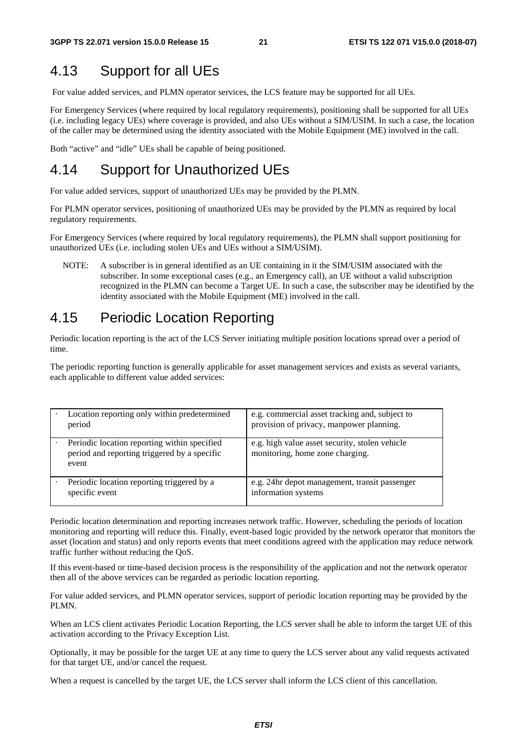## 4.13 Support for all UEs

For value added services, and PLMN operator services, the LCS feature may be supported for all UEs.

For Emergency Services (where required by local regulatory requirements), positioning shall be supported for all UEs (i.e. including legacy UEs) where coverage is provided, and also UEs without a SIM/USIM. In such a case, the location of the caller may be determined using the identity associated with the Mobile Equipment (ME) involved in the call.

Both "active" and "idle" UEs shall be capable of being positioned.

## 4.14 Support for Unauthorized UEs

For value added services, support of unauthorized UEs may be provided by the PLMN.

For PLMN operator services, positioning of unauthorized UEs may be provided by the PLMN as required by local regulatory requirements.

For Emergency Services (where required by local regulatory requirements), the PLMN shall support positioning for unauthorized UEs (i.e. including stolen UEs and UEs without a SIM/USIM).

NOTE: A subscriber is in general identified as an UE containing in it the SIM/USIM associated with the subscriber. In some exceptional cases (e.g., an Emergency call), an UE without a valid subscription recognized in the PLMN can become a Target UE. In such a case, the subscriber may be identified by the identity associated with the Mobile Equipment (ME) involved in the call.

## 4.15 Periodic Location Reporting

Periodic location reporting is the act of the LCS Server initiating multiple position locations spread over a period of time.

The periodic reporting function is generally applicable for asset management services and exists as several variants, each applicable to different value added services:

| | |
|---|---|
| · Location reporting only within predetermined period | e.g. commercial asset tracking and, subject to provision of privacy, manpower planning. |
| · Periodic location reporting within specified period and reporting triggered by a specific event | e.g. high value asset security, stolen vehicle monitoring, home zone charging. |
| · Periodic location reporting triggered by a specific event | e.g. 24hr depot management, transit passenger information systems |

Periodic location determination and reporting increases network traffic. However, scheduling the periods of location monitoring and reporting will reduce this. Finally, event-based logic provided by the network operator that monitors the asset (location and status) and only reports events that meet conditions agreed with the application may reduce network traffic further without reducing the QoS.

If this event-based or time-based decision process is the responsibility of the application and not the network operator then all of the above services can be regarded as periodic location reporting.

For value added services, and PLMN operator services, support of periodic location reporting may be provided by the PLMN.

When an LCS client activates Periodic Location Reporting, the LCS server shall be able to inform the target UE of this activation according to the Privacy Exception List.

Optionally, it may be possible for the target UE at any time to query the LCS server about any valid requests activated for that target UE, and/or cancel the request.

When a request is cancelled by the target UE, the LCS server shall inform the LCS client of this cancellation.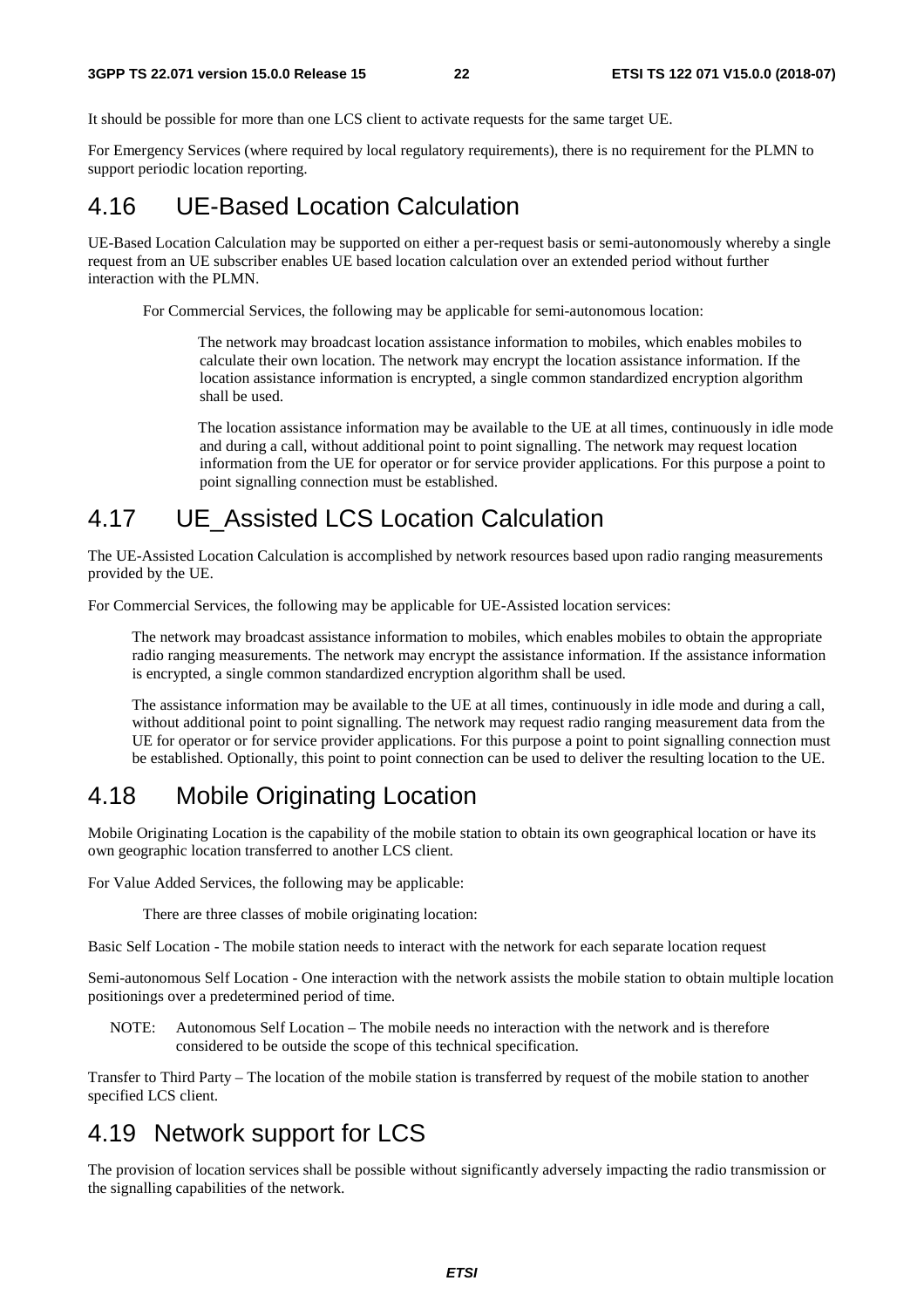It should be possible for more than one LCS client to activate requests for the same target UE.

For Emergency Services (where required by local regulatory requirements), there is no requirement for the PLMN to support periodic location reporting.

## 4.16 UE-Based Location Calculation

UE-Based Location Calculation may be supported on either a per-request basis or semi-autonomously whereby a single request from an UE subscriber enables UE based location calculation over an extended period without further interaction with the PLMN.

For Commercial Services, the following may be applicable for semi-autonomous location:

The network may broadcast location assistance information to mobiles, which enables mobiles to calculate their own location. The network may encrypt the location assistance information. If the location assistance information is encrypted, a single common standardized encryption algorithm shall be used.

The location assistance information may be available to the UE at all times, continuously in idle mode and during a call, without additional point to point signalling. The network may request location information from the UE for operator or for service provider applications. For this purpose a point to point signalling connection must be established.

## 4.17 UE_Assisted LCS Location Calculation

The UE-Assisted Location Calculation is accomplished by network resources based upon radio ranging measurements provided by the UE.

For Commercial Services, the following may be applicable for UE-Assisted location services:

The network may broadcast assistance information to mobiles, which enables mobiles to obtain the appropriate radio ranging measurements. The network may encrypt the assistance information. If the assistance information is encrypted, a single common standardized encryption algorithm shall be used.

The assistance information may be available to the UE at all times, continuously in idle mode and during a call, without additional point to point signalling. The network may request radio ranging measurement data from the UE for operator or for service provider applications. For this purpose a point to point signalling connection must be established. Optionally, this point to point connection can be used to deliver the resulting location to the UE.

## 4.18 Mobile Originating Location

Mobile Originating Location is the capability of the mobile station to obtain its own geographical location or have its own geographic location transferred to another LCS client.

For Value Added Services, the following may be applicable:

There are three classes of mobile originating location:

Basic Self Location - The mobile station needs to interact with the network for each separate location request

Semi-autonomous Self Location - One interaction with the network assists the mobile station to obtain multiple location positionings over a predetermined period of time.

NOTE: Autonomous Self Location – The mobile needs no interaction with the network and is therefore considered to be outside the scope of this technical specification.

Transfer to Third Party – The location of the mobile station is transferred by request of the mobile station to another specified LCS client.

## 4.19 Network support for LCS

The provision of location services shall be possible without significantly adversely impacting the radio transmission or the signalling capabilities of the network.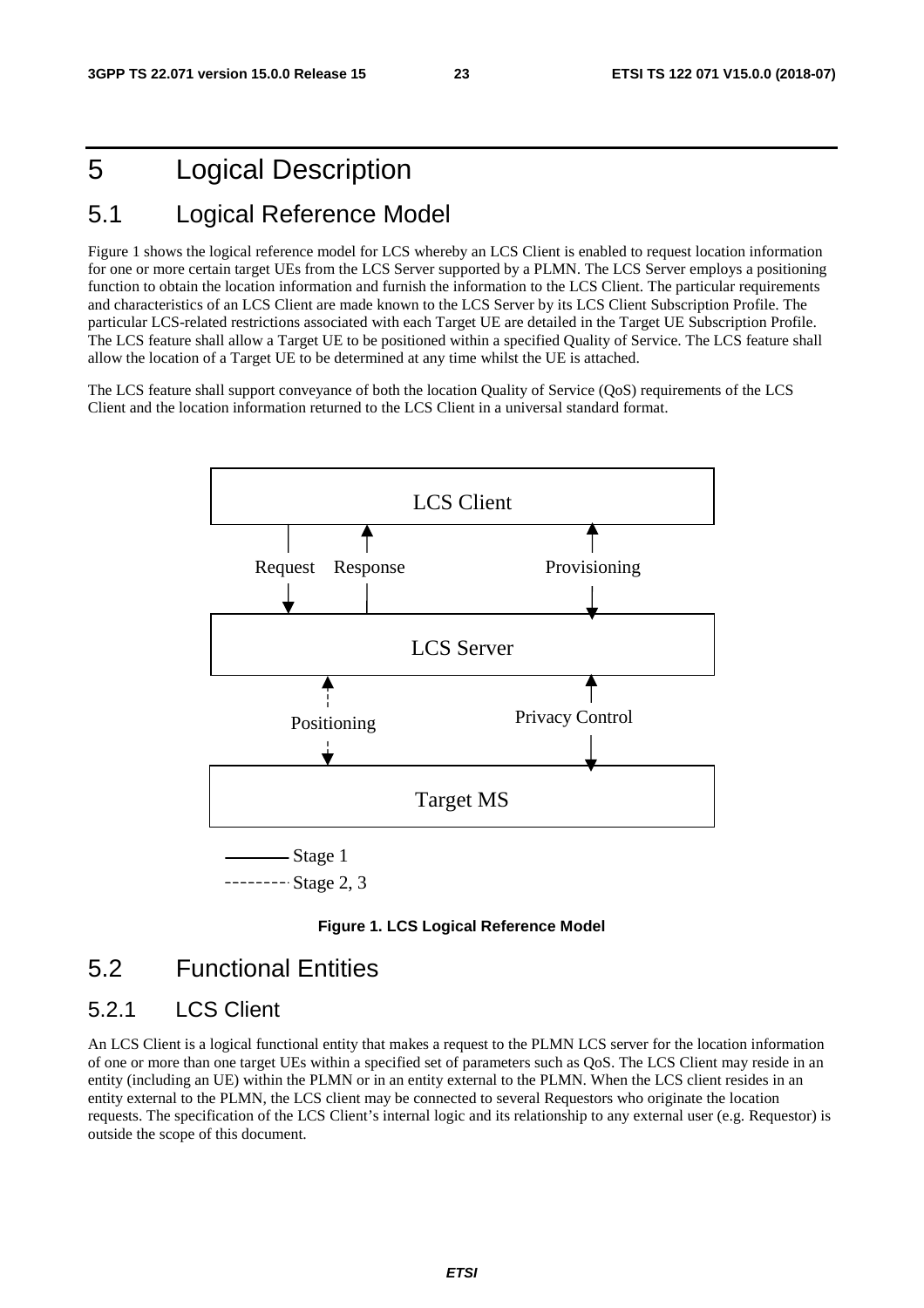# 5 Logical Description

## 5.1 Logical Reference Model

Figure 1 shows the logical reference model for LCS whereby an LCS Client is enabled to request location information for one or more certain target UEs from the LCS Server supported by a PLMN. The LCS Server employs a positioning function to obtain the location information and furnish the information to the LCS Client. The particular requirements and characteristics of an LCS Client are made known to the LCS Server by its LCS Client Subscription Profile. The particular LCS-related restrictions associated with each Target UE are detailed in the Target UE Subscription Profile. The LCS feature shall allow a Target UE to be positioned within a specified Quality of Service. The LCS feature shall allow the location of a Target UE to be determined at any time whilst the UE is attached.

The LCS feature shall support conveyance of both the location Quality of Service (QoS) requirements of the LCS Client and the location information returned to the LCS Client in a universal standard format.

LCS Client

Request Response Provisioning

LCS Server

Positioning Privacy Control

Target MS

Stage 1

Stage 2, 3

**Figure 1. LCS Logical Reference Model**

## 5.2 Functional Entities

### 5.2.1 LCS Client

An LCS Client is a logical functional entity that makes a request to the PLMN LCS server for the location information of one or more than one target UEs within a specified set of parameters such as QoS. The LCS Client may reside in an entity (including an UE) within the PLMN or in an entity external to the PLMN. When the LCS client resides in an entity external to the PLMN, the LCS client may be connected to several Requestors who originate the location requests. The specification of the LCS Client's internal logic and its relationship to any external user (e.g. Requestor) is outside the scope of this document.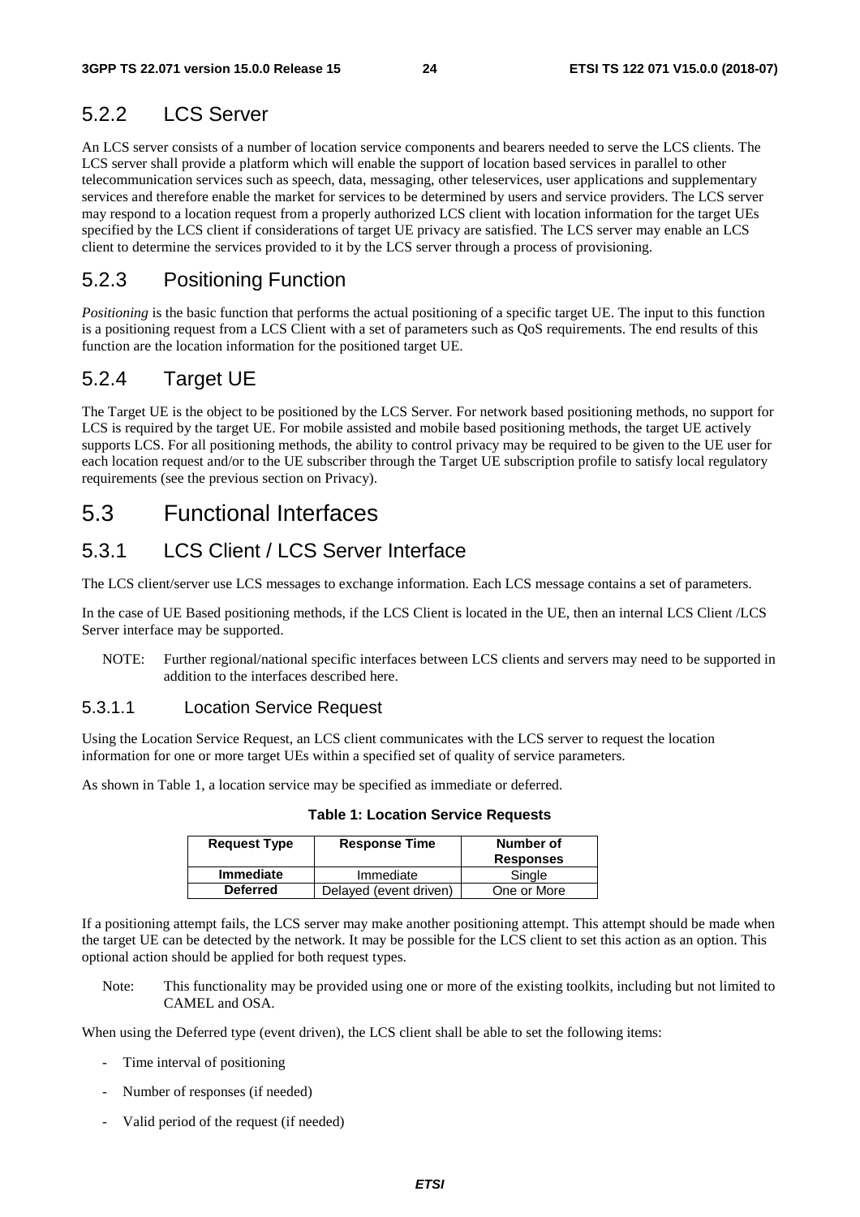## 5.2.2 LCS Server

An LCS server consists of a number of location service components and bearers needed to serve the LCS clients. The LCS server shall provide a platform which will enable the support of location based services in parallel to other telecommunication services such as speech, data, messaging, other teleservices, user applications and supplementary services and therefore enable the market for services to be determined by users and service providers. The LCS server may respond to a location request from a properly authorized LCS client with location information for the target UEs specified by the LCS client if considerations of target UE privacy are satisfied. The LCS server may enable an LCS client to determine the services provided to it by the LCS server through a process of provisioning.

## 5.2.3 Positioning Function

*Positioning* is the basic function that performs the actual positioning of a specific target UE. The input to this function is a positioning request from a LCS Client with a set of parameters such as QoS requirements. The end results of this function are the location information for the positioned target UE.

## 5.2.4 Target UE

The Target UE is the object to be positioned by the LCS Server. For network based positioning methods, no support for LCS is required by the target UE. For mobile assisted and mobile based positioning methods, the target UE actively supports LCS. For all positioning methods, the ability to control privacy may be required to be given to the UE user for each location request and/or to the UE subscriber through the Target UE subscription profile to satisfy local regulatory requirements (see the previous section on Privacy).

# 5.3 Functional Interfaces

## 5.3.1 LCS Client / LCS Server Interface

The LCS client/server use LCS messages to exchange information. Each LCS message contains a set of parameters.

In the case of UE Based positioning methods, if the LCS Client is located in the UE, then an internal LCS Client /LCS Server interface may be supported.

NOTE: Further regional/national specific interfaces between LCS clients and servers may need to be supported in addition to the interfaces described here.

### 5.3.1.1 Location Service Request

Using the Location Service Request, an LCS client communicates with the LCS server to request the location information for one or more target UEs within a specified set of quality of service parameters.

As shown in Table 1, a location service may be specified as immediate or deferred.

**Table 1: Location Service Requests**

| Request Type | Response Time | Number of Responses |
|---|---|---|
| **Immediate** | Immediate | Single |
| **Deferred** | Delayed (event driven) | One or More |

If a positioning attempt fails, the LCS server may make another positioning attempt. This attempt should be made when the target UE can be detected by the network. It may be possible for the LCS client to set this action as an option. This optional action should be applied for both request types.

Note: This functionality may be provided using one or more of the existing toolkits, including but not limited to CAMEL and OSA.

When using the Deferred type (event driven), the LCS client shall be able to set the following items:

- Time interval of positioning
- Number of responses (if needed)
- Valid period of the request (if needed)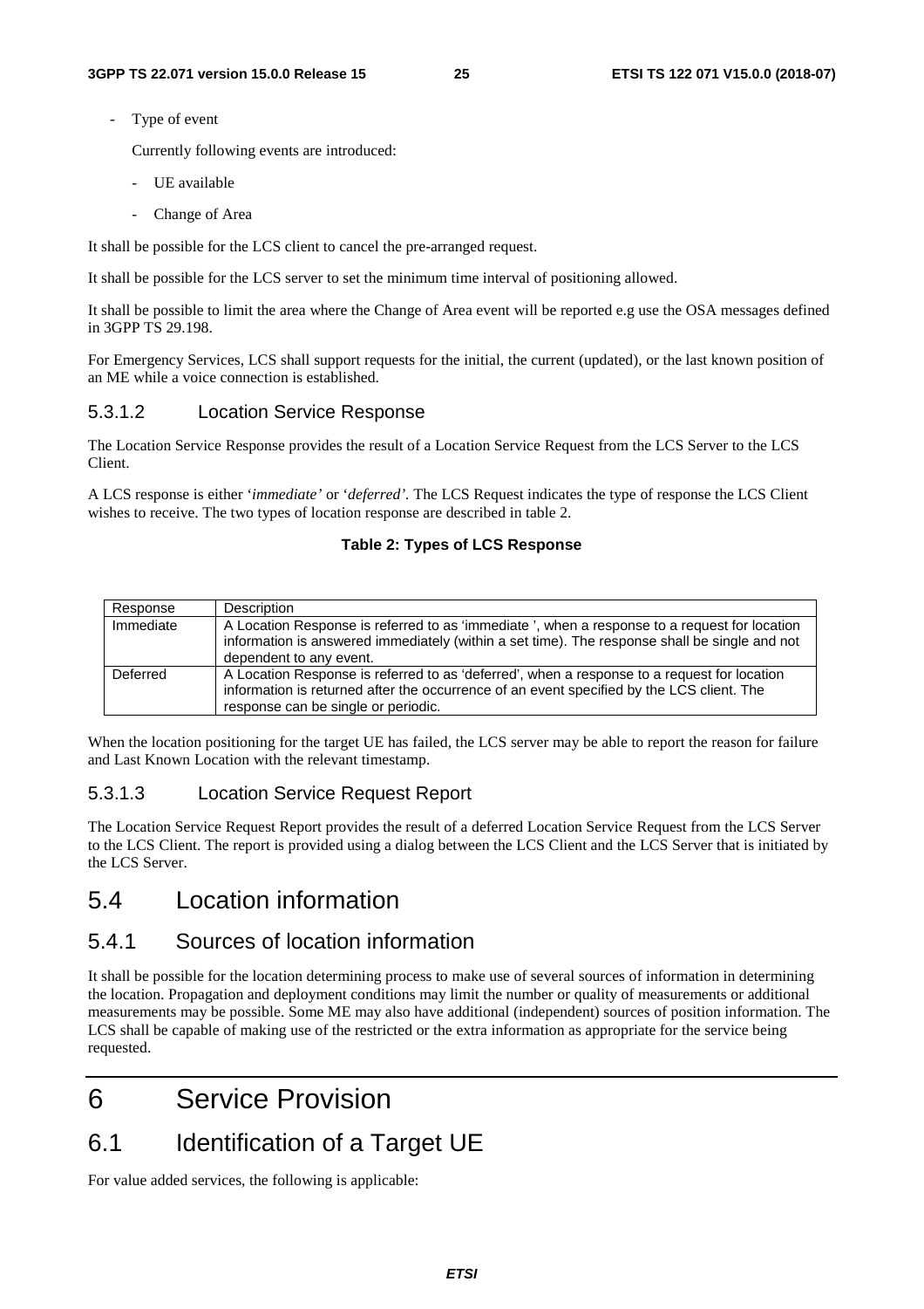- Type of event

  Currently following events are introduced:

  - UE available
  - Change of Area

It shall be possible for the LCS client to cancel the pre-arranged request.

It shall be possible for the LCS server to set the minimum time interval of positioning allowed.

It shall be possible to limit the area where the Change of Area event will be reported e.g use the OSA messages defined in 3GPP TS 29.198.

For Emergency Services, LCS shall support requests for the initial, the current (updated), or the last known position of an ME while a voice connection is established.

#### 5.3.1.2 Location Service Response

The Location Service Response provides the result of a Location Service Request from the LCS Server to the LCS Client.

A LCS response is either '*immediate'* or '*deferred'*. The LCS Request indicates the type of response the LCS Client wishes to receive. The two types of location response are described in table 2.

**Table 2: Types of LCS Response**

| Response | Description |
|---|---|
| Immediate | A Location Response is referred to as 'immediate ', when a response to a request for location information is answered immediately (within a set time). The response shall be single and not dependent to any event. |
| Deferred | A Location Response is referred to as 'deferred', when a response to a request for location information is returned after the occurrence of an event specified by the LCS client. The response can be single or periodic. |

When the location positioning for the target UE has failed, the LCS server may be able to report the reason for failure and Last Known Location with the relevant timestamp.

#### 5.3.1.3 Location Service Request Report

The Location Service Request Report provides the result of a deferred Location Service Request from the LCS Server to the LCS Client. The report is provided using a dialog between the LCS Client and the LCS Server that is initiated by the LCS Server.

## 5.4 Location information

### 5.4.1 Sources of location information

It shall be possible for the location determining process to make use of several sources of information in determining the location. Propagation and deployment conditions may limit the number or quality of measurements or additional measurements may be possible. Some ME may also have additional (independent) sources of position information. The LCS shall be capable of making use of the restricted or the extra information as appropriate for the service being requested.

# 6 Service Provision

## 6.1 Identification of a Target UE

For value added services, the following is applicable: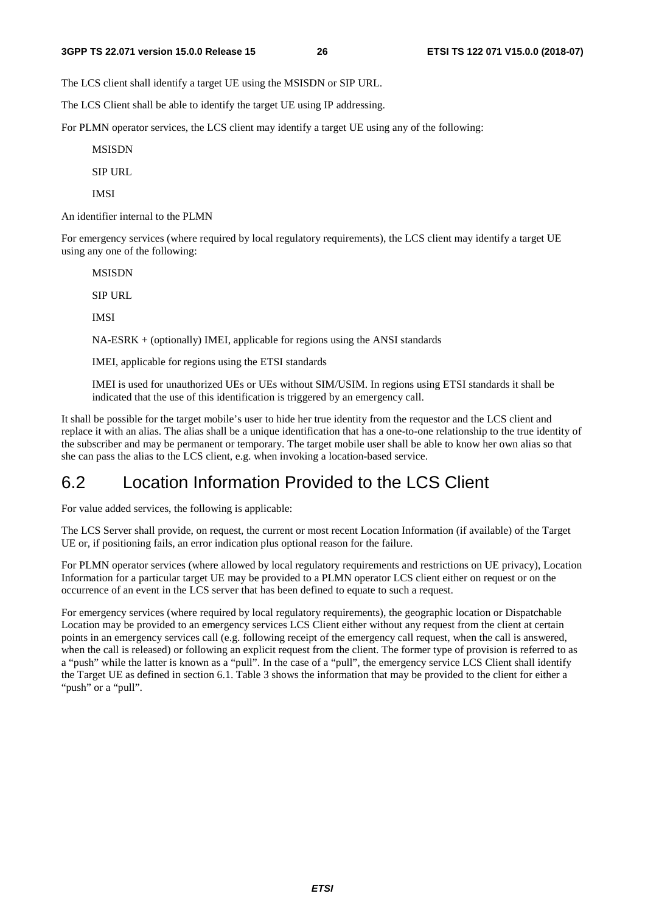The LCS client shall identify a target UE using the MSISDN or SIP URL.

The LCS Client shall be able to identify the target UE using IP addressing.

For PLMN operator services, the LCS client may identify a target UE using any of the following:

MSISDN

SIP URL

IMSI

An identifier internal to the PLMN

For emergency services (where required by local regulatory requirements), the LCS client may identify a target UE using any one of the following:

MSISDN

SIP URL

IMSI

NA-ESRK + (optionally) IMEI, applicable for regions using the ANSI standards

IMEI, applicable for regions using the ETSI standards

IMEI is used for unauthorized UEs or UEs without SIM/USIM. In regions using ETSI standards it shall be indicated that the use of this identification is triggered by an emergency call.

It shall be possible for the target mobile's user to hide her true identity from the requestor and the LCS client and replace it with an alias. The alias shall be a unique identification that has a one-to-one relationship to the true identity of the subscriber and may be permanent or temporary. The target mobile user shall be able to know her own alias so that she can pass the alias to the LCS client, e.g. when invoking a location-based service.

## 6.2 Location Information Provided to the LCS Client

For value added services, the following is applicable:

The LCS Server shall provide, on request, the current or most recent Location Information (if available) of the Target UE or, if positioning fails, an error indication plus optional reason for the failure.

For PLMN operator services (where allowed by local regulatory requirements and restrictions on UE privacy), Location Information for a particular target UE may be provided to a PLMN operator LCS client either on request or on the occurrence of an event in the LCS server that has been defined to equate to such a request.

For emergency services (where required by local regulatory requirements), the geographic location or Dispatchable Location may be provided to an emergency services LCS Client either without any request from the client at certain points in an emergency services call (e.g. following receipt of the emergency call request, when the call is answered, when the call is released) or following an explicit request from the client. The former type of provision is referred to as a "push" while the latter is known as a "pull". In the case of a "pull", the emergency service LCS Client shall identify the Target UE as defined in section 6.1. Table 3 shows the information that may be provided to the client for either a "push" or a "pull".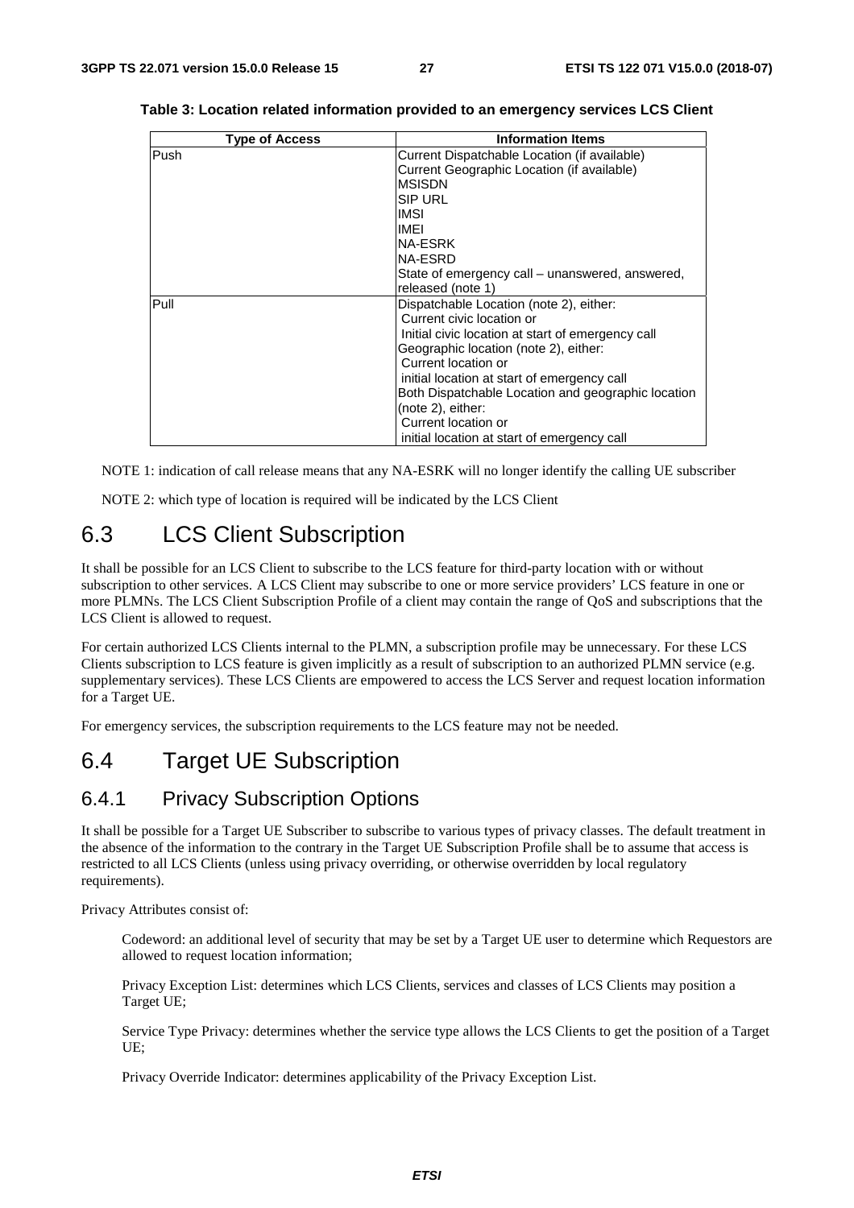**Table 3: Location related information provided to an emergency services LCS Client**

| Type of Access | Information Items |
|---|---|
| Push | Current Dispatchable Location (if available)<br>Current Geographic Location (if available)<br>MSISDN<br>SIP URL<br>IMSI<br>IMEI<br>NA-ESRK<br>NA-ESRD<br>State of emergency call – unanswered, answered, released (note 1) |
| Pull | Dispatchable Location (note 2), either:<br>Current civic location or<br>Initial civic location at start of emergency call<br>Geographic location (note 2), either:<br>Current location or<br>initial location at start of emergency call<br>Both Dispatchable Location and geographic location (note 2), either:<br>Current location or<br>initial location at start of emergency call |

NOTE 1: indication of call release means that any NA-ESRK will no longer identify the calling UE subscriber

NOTE 2: which type of location is required will be indicated by the LCS Client

# 6.3 LCS Client Subscription

It shall be possible for an LCS Client to subscribe to the LCS feature for third-party location with or without subscription to other services. A LCS Client may subscribe to one or more service providers' LCS feature in one or more PLMNs. The LCS Client Subscription Profile of a client may contain the range of QoS and subscriptions that the LCS Client is allowed to request.

For certain authorized LCS Clients internal to the PLMN, a subscription profile may be unnecessary. For these LCS Clients subscription to LCS feature is given implicitly as a result of subscription to an authorized PLMN service (e.g. supplementary services). These LCS Clients are empowered to access the LCS Server and request location information for a Target UE.

For emergency services, the subscription requirements to the LCS feature may not be needed.

# 6.4 Target UE Subscription

## 6.4.1 Privacy Subscription Options

It shall be possible for a Target UE Subscriber to subscribe to various types of privacy classes. The default treatment in the absence of the information to the contrary in the Target UE Subscription Profile shall be to assume that access is restricted to all LCS Clients (unless using privacy overriding, or otherwise overridden by local regulatory requirements).

Privacy Attributes consist of:

Codeword: an additional level of security that may be set by a Target UE user to determine which Requestors are allowed to request location information;

Privacy Exception List: determines which LCS Clients, services and classes of LCS Clients may position a Target UE;

Service Type Privacy: determines whether the service type allows the LCS Clients to get the position of a Target UE;

Privacy Override Indicator: determines applicability of the Privacy Exception List.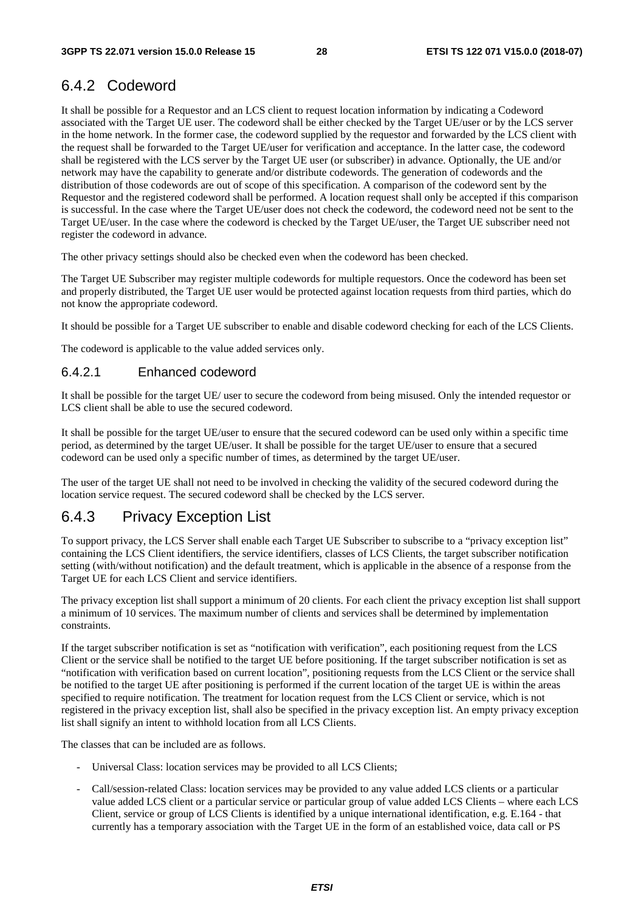## 6.4.2 Codeword

It shall be possible for a Requestor and an LCS client to request location information by indicating a Codeword associated with the Target UE user. The codeword shall be either checked by the Target UE/user or by the LCS server in the home network. In the former case, the codeword supplied by the requestor and forwarded by the LCS client with the request shall be forwarded to the Target UE/user for verification and acceptance. In the latter case, the codeword shall be registered with the LCS server by the Target UE user (or subscriber) in advance. Optionally, the UE and/or network may have the capability to generate and/or distribute codewords. The generation of codewords and the distribution of those codewords are out of scope of this specification. A comparison of the codeword sent by the Requestor and the registered codeword shall be performed. A location request shall only be accepted if this comparison is successful. In the case where the Target UE/user does not check the codeword, the codeword need not be sent to the Target UE/user. In the case where the codeword is checked by the Target UE/user, the Target UE subscriber need not register the codeword in advance.

The other privacy settings should also be checked even when the codeword has been checked.

The Target UE Subscriber may register multiple codewords for multiple requestors. Once the codeword has been set and properly distributed, the Target UE user would be protected against location requests from third parties, which do not know the appropriate codeword.

It should be possible for a Target UE subscriber to enable and disable codeword checking for each of the LCS Clients.

The codeword is applicable to the value added services only.

### 6.4.2.1 Enhanced codeword

It shall be possible for the target UE/ user to secure the codeword from being misused. Only the intended requestor or LCS client shall be able to use the secured codeword.

It shall be possible for the target UE/user to ensure that the secured codeword can be used only within a specific time period, as determined by the target UE/user. It shall be possible for the target UE/user to ensure that a secured codeword can be used only a specific number of times, as determined by the target UE/user.

The user of the target UE shall not need to be involved in checking the validity of the secured codeword during the location service request. The secured codeword shall be checked by the LCS server.

## 6.4.3 Privacy Exception List

To support privacy, the LCS Server shall enable each Target UE Subscriber to subscribe to a "privacy exception list" containing the LCS Client identifiers, the service identifiers, classes of LCS Clients, the target subscriber notification setting (with/without notification) and the default treatment, which is applicable in the absence of a response from the Target UE for each LCS Client and service identifiers.

The privacy exception list shall support a minimum of 20 clients. For each client the privacy exception list shall support a minimum of 10 services. The maximum number of clients and services shall be determined by implementation constraints.

If the target subscriber notification is set as "notification with verification", each positioning request from the LCS Client or the service shall be notified to the target UE before positioning. If the target subscriber notification is set as "notification with verification based on current location", positioning requests from the LCS Client or the service shall be notified to the target UE after positioning is performed if the current location of the target UE is within the areas specified to require notification. The treatment for location request from the LCS Client or service, which is not registered in the privacy exception list, shall also be specified in the privacy exception list. An empty privacy exception list shall signify an intent to withhold location from all LCS Clients.

The classes that can be included are as follows.

- Universal Class: location services may be provided to all LCS Clients;
- Call/session-related Class: location services may be provided to any value added LCS clients or a particular value added LCS client or a particular service or particular group of value added LCS Clients – where each LCS Client, service or group of LCS Clients is identified by a unique international identification, e.g. E.164 - that currently has a temporary association with the Target UE in the form of an established voice, data call or PS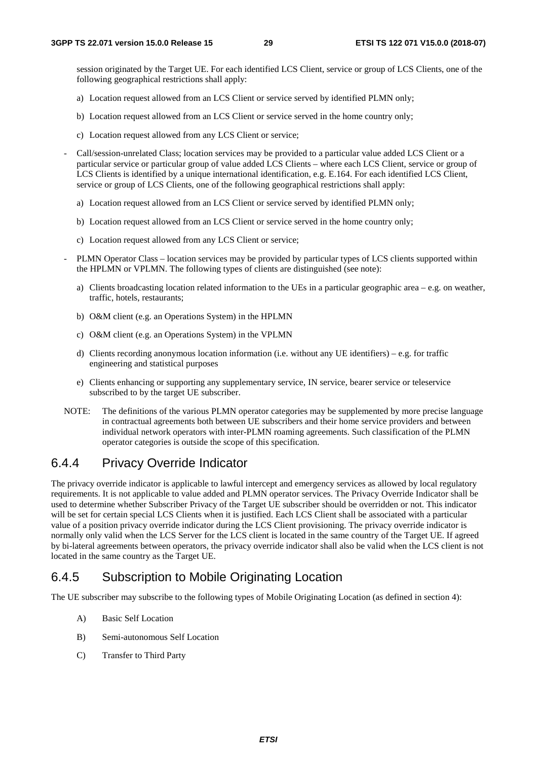session originated by the Target UE. For each identified LCS Client, service or group of LCS Clients, one of the following geographical restrictions shall apply:

a) Location request allowed from an LCS Client or service served by identified PLMN only;

b) Location request allowed from an LCS Client or service served in the home country only;

c) Location request allowed from any LCS Client or service;

- Call/session-unrelated Class; location services may be provided to a particular value added LCS Client or a particular service or particular group of value added LCS Clients – where each LCS Client, service or group of LCS Clients is identified by a unique international identification, e.g. E.164. For each identified LCS Client, service or group of LCS Clients, one of the following geographical restrictions shall apply:

  a) Location request allowed from an LCS Client or service served by identified PLMN only;

  b) Location request allowed from an LCS Client or service served in the home country only;

  c) Location request allowed from any LCS Client or service;

- PLMN Operator Class – location services may be provided by particular types of LCS clients supported within the HPLMN or VPLMN. The following types of clients are distinguished (see note):

  a) Clients broadcasting location related information to the UEs in a particular geographic area – e.g. on weather, traffic, hotels, restaurants;

  b) O&M client (e.g. an Operations System) in the HPLMN

  c) O&M client (e.g. an Operations System) in the VPLMN

  d) Clients recording anonymous location information (i.e. without any UE identifiers) – e.g. for traffic engineering and statistical purposes

  e) Clients enhancing or supporting any supplementary service, IN service, bearer service or teleservice subscribed to by the target UE subscriber.

NOTE: The definitions of the various PLMN operator categories may be supplemented by more precise language in contractual agreements both between UE subscribers and their home service providers and between individual network operators with inter-PLMN roaming agreements. Such classification of the PLMN operator categories is outside the scope of this specification.

### 6.4.4 Privacy Override Indicator

The privacy override indicator is applicable to lawful intercept and emergency services as allowed by local regulatory requirements. It is not applicable to value added and PLMN operator services. The Privacy Override Indicator shall be used to determine whether Subscriber Privacy of the Target UE subscriber should be overridden or not. This indicator will be set for certain special LCS Clients when it is justified. Each LCS Client shall be associated with a particular value of a position privacy override indicator during the LCS Client provisioning. The privacy override indicator is normally only valid when the LCS Server for the LCS client is located in the same country of the Target UE. If agreed by bi-lateral agreements between operators, the privacy override indicator shall also be valid when the LCS client is not located in the same country as the Target UE.

### 6.4.5 Subscription to Mobile Originating Location

The UE subscriber may subscribe to the following types of Mobile Originating Location (as defined in section 4):

A) Basic Self Location

B) Semi-autonomous Self Location

C) Transfer to Third Party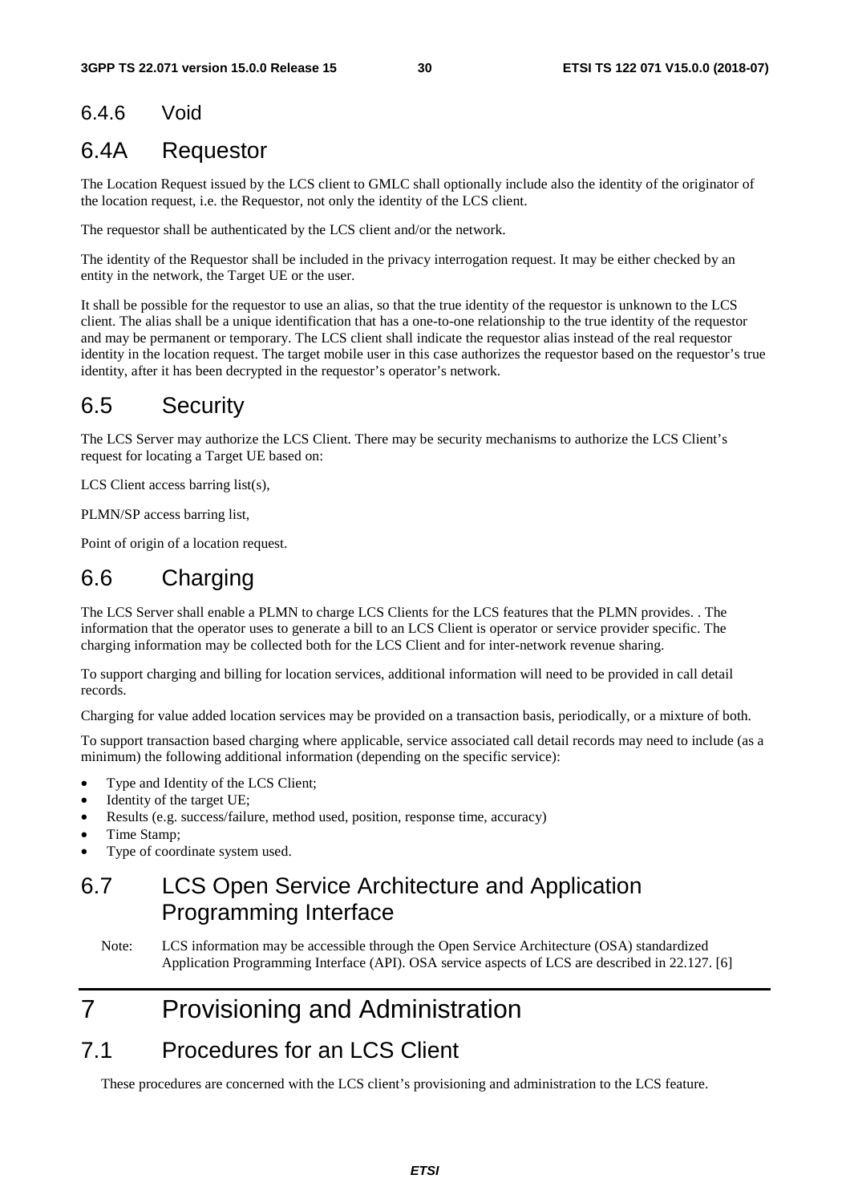### 6.4.6 Void

## 6.4A Requestor

The Location Request issued by the LCS client to GMLC shall optionally include also the identity of the originator of the location request, i.e. the Requestor, not only the identity of the LCS client.

The requestor shall be authenticated by the LCS client and/or the network.

The identity of the Requestor shall be included in the privacy interrogation request. It may be either checked by an entity in the network, the Target UE or the user.

It shall be possible for the requestor to use an alias, so that the true identity of the requestor is unknown to the LCS client. The alias shall be a unique identification that has a one-to-one relationship to the true identity of the requestor and may be permanent or temporary. The LCS client shall indicate the requestor alias instead of the real requestor identity in the location request. The target mobile user in this case authorizes the requestor based on the requestor's true identity, after it has been decrypted in the requestor's operator's network.

## 6.5 Security

The LCS Server may authorize the LCS Client. There may be security mechanisms to authorize the LCS Client's request for locating a Target UE based on:

LCS Client access barring list(s),

PLMN/SP access barring list,

Point of origin of a location request.

## 6.6 Charging

The LCS Server shall enable a PLMN to charge LCS Clients for the LCS features that the PLMN provides. . The information that the operator uses to generate a bill to an LCS Client is operator or service provider specific. The charging information may be collected both for the LCS Client and for inter-network revenue sharing.

To support charging and billing for location services, additional information will need to be provided in call detail records.

Charging for value added location services may be provided on a transaction basis, periodically, or a mixture of both.

To support transaction based charging where applicable, service associated call detail records may need to include (as a minimum) the following additional information (depending on the specific service):

- Type and Identity of the LCS Client;
- Identity of the target UE;
- Results (e.g. success/failure, method used, position, response time, accuracy)
- Time Stamp;
- Type of coordinate system used.

## 6.7 LCS Open Service Architecture and Application Programming Interface

Note: LCS information may be accessible through the Open Service Architecture (OSA) standardized Application Programming Interface (API). OSA service aspects of LCS are described in 22.127. [6]

# 7 Provisioning and Administration

## 7.1 Procedures for an LCS Client

These procedures are concerned with the LCS client's provisioning and administration to the LCS feature.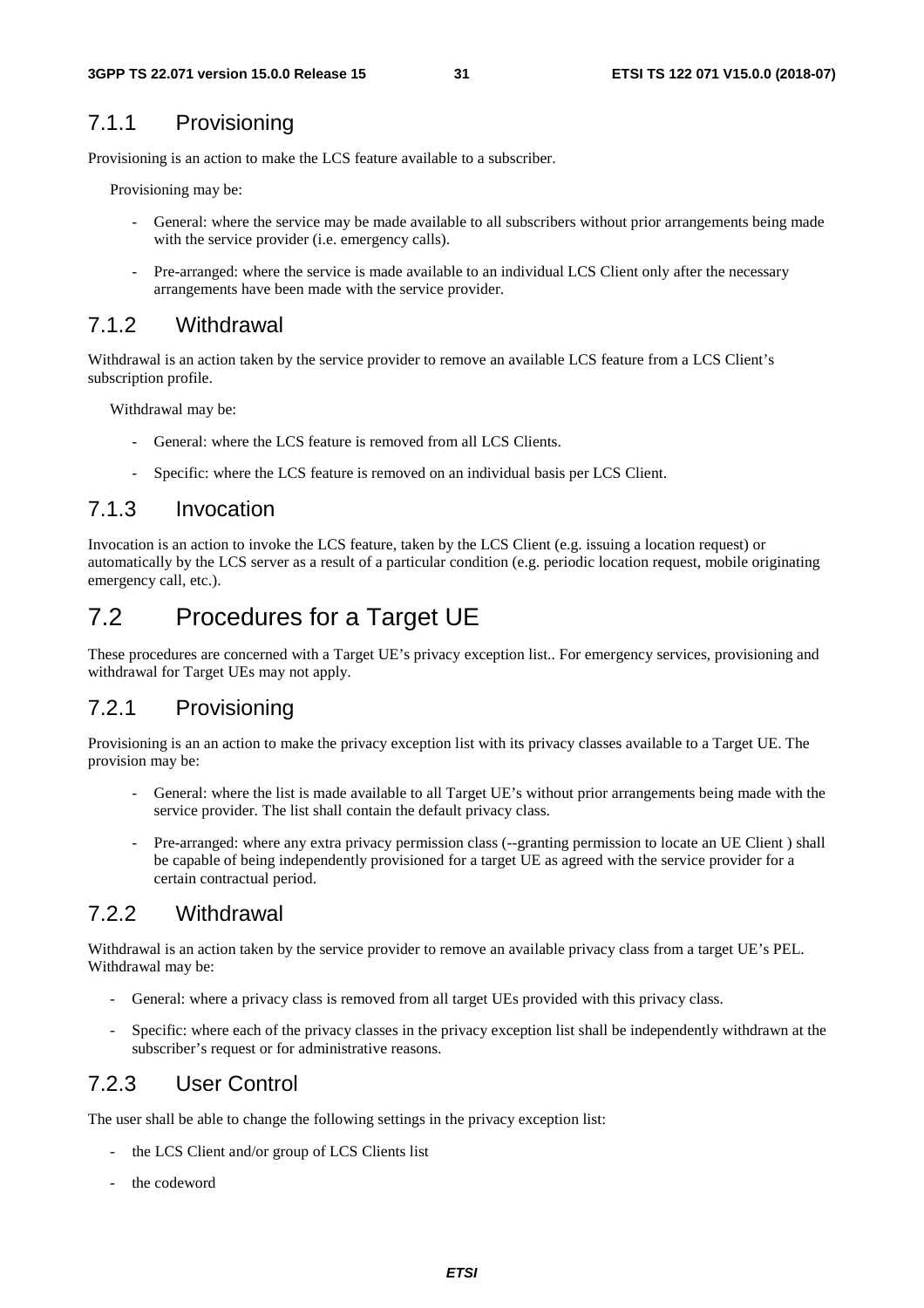### 7.1.1 Provisioning

Provisioning is an action to make the LCS feature available to a subscriber.

Provisioning may be:

- General: where the service may be made available to all subscribers without prior arrangements being made with the service provider (i.e. emergency calls).
- Pre-arranged: where the service is made available to an individual LCS Client only after the necessary arrangements have been made with the service provider.

### 7.1.2 Withdrawal

Withdrawal is an action taken by the service provider to remove an available LCS feature from a LCS Client's subscription profile.

Withdrawal may be:

- General: where the LCS feature is removed from all LCS Clients.
- Specific: where the LCS feature is removed on an individual basis per LCS Client.

### 7.1.3 Invocation

Invocation is an action to invoke the LCS feature, taken by the LCS Client (e.g. issuing a location request) or automatically by the LCS server as a result of a particular condition (e.g. periodic location request, mobile originating emergency call, etc.).

## 7.2 Procedures for a Target UE

These procedures are concerned with a Target UE's privacy exception list.. For emergency services, provisioning and withdrawal for Target UEs may not apply.

### 7.2.1 Provisioning

Provisioning is an an action to make the privacy exception list with its privacy classes available to a Target UE. The provision may be:

- General: where the list is made available to all Target UE's without prior arrangements being made with the service provider. The list shall contain the default privacy class.
- Pre-arranged: where any extra privacy permission class (--granting permission to locate an UE Client ) shall be capable of being independently provisioned for a target UE as agreed with the service provider for a certain contractual period.

### 7.2.2 Withdrawal

Withdrawal is an action taken by the service provider to remove an available privacy class from a target UE's PEL. Withdrawal may be:

- General: where a privacy class is removed from all target UEs provided with this privacy class.
- Specific: where each of the privacy classes in the privacy exception list shall be independently withdrawn at the subscriber's request or for administrative reasons.

### 7.2.3 User Control

The user shall be able to change the following settings in the privacy exception list:

- the LCS Client and/or group of LCS Clients list
- the codeword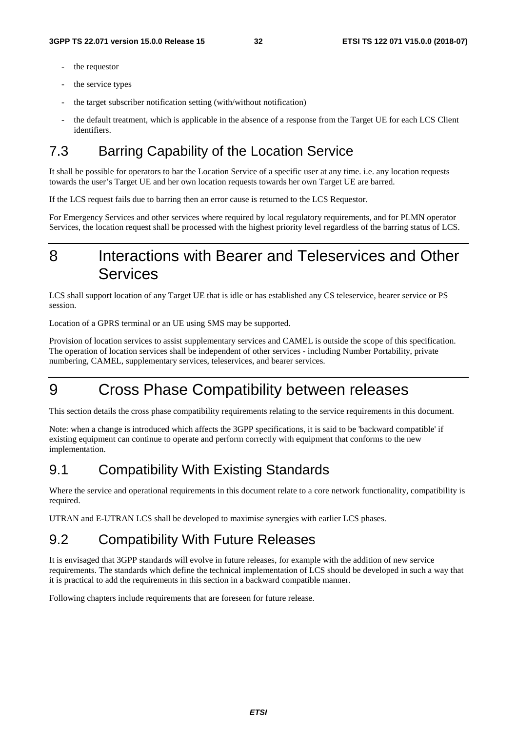- the requestor
- the service types
- the target subscriber notification setting (with/without notification)
- the default treatment, which is applicable in the absence of a response from the Target UE for each LCS Client identifiers.

## 7.3 Barring Capability of the Location Service

It shall be possible for operators to bar the Location Service of a specific user at any time. i.e. any location requests towards the user's Target UE and her own location requests towards her own Target UE are barred.

If the LCS request fails due to barring then an error cause is returned to the LCS Requestor.

For Emergency Services and other services where required by local regulatory requirements, and for PLMN operator Services, the location request shall be processed with the highest priority level regardless of the barring status of LCS.

# 8 Interactions with Bearer and Teleservices and Other Services

LCS shall support location of any Target UE that is idle or has established any CS teleservice, bearer service or PS session.

Location of a GPRS terminal or an UE using SMS may be supported.

Provision of location services to assist supplementary services and CAMEL is outside the scope of this specification. The operation of location services shall be independent of other services - including Number Portability, private numbering, CAMEL, supplementary services, teleservices, and bearer services.

# 9 Cross Phase Compatibility between releases

This section details the cross phase compatibility requirements relating to the service requirements in this document.

Note: when a change is introduced which affects the 3GPP specifications, it is said to be 'backward compatible' if existing equipment can continue to operate and perform correctly with equipment that conforms to the new implementation.

## 9.1 Compatibility With Existing Standards

Where the service and operational requirements in this document relate to a core network functionality, compatibility is required.

UTRAN and E-UTRAN LCS shall be developed to maximise synergies with earlier LCS phases.

## 9.2 Compatibility With Future Releases

It is envisaged that 3GPP standards will evolve in future releases, for example with the addition of new service requirements. The standards which define the technical implementation of LCS should be developed in such a way that it is practical to add the requirements in this section in a backward compatible manner.

Following chapters include requirements that are foreseen for future release.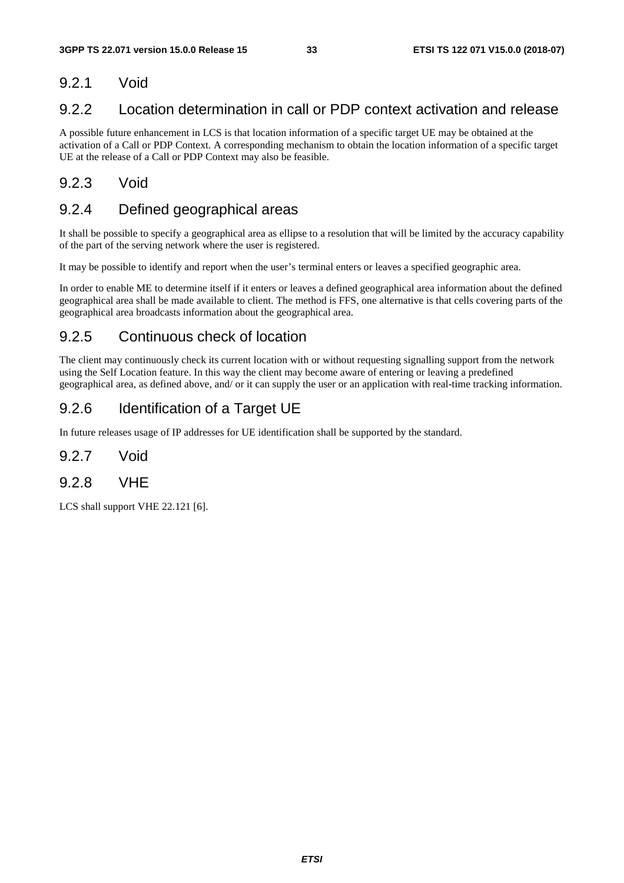### 9.2.1 Void

### 9.2.2 Location determination in call or PDP context activation and release

A possible future enhancement in LCS is that location information of a specific target UE may be obtained at the activation of a Call or PDP Context. A corresponding mechanism to obtain the location information of a specific target UE at the release of a Call or PDP Context may also be feasible.

### 9.2.3 Void

### 9.2.4 Defined geographical areas

It shall be possible to specify a geographical area as ellipse to a resolution that will be limited by the accuracy capability of the part of the serving network where the user is registered.

It may be possible to identify and report when the user's terminal enters or leaves a specified geographic area.

In order to enable ME to determine itself if it enters or leaves a defined geographical area information about the defined geographical area shall be made available to client. The method is FFS, one alternative is that cells covering parts of the geographical area broadcasts information about the geographical area.

### 9.2.5 Continuous check of location

The client may continuously check its current location with or without requesting signalling support from the network using the Self Location feature. In this way the client may become aware of entering or leaving a predefined geographical area, as defined above, and/ or it can supply the user or an application with real-time tracking information.

### 9.2.6 Identification of a Target UE

In future releases usage of IP addresses for UE identification shall be supported by the standard.

### 9.2.7 Void

### 9.2.8 VHE

LCS shall support VHE 22.121 [6].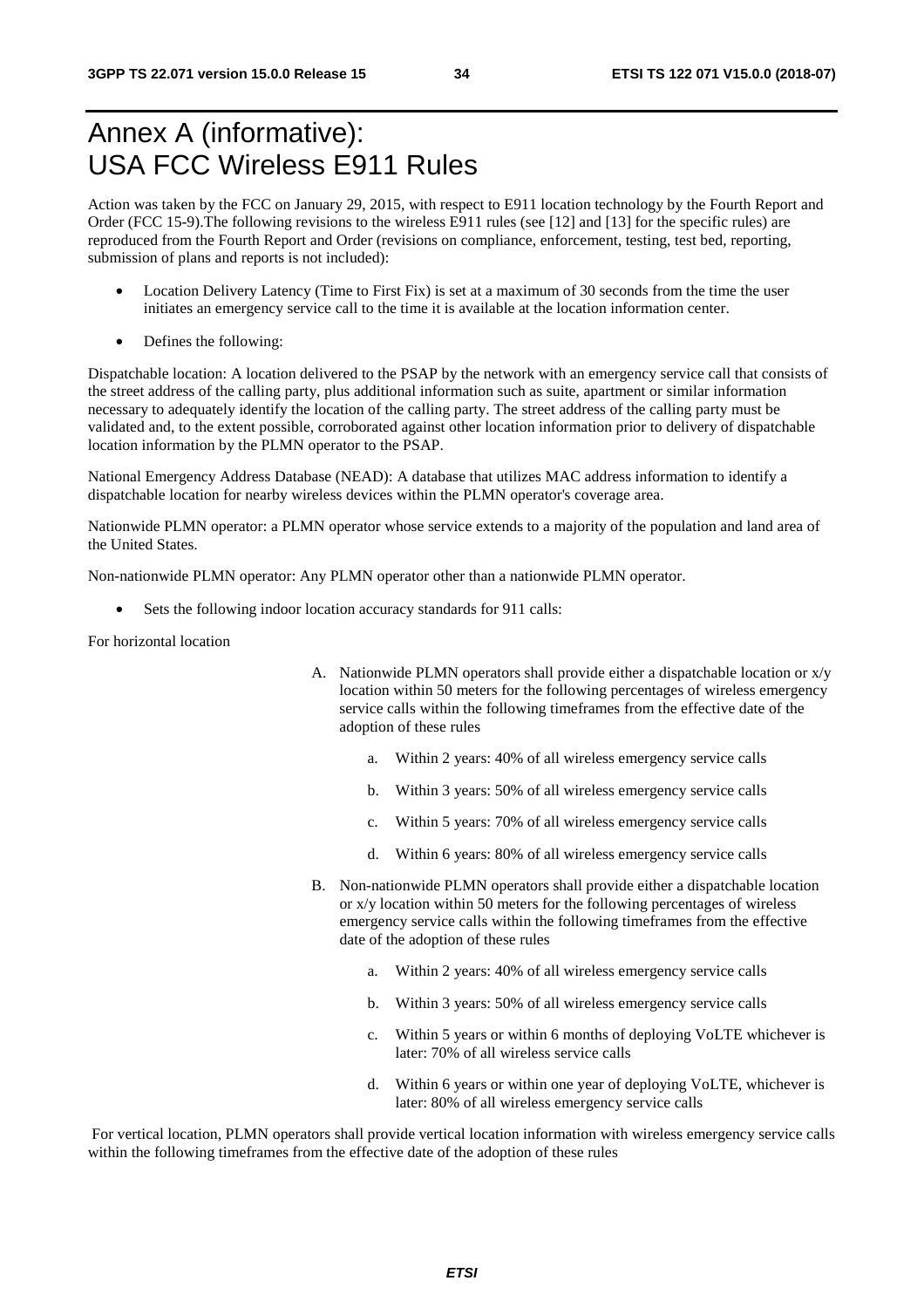# Annex A (informative): USA FCC Wireless E911 Rules

Action was taken by the FCC on January 29, 2015, with respect to E911 location technology by the Fourth Report and Order (FCC 15-9).The following revisions to the wireless E911 rules (see [12] and [13] for the specific rules) are reproduced from the Fourth Report and Order (revisions on compliance, enforcement, testing, test bed, reporting, submission of plans and reports is not included):

- Location Delivery Latency (Time to First Fix) is set at a maximum of 30 seconds from the time the user initiates an emergency service call to the time it is available at the location information center.
- Defines the following:

Dispatchable location: A location delivered to the PSAP by the network with an emergency service call that consists of the street address of the calling party, plus additional information such as suite, apartment or similar information necessary to adequately identify the location of the calling party. The street address of the calling party must be validated and, to the extent possible, corroborated against other location information prior to delivery of dispatchable location information by the PLMN operator to the PSAP.

National Emergency Address Database (NEAD): A database that utilizes MAC address information to identify a dispatchable location for nearby wireless devices within the PLMN operator's coverage area.

Nationwide PLMN operator: a PLMN operator whose service extends to a majority of the population and land area of the United States.

Non-nationwide PLMN operator: Any PLMN operator other than a nationwide PLMN operator.

- Sets the following indoor location accuracy standards for 911 calls:

For horizontal location

A. Nationwide PLMN operators shall provide either a dispatchable location or x/y location within 50 meters for the following percentages of wireless emergency service calls within the following timeframes from the effective date of the adoption of these rules

   a. Within 2 years: 40% of all wireless emergency service calls

   b. Within 3 years: 50% of all wireless emergency service calls

   c. Within 5 years: 70% of all wireless emergency service calls

   d. Within 6 years: 80% of all wireless emergency service calls

B. Non-nationwide PLMN operators shall provide either a dispatchable location or x/y location within 50 meters for the following percentages of wireless emergency service calls within the following timeframes from the effective date of the adoption of these rules

   a. Within 2 years: 40% of all wireless emergency service calls

   b. Within 3 years: 50% of all wireless emergency service calls

   c. Within 5 years or within 6 months of deploying VoLTE whichever is later: 70% of all wireless service calls

   d. Within 6 years or within one year of deploying VoLTE, whichever is later: 80% of all wireless emergency service calls

For vertical location, PLMN operators shall provide vertical location information with wireless emergency service calls within the following timeframes from the effective date of the adoption of these rules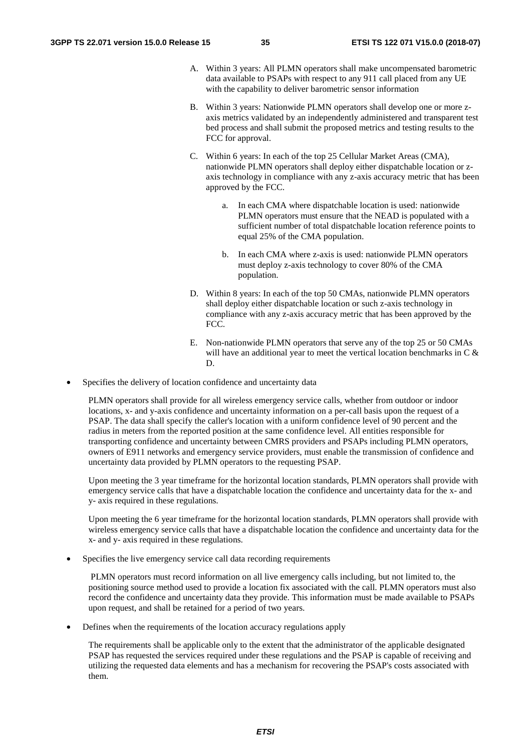A. Within 3 years: All PLMN operators shall make uncompensated barometric data available to PSAPs with respect to any 911 call placed from any UE with the capability to deliver barometric sensor information

B. Within 3 years: Nationwide PLMN operators shall develop one or more z-axis metrics validated by an independently administered and transparent test bed process and shall submit the proposed metrics and testing results to the FCC for approval.

C. Within 6 years: In each of the top 25 Cellular Market Areas (CMA), nationwide PLMN operators shall deploy either dispatchable location or z-axis technology in compliance with any z-axis accuracy metric that has been approved by the FCC.

   a. In each CMA where dispatchable location is used: nationwide PLMN operators must ensure that the NEAD is populated with a sufficient number of total dispatchable location reference points to equal 25% of the CMA population.

   b. In each CMA where z-axis is used: nationwide PLMN operators must deploy z-axis technology to cover 80% of the CMA population.

D. Within 8 years: In each of the top 50 CMAs, nationwide PLMN operators shall deploy either dispatchable location or such z-axis technology in compliance with any z-axis accuracy metric that has been approved by the FCC.

E. Non-nationwide PLMN operators that serve any of the top 25 or 50 CMAs will have an additional year to meet the vertical location benchmarks in C & D.

- Specifies the delivery of location confidence and uncertainty data

  PLMN operators shall provide for all wireless emergency service calls, whether from outdoor or indoor locations, x- and y-axis confidence and uncertainty information on a per-call basis upon the request of a PSAP. The data shall specify the caller's location with a uniform confidence level of 90 percent and the radius in meters from the reported position at the same confidence level. All entities responsible for transporting confidence and uncertainty between CMRS providers and PSAPs including PLMN operators, owners of E911 networks and emergency service providers, must enable the transmission of confidence and uncertainty data provided by PLMN operators to the requesting PSAP.

  Upon meeting the 3 year timeframe for the horizontal location standards, PLMN operators shall provide with emergency service calls that have a dispatchable location the confidence and uncertainty data for the x- and y- axis required in these regulations.

  Upon meeting the 6 year timeframe for the horizontal location standards, PLMN operators shall provide with wireless emergency service calls that have a dispatchable location the confidence and uncertainty data for the x- and y- axis required in these regulations.

- Specifies the live emergency service call data recording requirements

  PLMN operators must record information on all live emergency calls including, but not limited to, the positioning source method used to provide a location fix associated with the call. PLMN operators must also record the confidence and uncertainty data they provide. This information must be made available to PSAPs upon request, and shall be retained for a period of two years.

- Defines when the requirements of the location accuracy regulations apply

  The requirements shall be applicable only to the extent that the administrator of the applicable designated PSAP has requested the services required under these regulations and the PSAP is capable of receiving and utilizing the requested data elements and has a mechanism for recovering the PSAP's costs associated with them.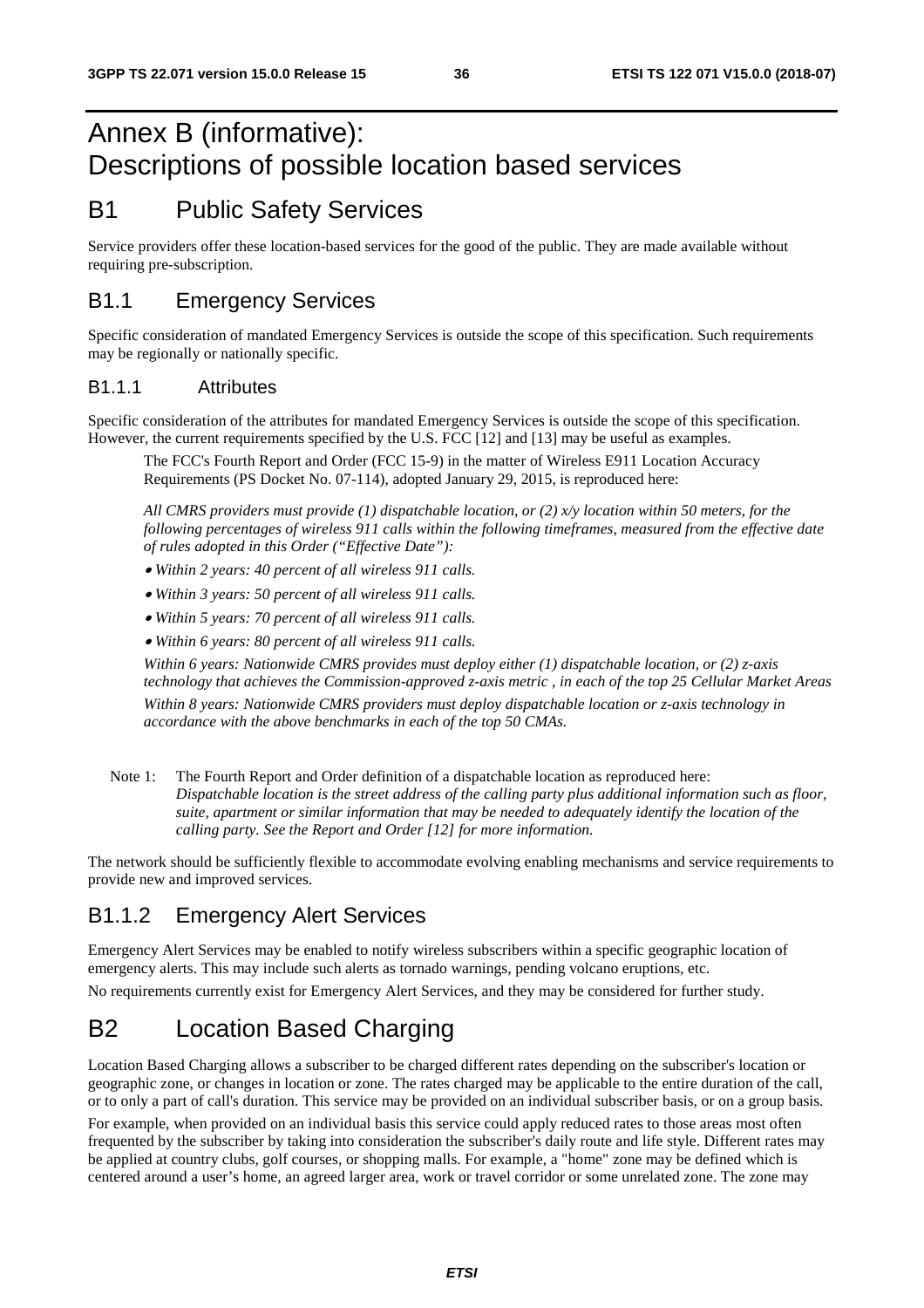# Annex B (informative): Descriptions of possible location based services

# B1 Public Safety Services

Service providers offer these location-based services for the good of the public. They are made available without requiring pre-subscription.

## B1.1 Emergency Services

Specific consideration of mandated Emergency Services is outside the scope of this specification. Such requirements may be regionally or nationally specific.

### B1.1.1 Attributes

Specific consideration of the attributes for mandated Emergency Services is outside the scope of this specification. However, the current requirements specified by the U.S. FCC [12] and [13] may be useful as examples.

The FCC's Fourth Report and Order (FCC 15-9) in the matter of Wireless E911 Location Accuracy Requirements (PS Docket No. 07-114), adopted January 29, 2015, is reproduced here:

*All CMRS providers must provide (1) dispatchable location, or (2) x/y location within 50 meters, for the following percentages of wireless 911 calls within the following timeframes, measured from the effective date of rules adopted in this Order ("Effective Date"):*

- *Within 2 years: 40 percent of all wireless 911 calls.*
- *Within 3 years: 50 percent of all wireless 911 calls.*
- *Within 5 years: 70 percent of all wireless 911 calls.*
- *Within 6 years: 80 percent of all wireless 911 calls.*

*Within 6 years: Nationwide CMRS provides must deploy either (1) dispatchable location, or (2) z-axis technology that achieves the Commission-approved z-axis metric , in each of the top 25 Cellular Market Areas*

*Within 8 years: Nationwide CMRS providers must deploy dispatchable location or z-axis technology in accordance with the above benchmarks in each of the top 50 CMAs.*

Note 1: The Fourth Report and Order definition of a dispatchable location as reproduced here: *Dispatchable location is the street address of the calling party plus additional information such as floor, suite, apartment or similar information that may be needed to adequately identify the location of the calling party. See the Report and Order [12] for more information.*

The network should be sufficiently flexible to accommodate evolving enabling mechanisms and service requirements to provide new and improved services.

## B1.1.2 Emergency Alert Services

Emergency Alert Services may be enabled to notify wireless subscribers within a specific geographic location of emergency alerts. This may include such alerts as tornado warnings, pending volcano eruptions, etc.

No requirements currently exist for Emergency Alert Services, and they may be considered for further study.

# B2 Location Based Charging

Location Based Charging allows a subscriber to be charged different rates depending on the subscriber's location or geographic zone, or changes in location or zone. The rates charged may be applicable to the entire duration of the call, or to only a part of call's duration. This service may be provided on an individual subscriber basis, or on a group basis.

For example, when provided on an individual basis this service could apply reduced rates to those areas most often frequented by the subscriber by taking into consideration the subscriber's daily route and life style. Different rates may be applied at country clubs, golf courses, or shopping malls. For example, a "home" zone may be defined which is centered around a user's home, an agreed larger area, work or travel corridor or some unrelated zone. The zone may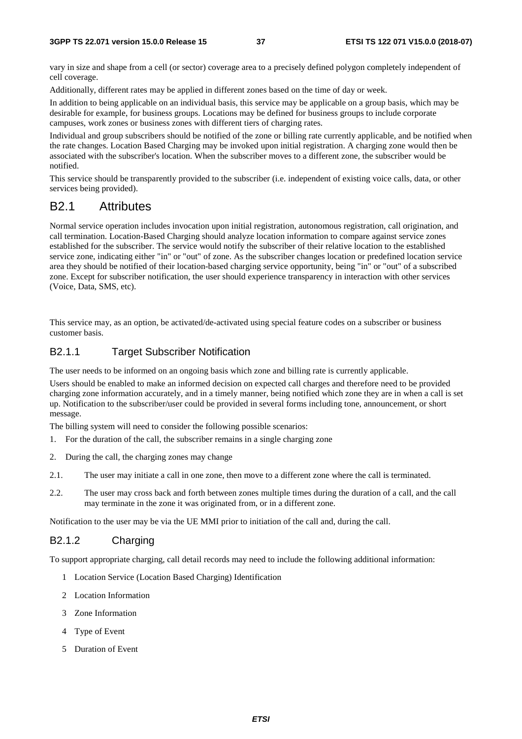vary in size and shape from a cell (or sector) coverage area to a precisely defined polygon completely independent of cell coverage.

Additionally, different rates may be applied in different zones based on the time of day or week.

In addition to being applicable on an individual basis, this service may be applicable on a group basis, which may be desirable for example, for business groups. Locations may be defined for business groups to include corporate campuses, work zones or business zones with different tiers of charging rates.

Individual and group subscribers should be notified of the zone or billing rate currently applicable, and be notified when the rate changes. Location Based Charging may be invoked upon initial registration. A charging zone would then be associated with the subscriber's location. When the subscriber moves to a different zone, the subscriber would be notified.

This service should be transparently provided to the subscriber (i.e. independent of existing voice calls, data, or other services being provided).

## B2.1 Attributes

Normal service operation includes invocation upon initial registration, autonomous registration, call origination, and call termination. Location-Based Charging should analyze location information to compare against service zones established for the subscriber. The service would notify the subscriber of their relative location to the established service zone, indicating either "in" or "out" of zone. As the subscriber changes location or predefined location service area they should be notified of their location-based charging service opportunity, being "in" or "out" of a subscribed zone. Except for subscriber notification, the user should experience transparency in interaction with other services (Voice, Data, SMS, etc).

This service may, as an option, be activated/de-activated using special feature codes on a subscriber or business customer basis.

### B2.1.1 Target Subscriber Notification

The user needs to be informed on an ongoing basis which zone and billing rate is currently applicable.

Users should be enabled to make an informed decision on expected call charges and therefore need to be provided charging zone information accurately, and in a timely manner, being notified which zone they are in when a call is set up. Notification to the subscriber/user could be provided in several forms including tone, announcement, or short message.

The billing system will need to consider the following possible scenarios:

1. For the duration of the call, the subscriber remains in a single charging zone
2. During the call, the charging zones may change

2.1. The user may initiate a call in one zone, then move to a different zone where the call is terminated.

2.2. The user may cross back and forth between zones multiple times during the duration of a call, and the call may terminate in the zone it was originated from, or in a different zone.

Notification to the user may be via the UE MMI prior to initiation of the call and, during the call.

### B2.1.2 Charging

To support appropriate charging, call detail records may need to include the following additional information:

1. Location Service (Location Based Charging) Identification
2. Location Information
3. Zone Information
4. Type of Event
5. Duration of Event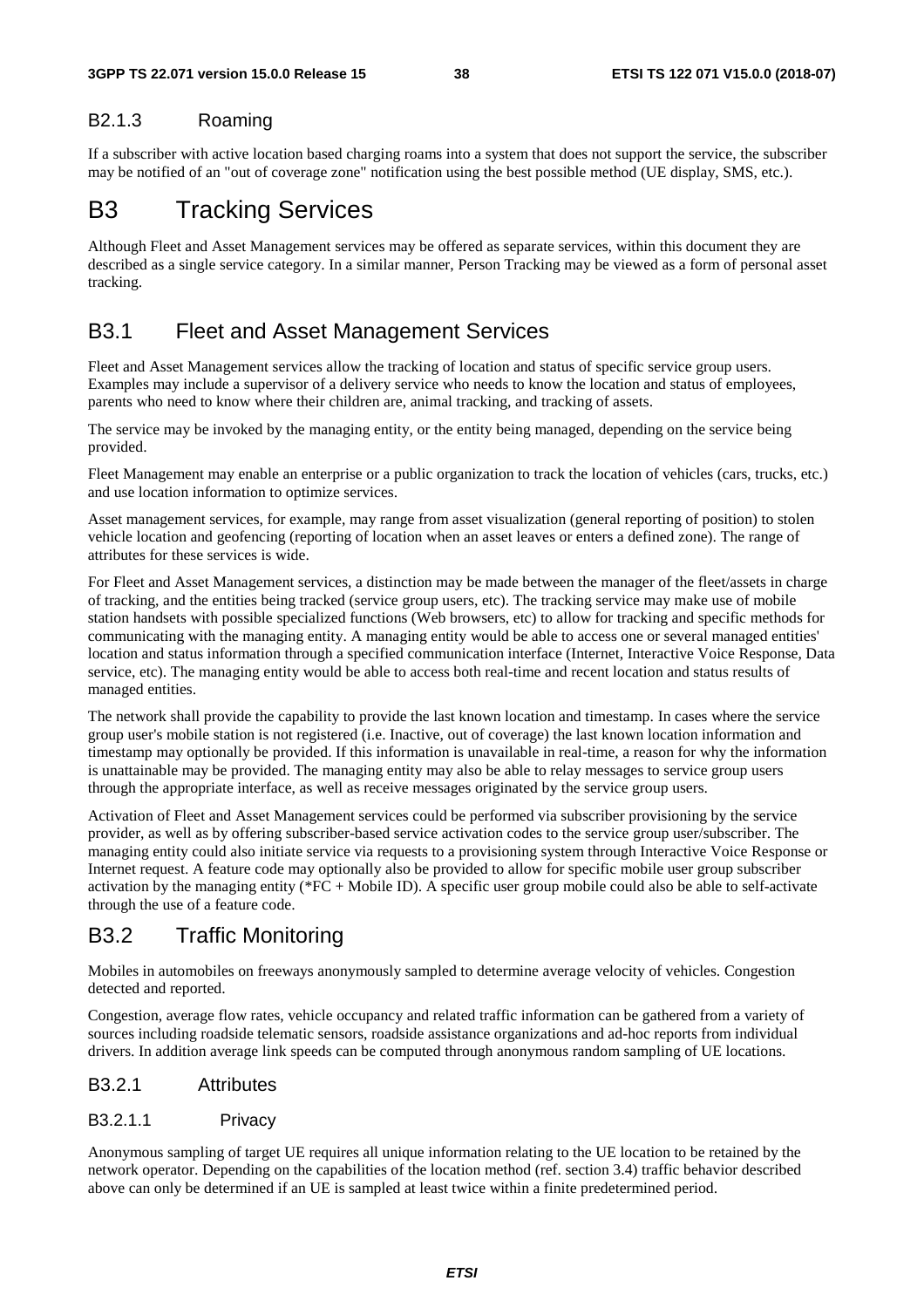#### B2.1.3 Roaming

If a subscriber with active location based charging roams into a system that does not support the service, the subscriber may be notified of an "out of coverage zone" notification using the best possible method (UE display, SMS, etc.).

# B3 Tracking Services

Although Fleet and Asset Management services may be offered as separate services, within this document they are described as a single service category. In a similar manner, Person Tracking may be viewed as a form of personal asset tracking.

## B3.1 Fleet and Asset Management Services

Fleet and Asset Management services allow the tracking of location and status of specific service group users. Examples may include a supervisor of a delivery service who needs to know the location and status of employees, parents who need to know where their children are, animal tracking, and tracking of assets.

The service may be invoked by the managing entity, or the entity being managed, depending on the service being provided.

Fleet Management may enable an enterprise or a public organization to track the location of vehicles (cars, trucks, etc.) and use location information to optimize services.

Asset management services, for example, may range from asset visualization (general reporting of position) to stolen vehicle location and geofencing (reporting of location when an asset leaves or enters a defined zone). The range of attributes for these services is wide.

For Fleet and Asset Management services, a distinction may be made between the manager of the fleet/assets in charge of tracking, and the entities being tracked (service group users, etc). The tracking service may make use of mobile station handsets with possible specialized functions (Web browsers, etc) to allow for tracking and specific methods for communicating with the managing entity. A managing entity would be able to access one or several managed entities' location and status information through a specified communication interface (Internet, Interactive Voice Response, Data service, etc). The managing entity would be able to access both real-time and recent location and status results of managed entities.

The network shall provide the capability to provide the last known location and timestamp. In cases where the service group user's mobile station is not registered (i.e. Inactive, out of coverage) the last known location information and timestamp may optionally be provided. If this information is unavailable in real-time, a reason for why the information is unattainable may be provided. The managing entity may also be able to relay messages to service group users through the appropriate interface, as well as receive messages originated by the service group users.

Activation of Fleet and Asset Management services could be performed via subscriber provisioning by the service provider, as well as by offering subscriber-based service activation codes to the service group user/subscriber. The managing entity could also initiate service via requests to a provisioning system through Interactive Voice Response or Internet request. A feature code may optionally also be provided to allow for specific mobile user group subscriber activation by the managing entity (*FC + Mobile ID). A specific user group mobile could also be able to self-activate through the use of a feature code.

## B3.2 Traffic Monitoring

Mobiles in automobiles on freeways anonymously sampled to determine average velocity of vehicles. Congestion detected and reported.

Congestion, average flow rates, vehicle occupancy and related traffic information can be gathered from a variety of sources including roadside telematic sensors, roadside assistance organizations and ad-hoc reports from individual drivers. In addition average link speeds can be computed through anonymous random sampling of UE locations.

### B3.2.1 Attributes

#### B3.2.1.1 Privacy

Anonymous sampling of target UE requires all unique information relating to the UE location to be retained by the network operator. Depending on the capabilities of the location method (ref. section 3.4) traffic behavior described above can only be determined if an UE is sampled at least twice within a finite predetermined period.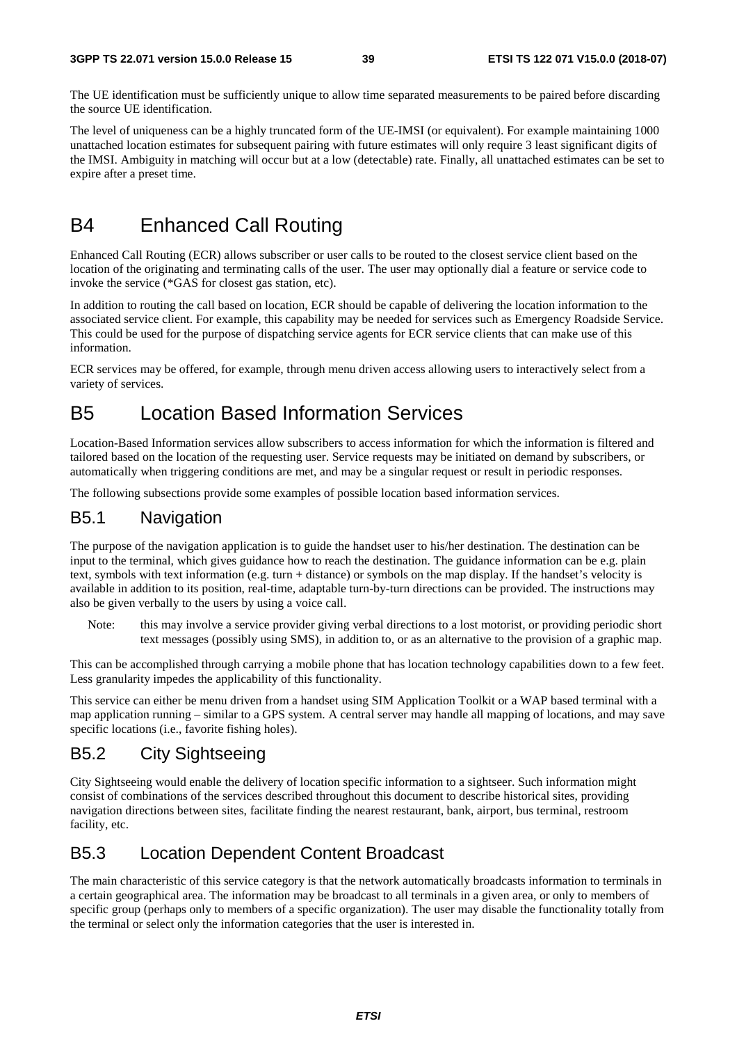The UE identification must be sufficiently unique to allow time separated measurements to be paired before discarding the source UE identification.

The level of uniqueness can be a highly truncated form of the UE-IMSI (or equivalent). For example maintaining 1000 unattached location estimates for subsequent pairing with future estimates will only require 3 least significant digits of the IMSI. Ambiguity in matching will occur but at a low (detectable) rate. Finally, all unattached estimates can be set to expire after a preset time.

# B4 Enhanced Call Routing

Enhanced Call Routing (ECR) allows subscriber or user calls to be routed to the closest service client based on the location of the originating and terminating calls of the user. The user may optionally dial a feature or service code to invoke the service (*GAS for closest gas station, etc).

In addition to routing the call based on location, ECR should be capable of delivering the location information to the associated service client. For example, this capability may be needed for services such as Emergency Roadside Service. This could be used for the purpose of dispatching service agents for ECR service clients that can make use of this information.

ECR services may be offered, for example, through menu driven access allowing users to interactively select from a variety of services.

# B5 Location Based Information Services

Location-Based Information services allow subscribers to access information for which the information is filtered and tailored based on the location of the requesting user. Service requests may be initiated on demand by subscribers, or automatically when triggering conditions are met, and may be a singular request or result in periodic responses.

The following subsections provide some examples of possible location based information services.

## B5.1 Navigation

The purpose of the navigation application is to guide the handset user to his/her destination. The destination can be input to the terminal, which gives guidance how to reach the destination. The guidance information can be e.g. plain text, symbols with text information (e.g. turn + distance) or symbols on the map display. If the handset's velocity is available in addition to its position, real-time, adaptable turn-by-turn directions can be provided. The instructions may also be given verbally to the users by using a voice call.

Note: this may involve a service provider giving verbal directions to a lost motorist, or providing periodic short text messages (possibly using SMS), in addition to, or as an alternative to the provision of a graphic map.

This can be accomplished through carrying a mobile phone that has location technology capabilities down to a few feet. Less granularity impedes the applicability of this functionality.

This service can either be menu driven from a handset using SIM Application Toolkit or a WAP based terminal with a map application running – similar to a GPS system. A central server may handle all mapping of locations, and may save specific locations (i.e., favorite fishing holes).

## B5.2 City Sightseeing

City Sightseeing would enable the delivery of location specific information to a sightseer. Such information might consist of combinations of the services described throughout this document to describe historical sites, providing navigation directions between sites, facilitate finding the nearest restaurant, bank, airport, bus terminal, restroom facility, etc.

## B5.3 Location Dependent Content Broadcast

The main characteristic of this service category is that the network automatically broadcasts information to terminals in a certain geographical area. The information may be broadcast to all terminals in a given area, or only to members of specific group (perhaps only to members of a specific organization). The user may disable the functionality totally from the terminal or select only the information categories that the user is interested in.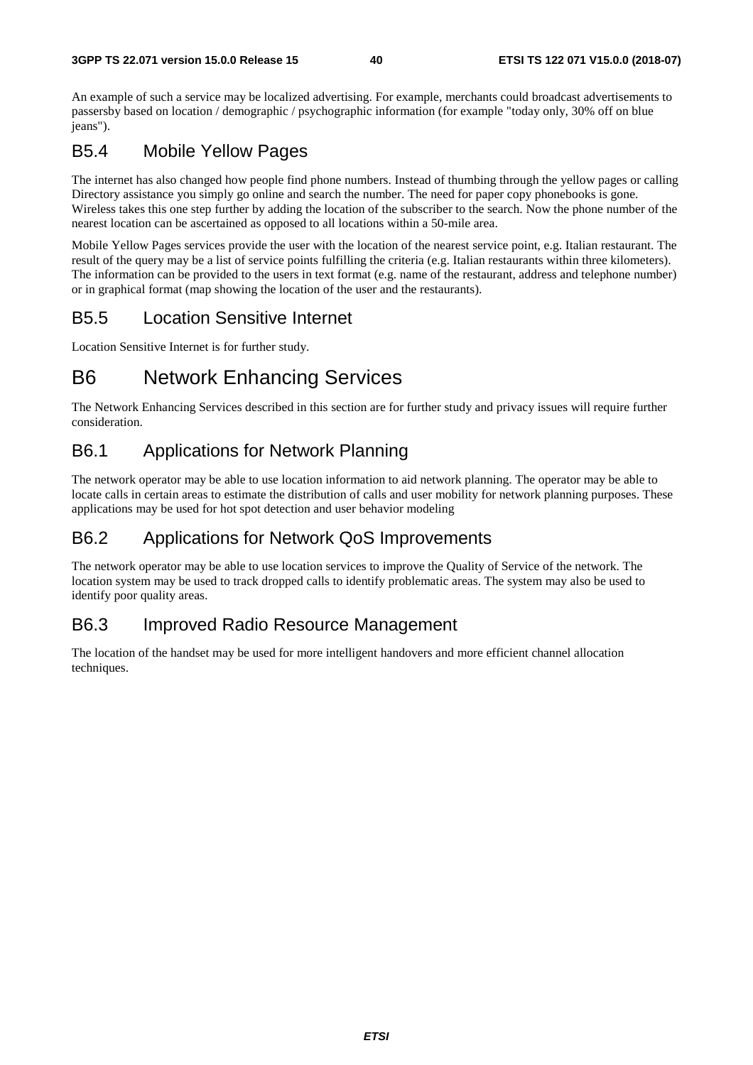An example of such a service may be localized advertising. For example, merchants could broadcast advertisements to passersby based on location / demographic / psychographic information (for example "today only, 30% off on blue jeans").

## B5.4 Mobile Yellow Pages

The internet has also changed how people find phone numbers. Instead of thumbing through the yellow pages or calling Directory assistance you simply go online and search the number. The need for paper copy phonebooks is gone. Wireless takes this one step further by adding the location of the subscriber to the search. Now the phone number of the nearest location can be ascertained as opposed to all locations within a 50-mile area.

Mobile Yellow Pages services provide the user with the location of the nearest service point, e.g. Italian restaurant. The result of the query may be a list of service points fulfilling the criteria (e.g. Italian restaurants within three kilometers). The information can be provided to the users in text format (e.g. name of the restaurant, address and telephone number) or in graphical format (map showing the location of the user and the restaurants).

## B5.5 Location Sensitive Internet

Location Sensitive Internet is for further study.

# B6 Network Enhancing Services

The Network Enhancing Services described in this section are for further study and privacy issues will require further consideration.

## B6.1 Applications for Network Planning

The network operator may be able to use location information to aid network planning. The operator may be able to locate calls in certain areas to estimate the distribution of calls and user mobility for network planning purposes. These applications may be used for hot spot detection and user behavior modeling

## B6.2 Applications for Network QoS Improvements

The network operator may be able to use location services to improve the Quality of Service of the network. The location system may be used to track dropped calls to identify problematic areas. The system may also be used to identify poor quality areas.

## B6.3 Improved Radio Resource Management

The location of the handset may be used for more intelligent handovers and more efficient channel allocation techniques.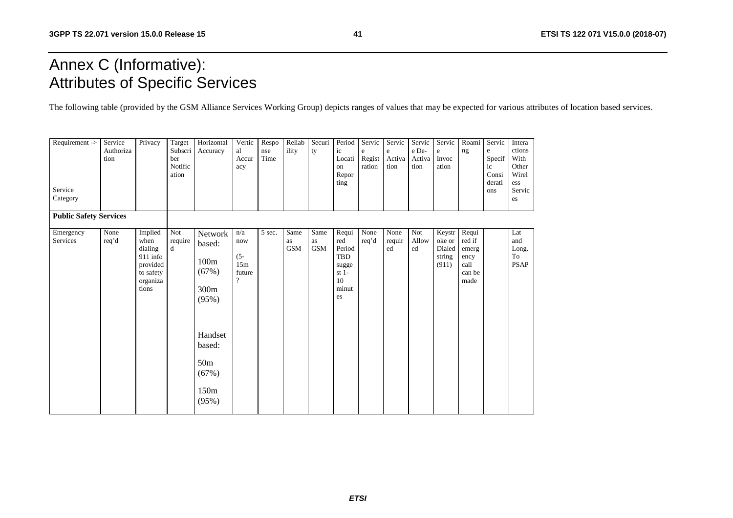# Annex C (Informative): Attributes of Specific Services

The following table (provided by the GSM Alliance Services Working Group) depicts ranges of values that may be expected for various attributes of location based services.

| Requirement -> <br><br> Service Category | Service Authorization | Privacy | Target Subscriber Notification | Horizontal Accuracy | Vertical Accuracy | Response Time | Reliability | Security | Periodic Location Reporting | Service Registration | Service Activation | Service De-Activation | Service Invocation | Roaming | Service Specific Considerations | Interactions With Other Wireless Services |
|---|---|---|---|---|---|---|---|---|---|---|---|---|---|---|---|---|
| **Public Safety Services** | | | | | | | | | | | | | | | | |
| Emergency Services | None req'd | Implied when dialing 911 info provided to safety organizations | Not required | Network based: 100m (67%) 300m (95%) Handset based: 50m (67%) 150m (95%) | n/a now (5-15m future ? | 5 sec. | Same as GSM | Same as GSM | Required Period TBD suggest 1-10 minutes | None req'd | None required | Not Allowed | Keystroke or Dialed string (911) | Required if emergency call can be made | | Lat and Long. To PSAP |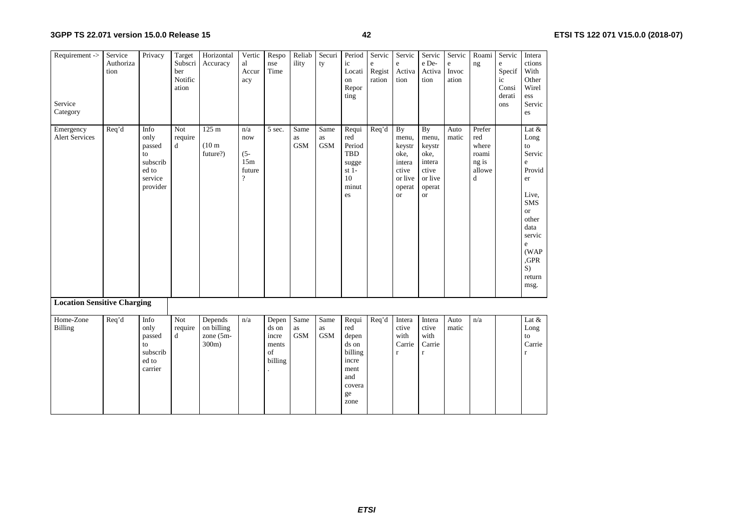| Requirement -> Service Category | Service Authorization | Privacy | Target Subscriber Notification | Horizontal Accuracy | Vertical Accuracy | Response Time | Reliability | Security | Periodic Location Reporting | Service Registration | Service Activation | Service De-Activation | Service Invocation | Roaming | Service Specific Considerations | Interactions With Other Wireless Services |
|---|---|---|---|---|---|---|---|---|---|---|---|---|---|---|---|---|
| Emergency Alert Services | Req'd | Info only passed to subscribed to service provider | Not required | 125 m (10 m future?) | n/a now (5-15m future ? | 5 sec. | Same as GSM | Same as GSM | Required Period TBD suggest 1-10 minutes | Req'd | By menu, keystroke, interactive or live operator | By menu, keystroke, interactive or live operator | Automatic | Preferred where roaming is allowed | | Lat & Long to Service Provider Live, SMS or other data service (WAP,GPRS) return msg. |
| **Location Sensitive Charging** | | | | | | | | | | | | | | | | |
| Home-Zone Billing | Req'd | Info only passed to subscribed to carrier | Not required | Depends on billing zone (5m-300m) | n/a | Depends on increments of billing. | Same as GSM | Same as GSM | Required depends on billing increment and coverage zone | Req'd | Interactive with Carrier | Interactive with Carrier | Automatic | n/a | | Lat & Long to Carrier |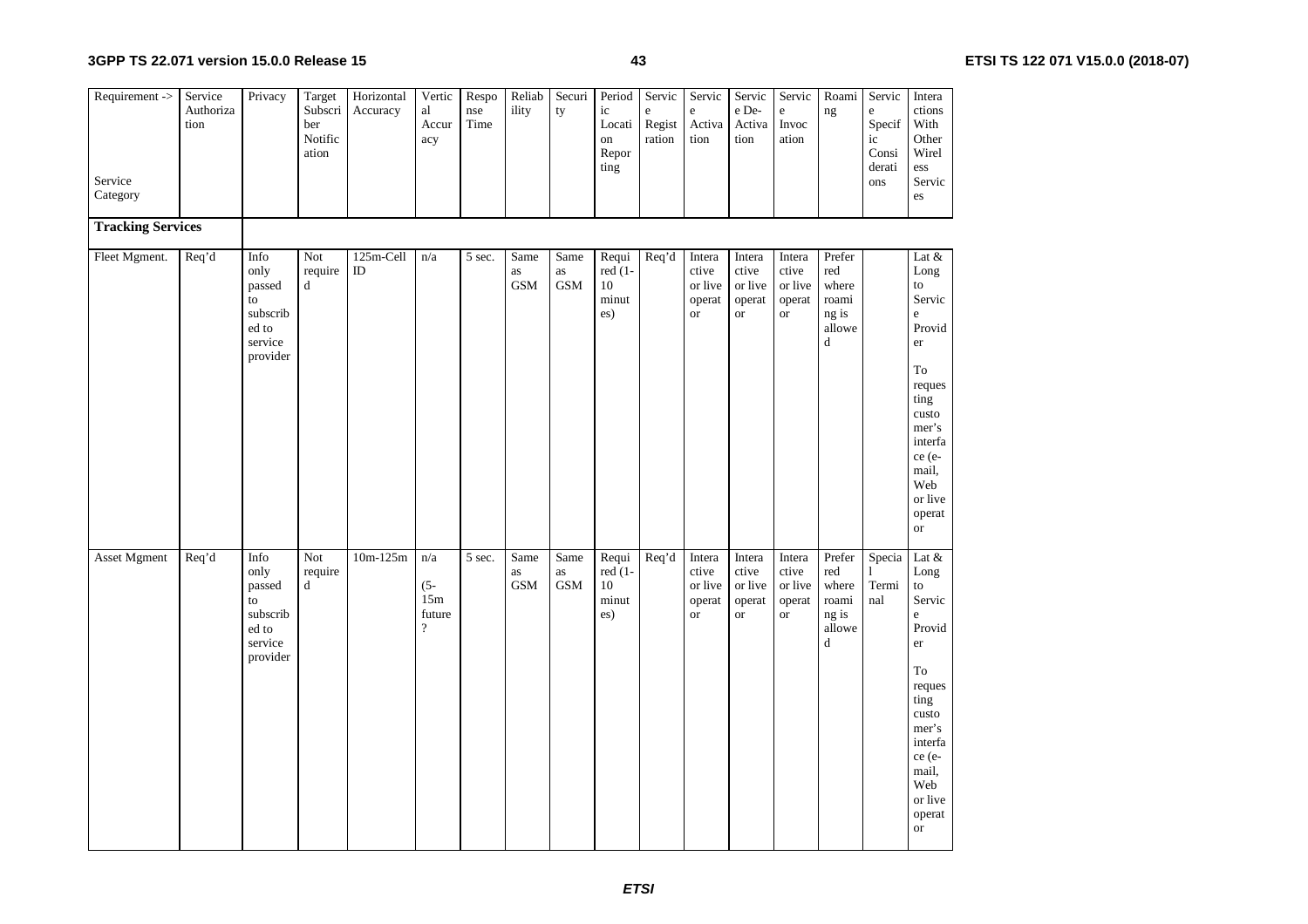| Requirement -> Service Category | Service Authorization | Privacy | Target Subscriber Notification | Horizontal Accuracy | Vertical Accuracy | Response Time | Reliability | Security | Periodic Location Reporting | Service Registration | Service Activation | Service De-Activation | Service Invocation | Roaming | Service Specific Considerations | Interactions With Other Wireless Services |
|---|---|---|---|---|---|---|---|---|---|---|---|---|---|---|---|---|
| **Tracking Services** | | | | | | | | | | | | | | | | |
| Fleet Mgment. | Req'd | Info only passed to subscribed to service provider | Not required | 125m-Cell ID | n/a | 5 sec. | Same as GSM | Same as GSM | Required (1-10 minutes) | Req'd | Interactive or live operator | Interactive or live operator | Interactive or live operator | Preferred where roaming is allowed | | Lat & Long to Service Provider<br><br>To requesting customer's interface (e-mail, Web or live operator |
| Asset Mgment | Req'd | Info only passed to subscribed to service provider | Not required | 10m-125m | n/a<br><br>(5-15m future? | 5 sec. | Same as GSM | Same as GSM | Required (1-10 minutes) | Req'd | Interactive or live operator | Interactive or live operator | Interactive or live operator | Preferred where roaming is allowed | Special Terminal | Lat & Long to Service Provider<br><br>To requesting customer's interface (e-mail, Web or live operator |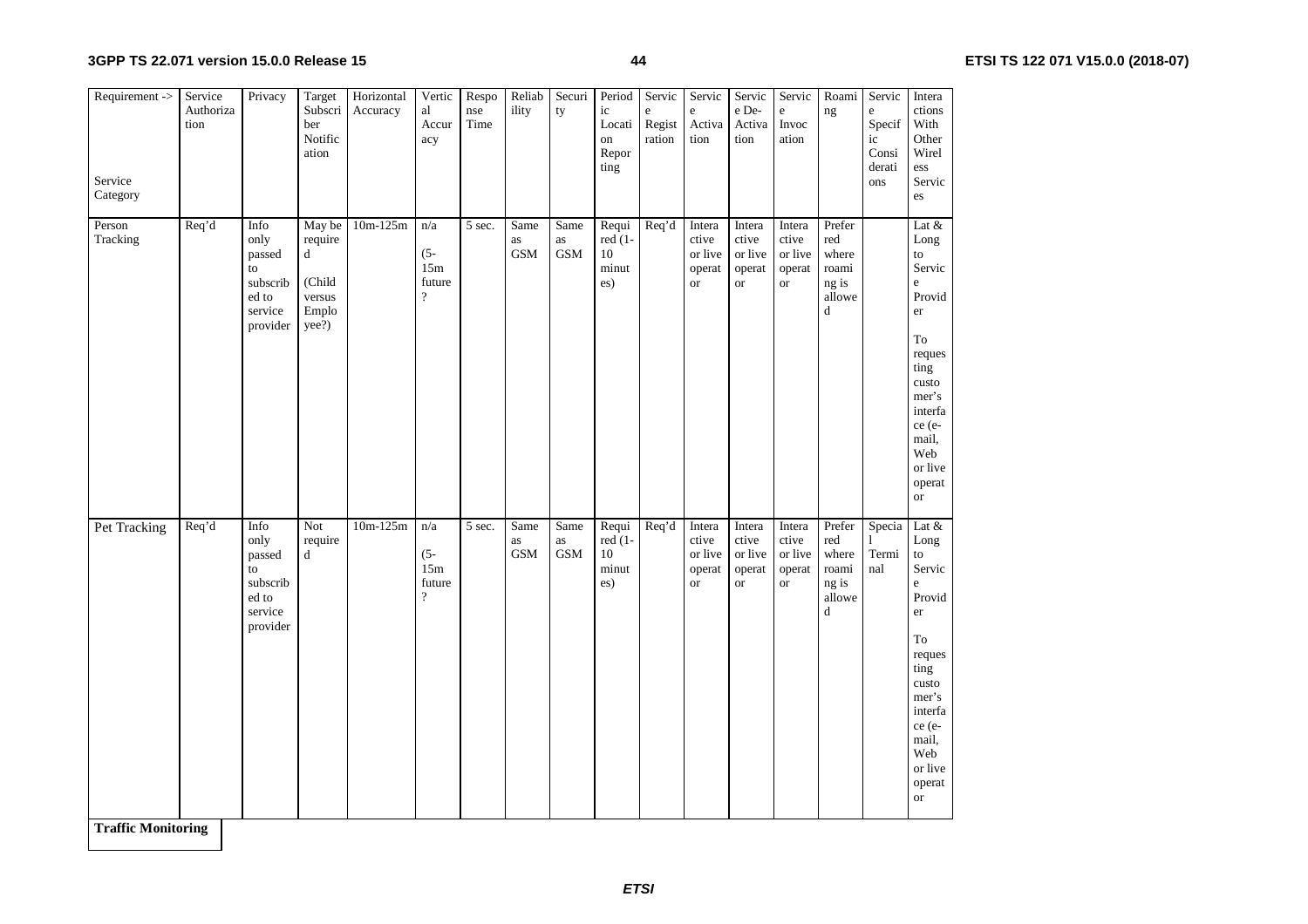| Requirement -> Service Category | Service Authorization | Privacy | Target Subscriber Notification | Horizontal Accuracy | Vertical Accuracy | Response Time | Reliability | Security | Periodic Location Reporting | Service Registration | Service Activation | Service De-Activation | Service Invocation | Roaming | Service Specific Considerations | Interactions With Other Wireless Services |
|---|---|---|---|---|---|---|---|---|---|---|---|---|---|---|---|---|
| Person Tracking | Req'd | Info only passed to subscribed to service provider | May be required (Child versus Employee?) | 10m-125m | n/a (5-15m future? | 5 sec. | Same as GSM | Same as GSM | Required (1-10 minutes) | Req'd | Interactive or live operator | Interactive or live operator | Interactive or live operator | Preferred where roaming is allowed | | Lat & Long to Service Provider To requesting customer's interface (e-mail, Web or live operator |
| Pet Tracking | Req'd | Info only passed to subscribed to service provider | Not required | 10m-125m | n/a (5-15m future? | 5 sec. | Same as GSM | Same as GSM | Required (1-10 minutes) | Req'd | Interactive or live operator | Interactive or live operator | Interactive or live operator | Preferred where roaming is allowed | Special Terminal | Lat & Long to Service Provider To requesting customer's interface (e-mail, Web or live operator |
| **Traffic Monitoring** | | | | | | | | | | | | | | | | |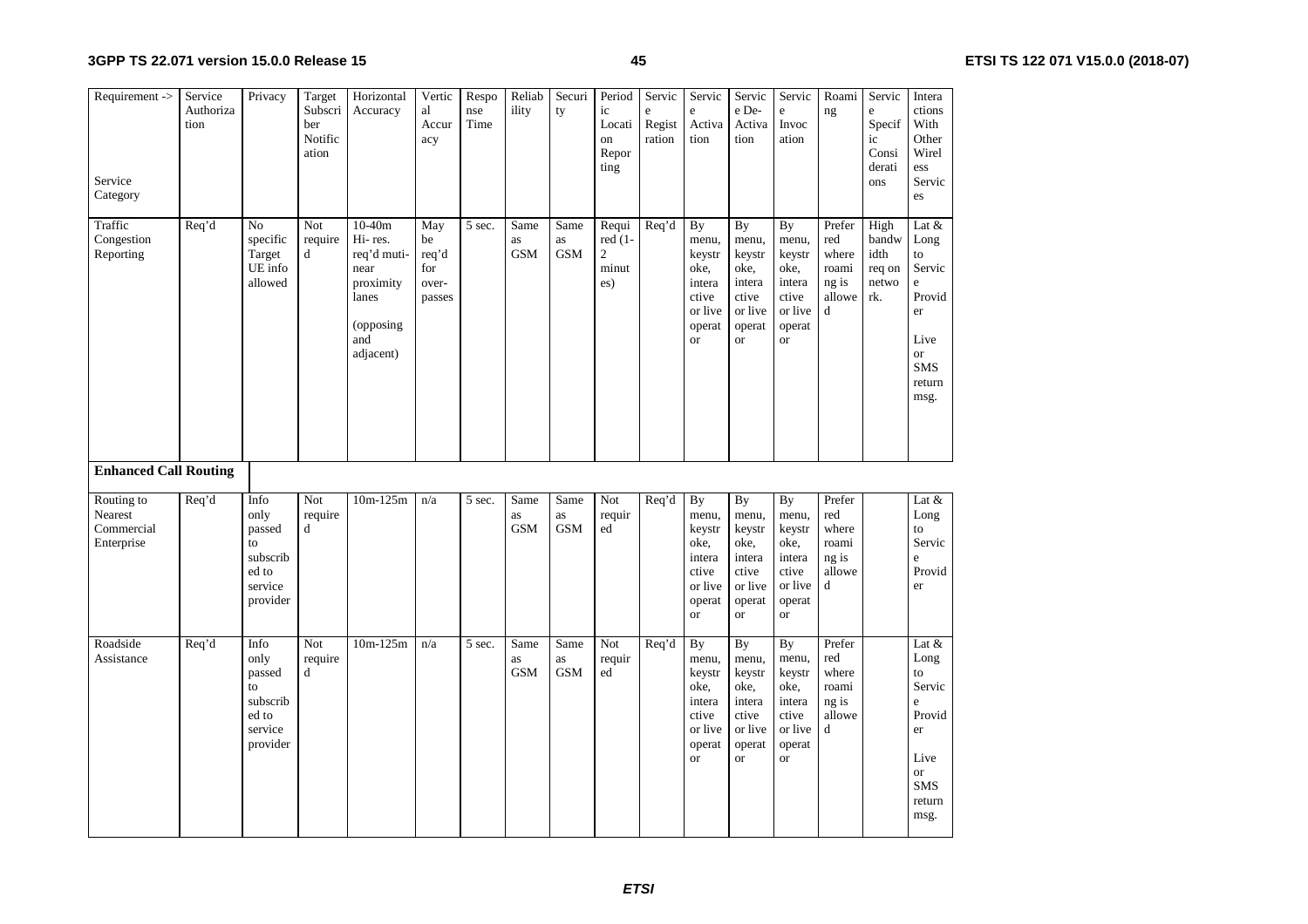| Requirement -> Service Category | Service Authorization | Privacy | Target Subscriber Notification | Horizontal Accuracy | Vertical Accuracy | Response Time | Reliability | Security | Periodic Location Reporting | Service Registration | Service Activation | Service De-Activation | Service Invocation | Roaming | Service Specific Considerations | Interactions With Other Wireless Services |
|---|---|---|---|---|---|---|---|---|---|---|---|---|---|---|---|---|
| Traffic Congestion Reporting | Req'd | No specific Target UE info allowed | Not required | 10-40m Hi- res. req'd muti-near proximity lanes (opposing and adjacent) | May be req'd for over-passes | 5 sec. | Same as GSM | Same as GSM | Required (1-2 minutes) | Req'd | By menu, keystroke, interactive or live operator | By menu, keystroke, interactive or live operator | By menu, keystroke, interactive or live operator | Preferred where roaming is allowed | High bandwidth req on network. | Lat & Long to Service Provider Live or SMS return msg. |
| **Enhanced Call Routing** | | | | | | | | | | | | | | | | |
| Routing to Nearest Commercial Enterprise | Req'd | Info only passed to subscribed to service provider | Not required | 10m-125m | n/a | 5 sec. | Same as GSM | Same as GSM | Not required | Req'd | By menu, keystroke, interactive or live operator | By menu, keystroke, interactive or live operator | By menu, keystroke, interactive or live operator | Preferred where roaming is allowed | | Lat & Long to Service Provider |
| Roadside Assistance | Req'd | Info only passed to subscribed to service provider | Not required | 10m-125m | n/a | 5 sec. | Same as GSM | Same as GSM | Not required | Req'd | By menu, keystroke, interactive or live operator | By menu, keystroke, interactive or live operator | By menu, keystroke, interactive or live operator | Preferred where roaming is allowed | | Lat & Long to Service Provider Live or SMS return msg. |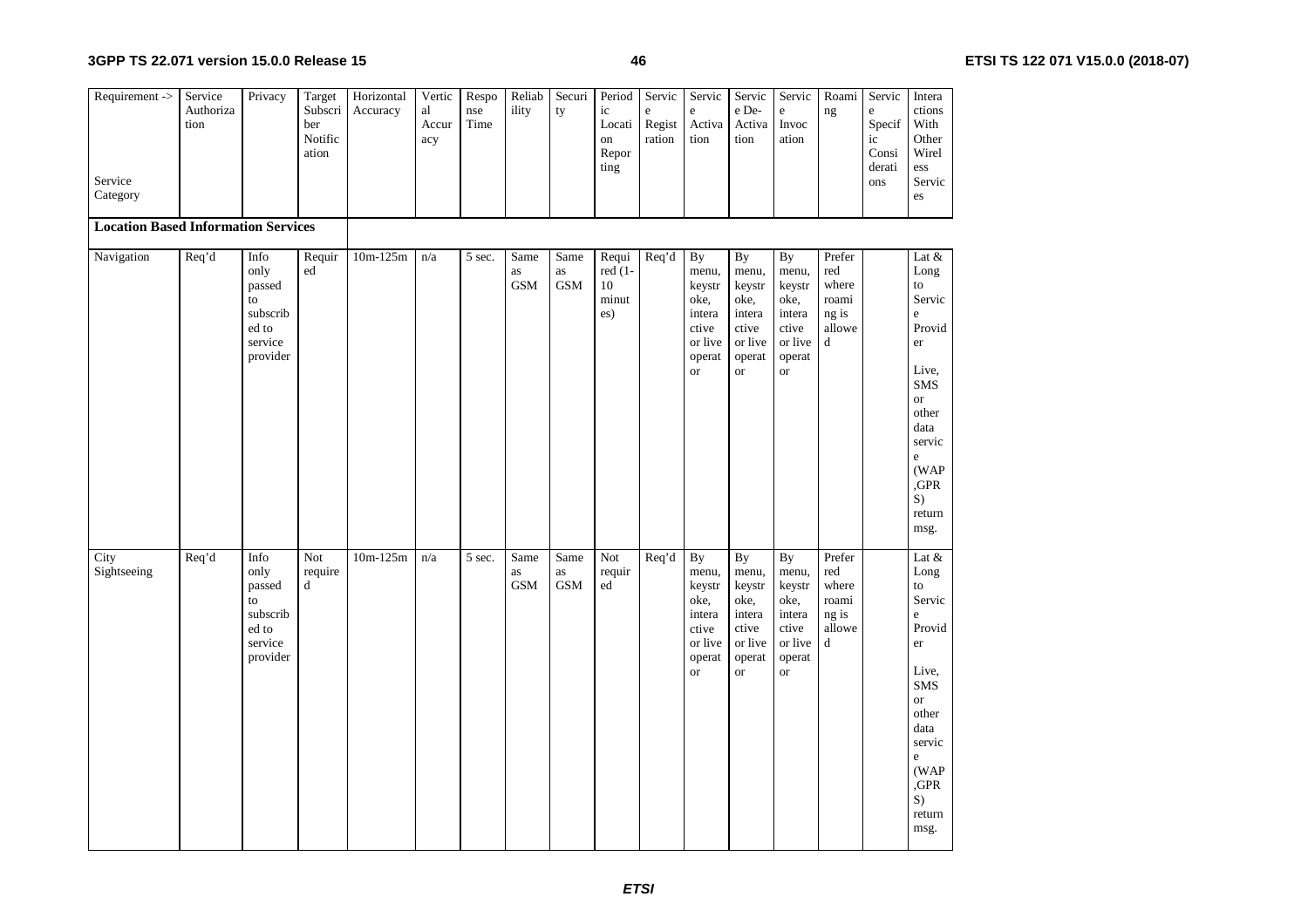| Requirement -> <br><br>Service Category | Service Authorization | Privacy | Target Subscriber Notification | Horizontal Accuracy | Vertical Accuracy | Response Time | Reliability | Security | Periodic Location Reporting | Service Registration | Service Activation | Service De-Activation | Service Invocation | Roaming | Service Specific Considerations | Interactions With Other Wireless Services |
|---|---|---|---|---|---|---|---|---|---|---|---|---|---|---|---|---|
| **Location Based Information Services** | | | | | | | | | | | | | | | | |
| Navigation | Req'd | Info only passed to subscribed to service provider | Required | 10m-125m | n/a | 5 sec. | Same as GSM | Same as GSM | Required (1-10 minutes) | Req'd | By menu, keystroke, interactive or live operator | By menu, keystroke, interactive or live operator | By menu, keystroke, interactive or live operator | Preferred where roaming is allowed | | Lat & Long to Service Provider<br><br>Live, SMS or other data service (WAP,GPRS) return msg. |
| City Sightseeing | Req'd | Info only passed to subscribed to service provider | Not required | 10m-125m | n/a | 5 sec. | Same as GSM | Same as GSM | Not required | Req'd | By menu, keystroke, interactive or live operator | By menu, keystroke, interactive or live operator | By menu, keystroke, interactive or live operator | Preferred where roaming is allowed | | Lat & Long to Service Provider<br><br>Live, SMS or other data service (WAP,GPRS) return msg. |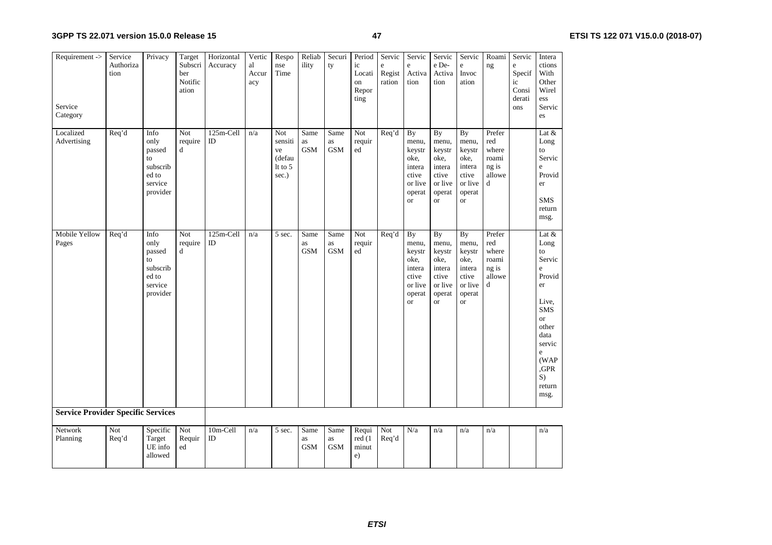| Requirement -> Service Category | Service Authorization | Privacy | Target Subscriber Notification | Horizontal Accuracy | Vertical Accuracy | Response Time | Reliability | Security | Periodic Location Reporting | Service Registration | Service Activation | Service De-Activation | Service Invocation | Roaming | Service Specific Considerations | Interactions With Other Wireless Services |
|---|---|---|---|---|---|---|---|---|---|---|---|---|---|---|---|---|
| Localized Advertising | Req'd | Info only passed to subscribed to service provider | Not required | 125m-Cell ID | n/a | Not sensitive (default to 5 sec.) | Same as GSM | Same as GSM | Not required | Req'd | By menu, keystroke, interactive or live operator | By menu, keystroke, interactive or live operator | By menu, keystroke, interactive or live operator | Preferred where roaming is allowed | | Lat & Long to Service Provider<br><br>SMS return msg. |
| Mobile Yellow Pages | Req'd | Info only passed to subscribed to service provider | Not required | 125m-Cell ID | n/a | 5 sec. | Same as GSM | Same as GSM | Not required | Req'd | By menu, keystroke, interactive or live operator | By menu, keystroke, interactive or live operator | By menu, keystroke, interactive or live operator | Preferred where roaming is allowed | | Lat & Long to Service Provider<br><br>Live, SMS or other data service (WAP, GPRS) return msg. |
| **Service Provider Specific Services** | | | | | | | | | | | | | | | | |
| Network Planning | Not Req'd | Specific Target UE info allowed | Not Required | 10m-Cell ID | n/a | 5 sec. | Same as GSM | Same as GSM | Required (1 minute) | Not Req'd | N/a | n/a | n/a | n/a | | n/a |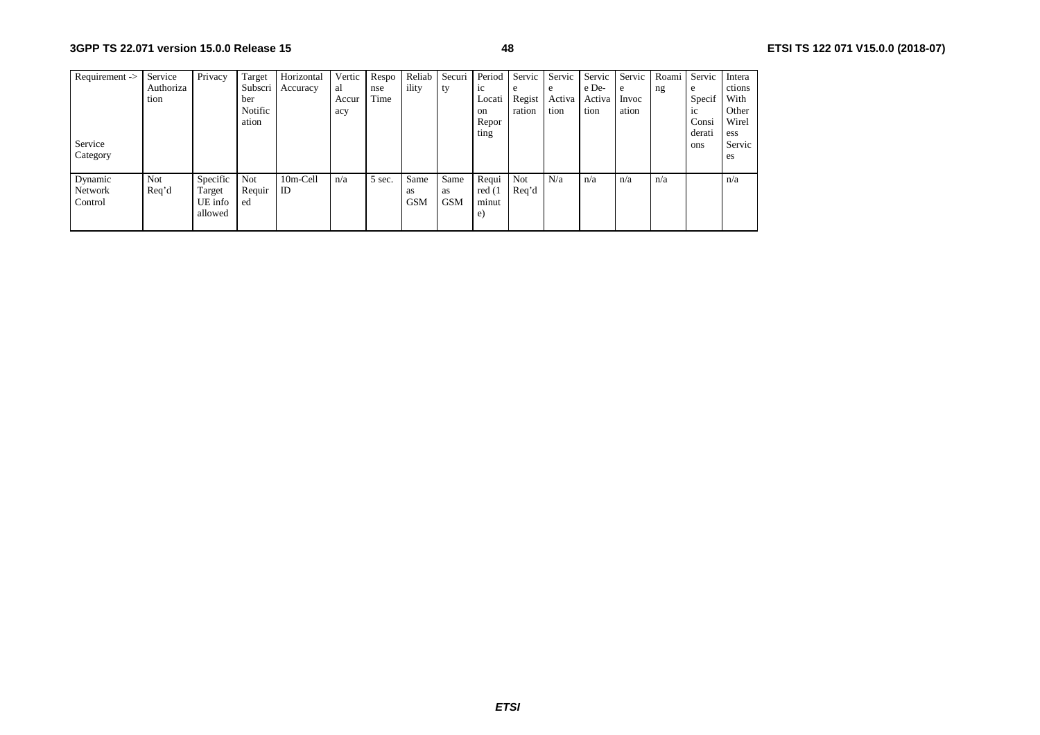| Requirement -> Service Category | Service Authorization | Privacy | Target Subscriber Notification | Horizontal Accuracy | Vertical Accuracy | Response Time | Reliability | Security | Periodic Location Reporting | Service Registration | Service Activation | Service De-Activation | Service Invocation | Roaming | Service Specific Considerations | Interactions With Other Wireless Services |
|---|---|---|---|---|---|---|---|---|---|---|---|---|---|---|---|---|
| Dynamic Network Control | Not Req'd | Specific Target UE info allowed | Not Required | 10m-Cell ID | n/a | 5 sec. | Same as GSM | Same as GSM | Required (1 minute) | Not Req'd | N/a | n/a | n/a | n/a | | n/a |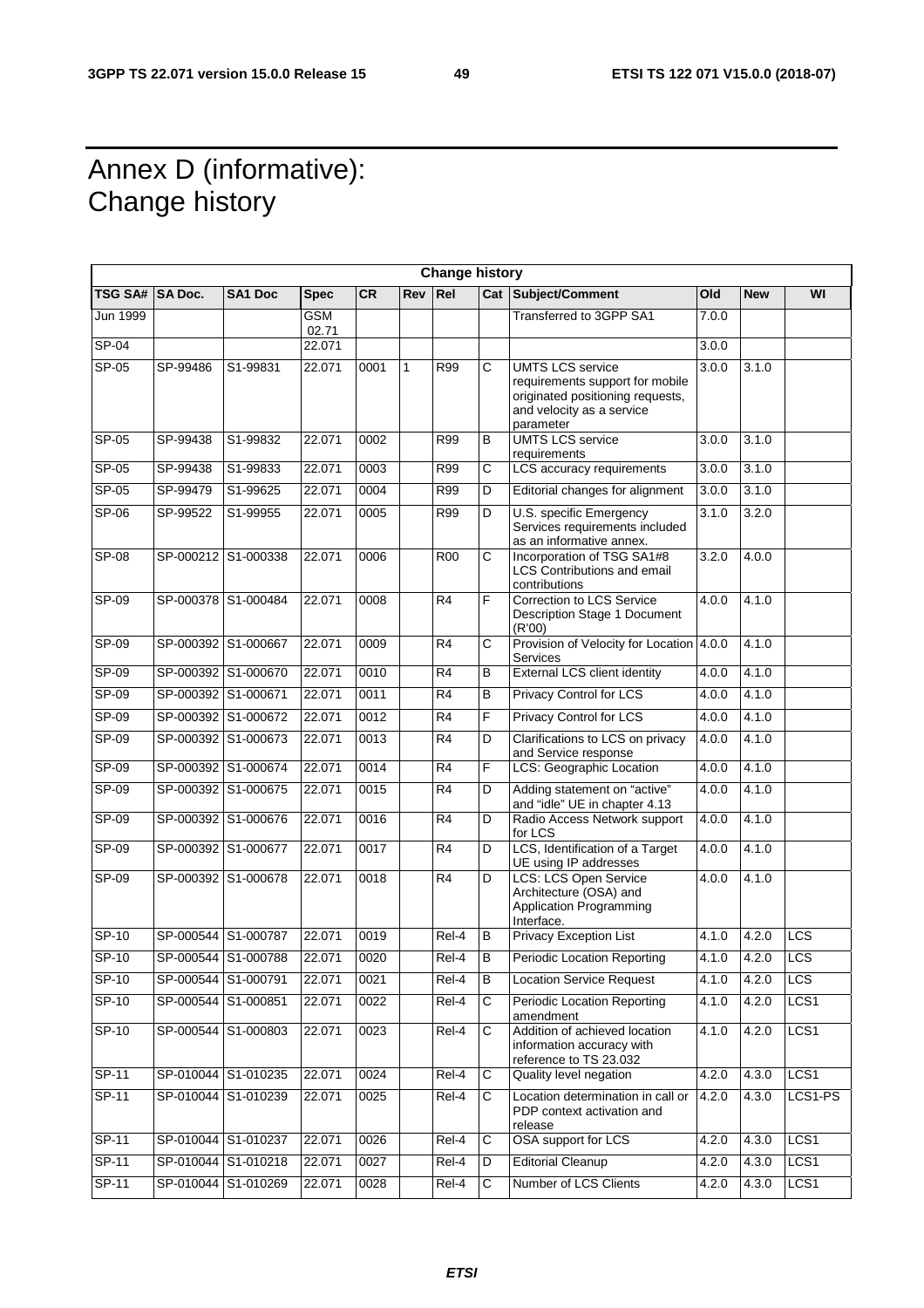# Annex D (informative): Change history

| Change history | | | | | | | | | | | |
|---|---|---|---|---|---|---|---|---|---|---|---|
| **TSG SA#** | **SA Doc.** | **SA1 Doc** | **Spec** | **CR** | **Rev** | **Rel** | **Cat** | **Subject/Comment** | **Old** | **New** | **WI** |
| Jun 1999 | | | GSM 02.71 | | | | | Transferred to 3GPP SA1 | 7.0.0 | | |
| SP-04 | | | 22.071 | | | | | | 3.0.0 | | |
| SP-05 | SP-99486 | S1-99831 | 22.071 | 0001 | 1 | R99 | C | UMTS LCS service requirements support for mobile originated positioning requests, and velocity as a service parameter | 3.0.0 | 3.1.0 | |
| SP-05 | SP-99438 | S1-99832 | 22.071 | 0002 | | R99 | B | UMTS LCS service requirements | 3.0.0 | 3.1.0 | |
| SP-05 | SP-99438 | S1-99833 | 22.071 | 0003 | | R99 | C | LCS accuracy requirements | 3.0.0 | 3.1.0 | |
| SP-05 | SP-99479 | S1-99625 | 22.071 | 0004 | | R99 | D | Editorial changes for alignment | 3.0.0 | 3.1.0 | |
| SP-06 | SP-99522 | S1-99955 | 22.071 | 0005 | | R99 | D | U.S. specific Emergency Services requirements included as an informative annex. | 3.1.0 | 3.2.0 | |
| SP-08 | SP-000212 | S1-000338 | 22.071 | 0006 | | R00 | C | Incorporation of TSG SA1#8 LCS Contributions and email contributions | 3.2.0 | 4.0.0 | |
| SP-09 | SP-000378 | S1-000484 | 22.071 | 0008 | | R4 | F | Correction to LCS Service Description Stage 1 Document (R'00) | 4.0.0 | 4.1.0 | |
| SP-09 | SP-000392 | S1-000667 | 22.071 | 0009 | | R4 | C | Provision of Velocity for Location Services | 4.0.0 | 4.1.0 | |
| SP-09 | SP-000392 | S1-000670 | 22.071 | 0010 | | R4 | B | External LCS client identity | 4.0.0 | 4.1.0 | |
| SP-09 | SP-000392 | S1-000671 | 22.071 | 0011 | | R4 | B | Privacy Control for LCS | 4.0.0 | 4.1.0 | |
| SP-09 | SP-000392 | S1-000672 | 22.071 | 0012 | | R4 | F | Privacy Control for LCS | 4.0.0 | 4.1.0 | |
| SP-09 | SP-000392 | S1-000673 | 22.071 | 0013 | | R4 | D | Clarifications to LCS on privacy and Service response | 4.0.0 | 4.1.0 | |
| SP-09 | SP-000392 | S1-000674 | 22.071 | 0014 | | R4 | F | LCS: Geographic Location | 4.0.0 | 4.1.0 | |
| SP-09 | SP-000392 | S1-000675 | 22.071 | 0015 | | R4 | D | Adding statement on "active" and "idle" UE in chapter 4.13 | 4.0.0 | 4.1.0 | |
| SP-09 | SP-000392 | S1-000676 | 22.071 | 0016 | | R4 | D | Radio Access Network support for LCS | 4.0.0 | 4.1.0 | |
| SP-09 | SP-000392 | S1-000677 | 22.071 | 0017 | | R4 | D | LCS, Identification of a Target UE using IP addresses | 4.0.0 | 4.1.0 | |
| SP-09 | SP-000392 | S1-000678 | 22.071 | 0018 | | R4 | D | LCS: LCS Open Service Architecture (OSA) and Application Programming Interface. | 4.0.0 | 4.1.0 | |
| SP-10 | SP-000544 | S1-000787 | 22.071 | 0019 | | Rel-4 | B | Privacy Exception List | 4.1.0 | 4.2.0 | LCS |
| SP-10 | SP-000544 | S1-000788 | 22.071 | 0020 | | Rel-4 | B | Periodic Location Reporting | 4.1.0 | 4.2.0 | LCS |
| SP-10 | SP-000544 | S1-000791 | 22.071 | 0021 | | Rel-4 | B | Location Service Request | 4.1.0 | 4.2.0 | LCS |
| SP-10 | SP-000544 | S1-000851 | 22.071 | 0022 | | Rel-4 | C | Periodic Location Reporting amendment | 4.1.0 | 4.2.0 | LCS1 |
| SP-10 | SP-000544 | S1-000803 | 22.071 | 0023 | | Rel-4 | C | Addition of achieved location information accuracy with reference to TS 23.032 | 4.1.0 | 4.2.0 | LCS1 |
| SP-11 | SP-010044 | S1-010235 | 22.071 | 0024 | | Rel-4 | C | Quality level negation | 4.2.0 | 4.3.0 | LCS1 |
| SP-11 | SP-010044 | S1-010239 | 22.071 | 0025 | | Rel-4 | C | Location determination in call or PDP context activation and release | 4.2.0 | 4.3.0 | LCS1-PS |
| SP-11 | SP-010044 | S1-010237 | 22.071 | 0026 | | Rel-4 | C | OSA support for LCS | 4.2.0 | 4.3.0 | LCS1 |
| SP-11 | SP-010044 | S1-010218 | 22.071 | 0027 | | Rel-4 | D | Editorial Cleanup | 4.2.0 | 4.3.0 | LCS1 |
| SP-11 | SP-010044 | S1-010269 | 22.071 | 0028 | | Rel-4 | C | Number of LCS Clients | 4.2.0 | 4.3.0 | LCS1 |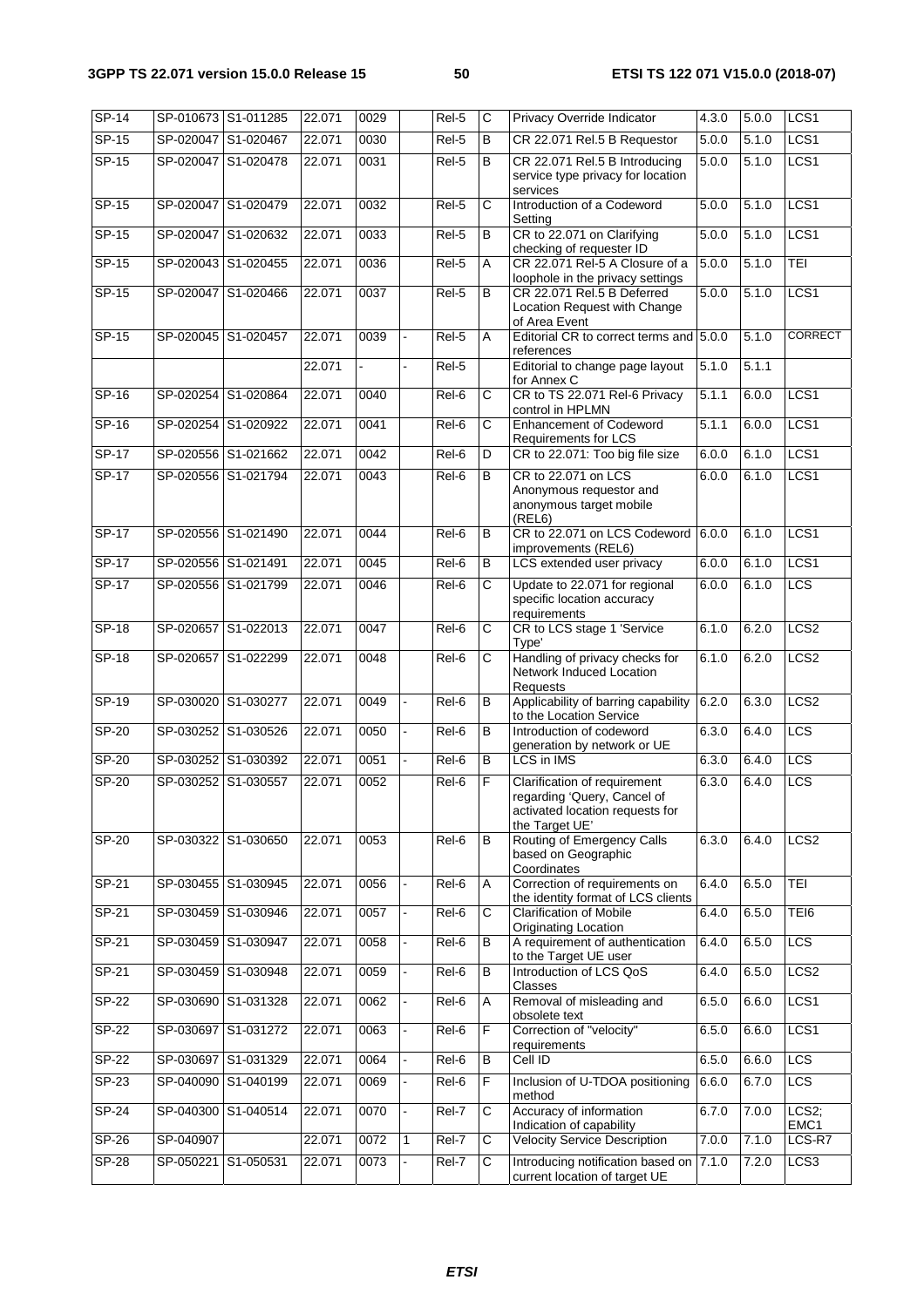| SP-14 | SP-010673 | S1-011285 | 22.071 | 0029 | | Rel-5 | C | Privacy Override Indicator | 4.3.0 | 5.0.0 | LCS1 |
|---|---|---|---|---|---|---|---|---|---|---|---|
| SP-15 | SP-020047 | S1-020467 | 22.071 | 0030 | | Rel-5 | B | CR 22.071 Rel.5 B Requestor | 5.0.0 | 5.1.0 | LCS1 |
| SP-15 | SP-020047 | S1-020478 | 22.071 | 0031 | | Rel-5 | B | CR 22.071 Rel.5 B Introducing service type privacy for location services | 5.0.0 | 5.1.0 | LCS1 |
| SP-15 | SP-020047 | S1-020479 | 22.071 | 0032 | | Rel-5 | C | Introduction of a Codeword Setting | 5.0.0 | 5.1.0 | LCS1 |
| SP-15 | SP-020047 | S1-020632 | 22.071 | 0033 | | Rel-5 | B | CR to 22.071 on Clarifying checking of requester ID | 5.0.0 | 5.1.0 | LCS1 |
| SP-15 | SP-020043 | S1-020455 | 22.071 | 0036 | | Rel-5 | A | CR 22.071 Rel-5 A Closure of a loophole in the privacy settings | 5.0.0 | 5.1.0 | TEI |
| SP-15 | SP-020047 | S1-020466 | 22.071 | 0037 | | Rel-5 | B | CR 22.071 Rel.5 B Deferred Location Request with Change of Area Event | 5.0.0 | 5.1.0 | LCS1 |
| SP-15 | SP-020045 | S1-020457 | 22.071 | 0039 | - | Rel-5 | A | Editorial CR to correct terms and references | 5.0.0 | 5.1.0 | CORRECT |
| | | | 22.071 | - | - | Rel-5 | | Editorial to change page layout for Annex C | 5.1.0 | 5.1.1 | |
| SP-16 | SP-020254 | S1-020864 | 22.071 | 0040 | | Rel-6 | C | CR to TS 22.071 Rel-6 Privacy control in HPLMN | 5.1.1 | 6.0.0 | LCS1 |
| SP-16 | SP-020254 | S1-020922 | 22.071 | 0041 | | Rel-6 | C | Enhancement of Codeword Requirements for LCS | 5.1.1 | 6.0.0 | LCS1 |
| SP-17 | SP-020556 | S1-021662 | 22.071 | 0042 | | Rel-6 | D | CR to 22.071: Too big file size | 6.0.0 | 6.1.0 | LCS1 |
| SP-17 | SP-020556 | S1-021794 | 22.071 | 0043 | | Rel-6 | B | CR to 22.071 on LCS Anonymous requestor and anonymous target mobile (REL6) | 6.0.0 | 6.1.0 | LCS1 |
| SP-17 | SP-020556 | S1-021490 | 22.071 | 0044 | | Rel-6 | B | CR to 22.071 on LCS Codeword improvements (REL6) | 6.0.0 | 6.1.0 | LCS1 |
| SP-17 | SP-020556 | S1-021491 | 22.071 | 0045 | | Rel-6 | B | LCS extended user privacy | 6.0.0 | 6.1.0 | LCS1 |
| SP-17 | SP-020556 | S1-021799 | 22.071 | 0046 | | Rel-6 | C | Update to 22.071 for regional specific location accuracy requirements | 6.0.0 | 6.1.0 | LCS |
| SP-18 | SP-020657 | S1-022013 | 22.071 | 0047 | | Rel-6 | C | CR to LCS stage 1 'Service Type' | 6.1.0 | 6.2.0 | LCS2 |
| SP-18 | SP-020657 | S1-022299 | 22.071 | 0048 | | Rel-6 | C | Handling of privacy checks for Network Induced Location Requests | 6.1.0 | 6.2.0 | LCS2 |
| SP-19 | SP-030020 | S1-030277 | 22.071 | 0049 | - | Rel-6 | B | Applicability of barring capability to the Location Service | 6.2.0 | 6.3.0 | LCS2 |
| SP-20 | SP-030252 | S1-030526 | 22.071 | 0050 | - | Rel-6 | B | Introduction of codeword generation by network or UE | 6.3.0 | 6.4.0 | LCS |
| SP-20 | SP-030252 | S1-030392 | 22.071 | 0051 | - | Rel-6 | B | LCS in IMS | 6.3.0 | 6.4.0 | LCS |
| SP-20 | SP-030252 | S1-030557 | 22.071 | 0052 | | Rel-6 | F | Clarification of requirement regarding 'Query, Cancel of activated location requests for the Target UE' | 6.3.0 | 6.4.0 | LCS |
| SP-20 | SP-030322 | S1-030650 | 22.071 | 0053 | | Rel-6 | B | Routing of Emergency Calls based on Geographic Coordinates | 6.3.0 | 6.4.0 | LCS2 |
| SP-21 | SP-030455 | S1-030945 | 22.071 | 0056 | - | Rel-6 | A | Correction of requirements on the identity format of LCS clients | 6.4.0 | 6.5.0 | TEI |
| SP-21 | SP-030459 | S1-030946 | 22.071 | 0057 | - | Rel-6 | C | Clarification of Mobile Originating Location | 6.4.0 | 6.5.0 | TEI6 |
| SP-21 | SP-030459 | S1-030947 | 22.071 | 0058 | - | Rel-6 | B | A requirement of authentication to the Target UE user | 6.4.0 | 6.5.0 | LCS |
| SP-21 | SP-030459 | S1-030948 | 22.071 | 0059 | - | Rel-6 | B | Introduction of LCS QoS Classes | 6.4.0 | 6.5.0 | LCS2 |
| SP-22 | SP-030690 | S1-031328 | 22.071 | 0062 | - | Rel-6 | A | Removal of misleading and obsolete text | 6.5.0 | 6.6.0 | LCS1 |
| SP-22 | SP-030697 | S1-031272 | 22.071 | 0063 | - | Rel-6 | F | Correction of "velocity" requirements | 6.5.0 | 6.6.0 | LCS1 |
| SP-22 | SP-030697 | S1-031329 | 22.071 | 0064 | - | Rel-6 | B | Cell ID | 6.5.0 | 6.6.0 | LCS |
| SP-23 | SP-040090 | S1-040199 | 22.071 | 0069 | - | Rel-6 | F | Inclusion of U-TDOA positioning method | 6.6.0 | 6.7.0 | LCS |
| SP-24 | SP-040300 | S1-040514 | 22.071 | 0070 | - | Rel-7 | C | Accuracy of information Indication of capability | 6.7.0 | 7.0.0 | LCS2; EMC1 |
| SP-26 | SP-040907 | | 22.071 | 0072 | 1 | Rel-7 | C | Velocity Service Description | 7.0.0 | 7.1.0 | LCS-R7 |
| SP-28 | SP-050221 | S1-050531 | 22.071 | 0073 | - | Rel-7 | C | Introducing notification based on current location of target UE | 7.1.0 | 7.2.0 | LCS3 |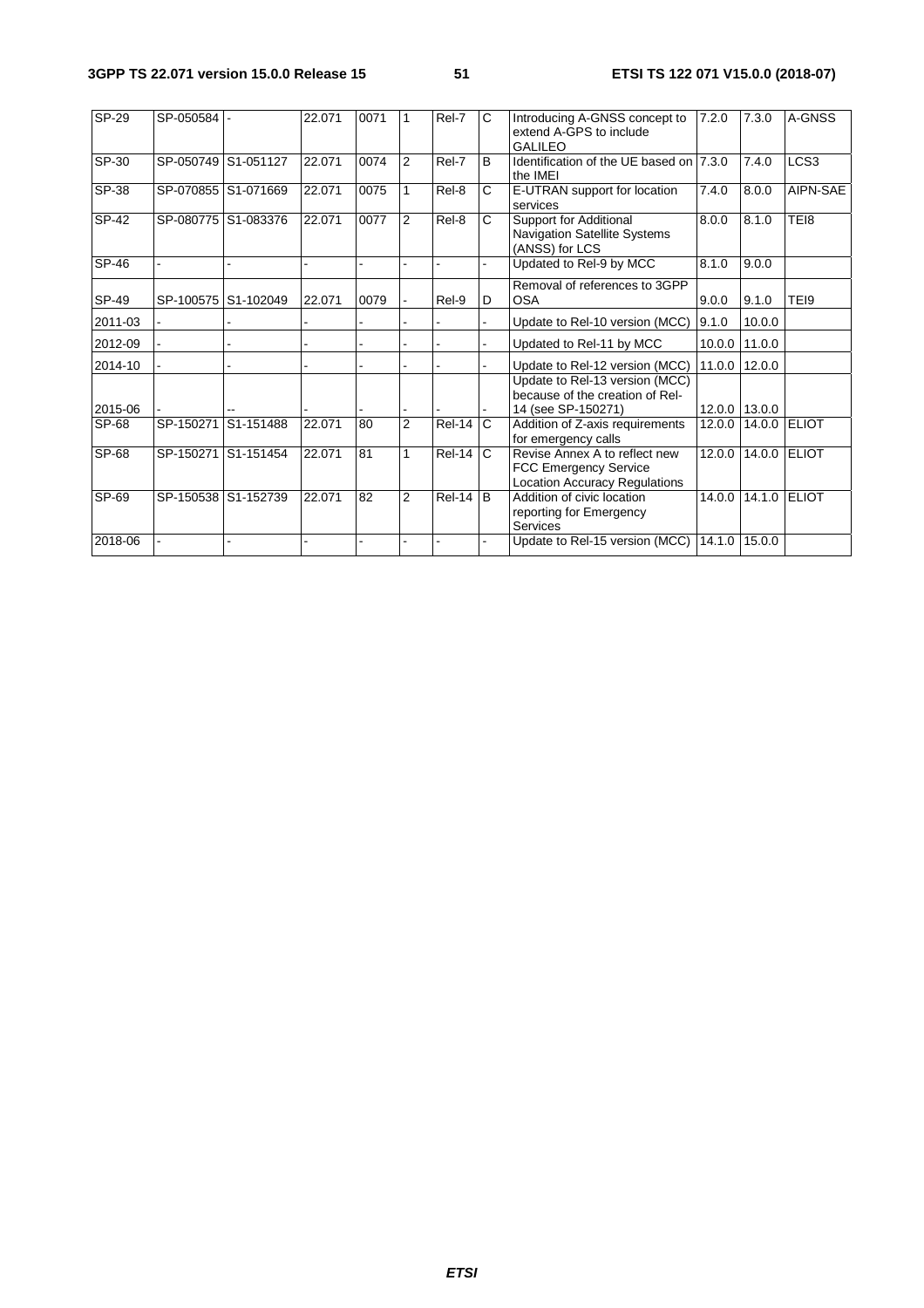| SP-29 | SP-050584 | - | 22.071 | 0071 | 1 | Rel-7 | C | Introducing A-GNSS concept to extend A-GPS to include GALILEO | 7.2.0 | 7.3.0 | A-GNSS |
|---|---|---|---|---|---|---|---|---|---|---|---|
| SP-30 | SP-050749 | S1-051127 | 22.071 | 0074 | 2 | Rel-7 | B | Identification of the UE based on the IMEI | 7.3.0 | 7.4.0 | LCS3 |
| SP-38 | SP-070855 | S1-071669 | 22.071 | 0075 | 1 | Rel-8 | C | E-UTRAN support for location services | 7.4.0 | 8.0.0 | AIPN-SAE |
| SP-42 | SP-080775 | S1-083376 | 22.071 | 0077 | 2 | Rel-8 | C | Support for Additional Navigation Satellite Systems (ANSS) for LCS | 8.0.0 | 8.1.0 | TEI8 |
| SP-46 | - | - | - | - | - | - | - | Updated to Rel-9 by MCC | 8.1.0 | 9.0.0 | |
| SP-49 | SP-100575 | S1-102049 | 22.071 | 0079 | - | Rel-9 | D | Removal of references to 3GPP OSA | 9.0.0 | 9.1.0 | TEI9 |
| 2011-03 | - | - | - | - | - | - | - | Update to Rel-10 version (MCC) | 9.1.0 | 10.0.0 | |
| 2012-09 | - | - | - | - | - | - | - | Updated to Rel-11 by MCC | 10.0.0 | 11.0.0 | |
| 2014-10 | - | - | - | - | - | - | - | Update to Rel-12 version (MCC) | 11.0.0 | 12.0.0 | |
| 2015-06 | - | -- | - | - | - | - | - | Update to Rel-13 version (MCC) because of the creation of Rel-14 (see SP-150271) | 12.0.0 | 13.0.0 | |
| SP-68 | SP-150271 | S1-151488 | 22.071 | 80 | 2 | Rel-14 | C | Addition of Z-axis requirements for emergency calls | 12.0.0 | 14.0.0 | ELIOT |
| SP-68 | SP-150271 | S1-151454 | 22.071 | 81 | 1 | Rel-14 | C | Revise Annex A to reflect new FCC Emergency Service Location Accuracy Regulations | 12.0.0 | 14.0.0 | ELIOT |
| SP-69 | SP-150538 | S1-152739 | 22.071 | 82 | 2 | Rel-14 | B | Addition of civic location reporting for Emergency Services | 14.0.0 | 14.1.0 | ELIOT |
| 2018-06 | - | - | - | - | - | - | - | Update to Rel-15 version (MCC) | 14.1.0 | 15.0.0 | |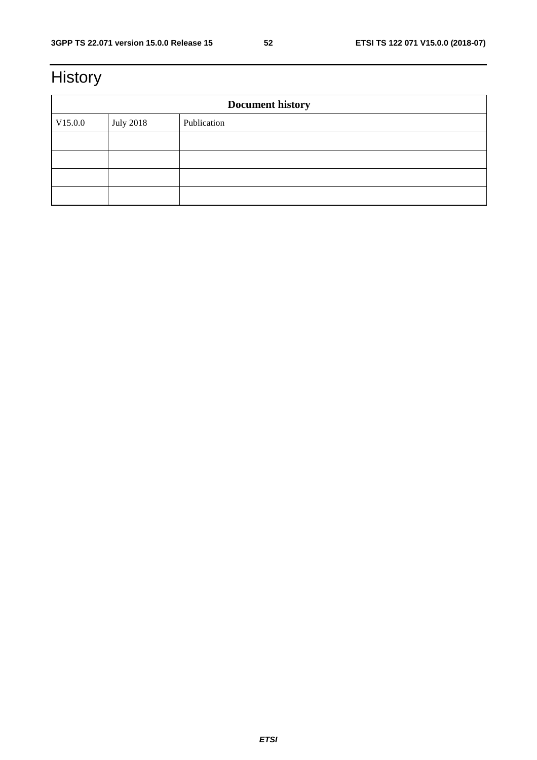# History

| Document history | | |
|---|---|---|
| V15.0.0 | July 2018 | Publication |
| | | |
| | | |
| | | |
| | | |